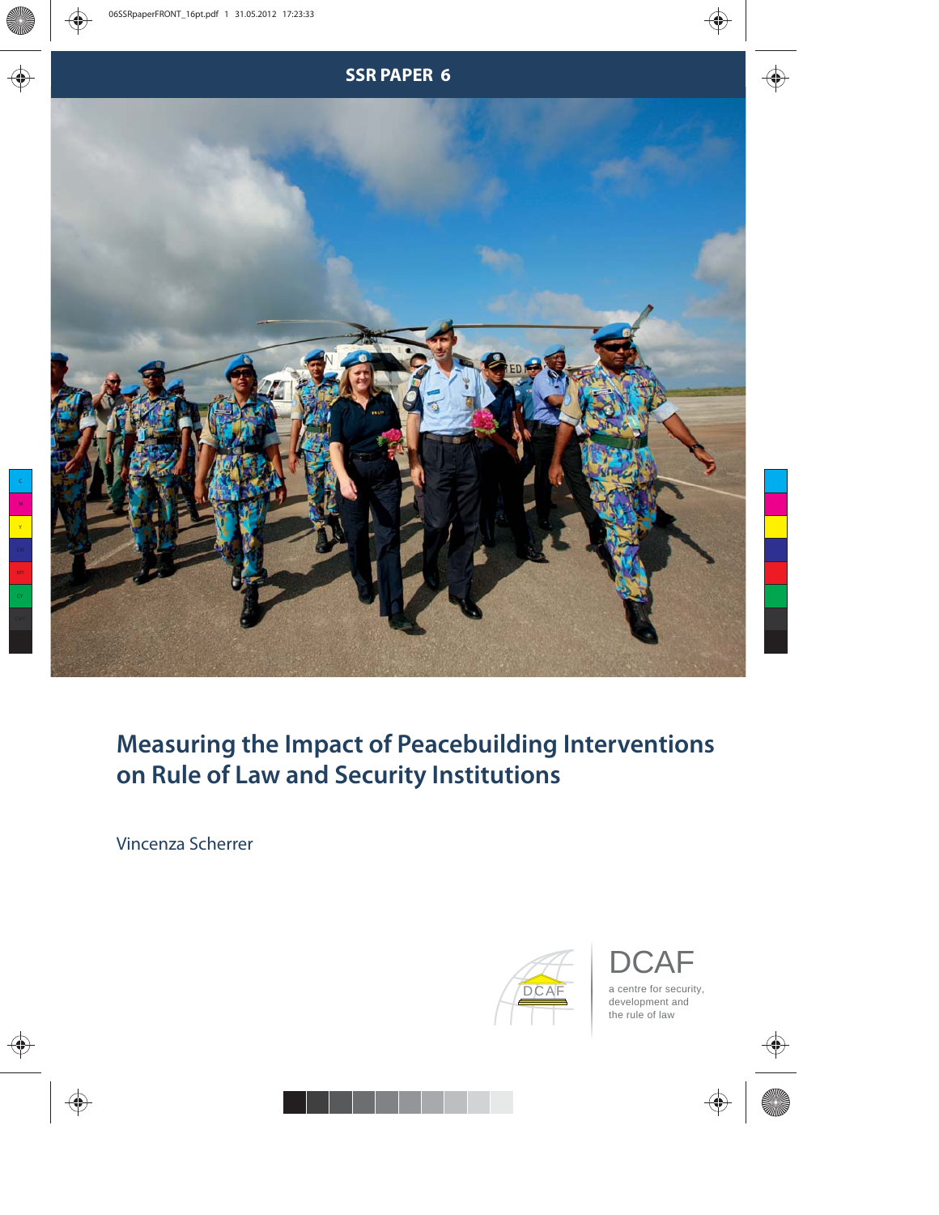SSR PAPER 6

# Measuring the Impact of Peacebuilding Interventions on Rule of Law and Security Institutions

Vincenza Scherrer

DCAF

a centre for security, development and the rule of law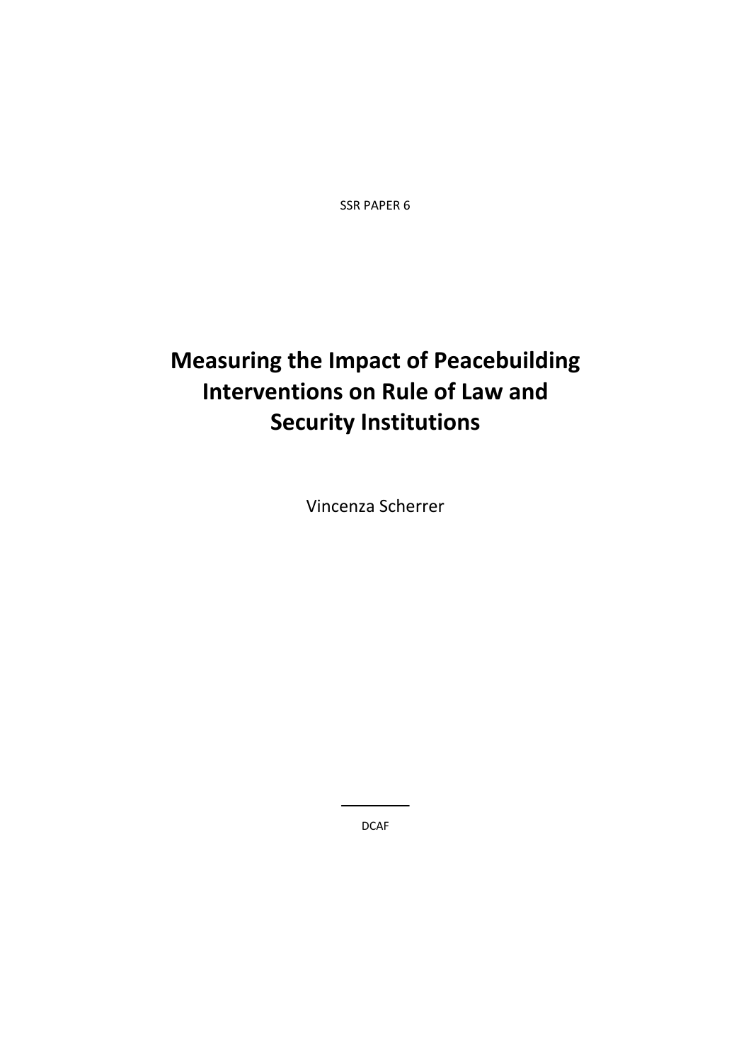SSR PAPER 6

# Measuring the Impact of Peacebuilding Interventions on Rule of Law and Security Institutions

Vincenza Scherrer

DCAF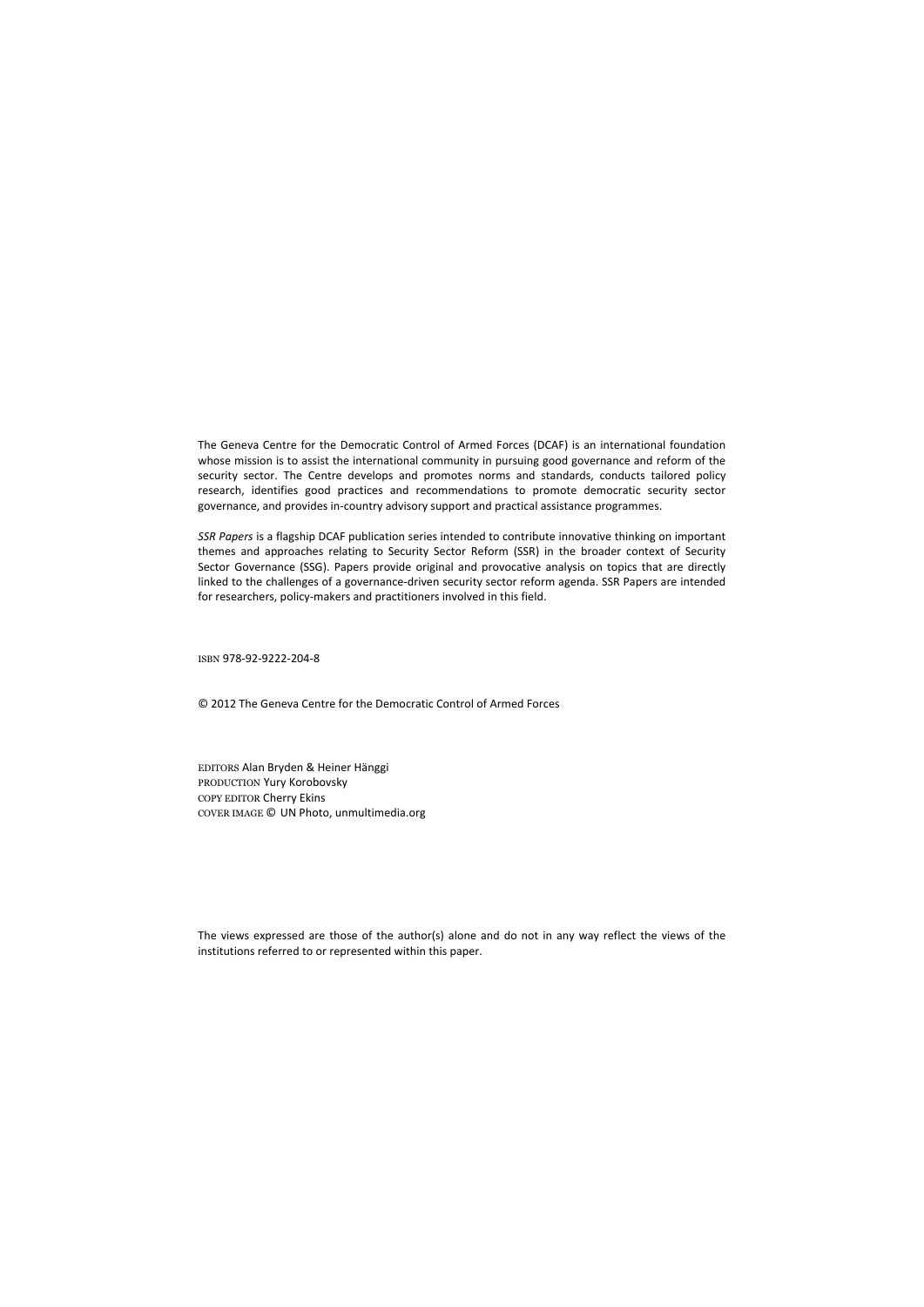The Geneva Centre for the Democratic Control of Armed Forces (DCAF) is an international foundation whose mission is to assist the international community in pursuing good governance and reform of the security sector. The Centre develops and promotes norms and standards, conducts tailored policy research, identifies good practices and recommendations to promote democratic security sector governance, and provides in-country advisory support and practical assistance programmes.

*SSR Papers* is a flagship DCAF publication series intended to contribute innovative thinking on important themes and approaches relating to Security Sector Reform (SSR) in the broader context of Security Sector Governance (SSG). Papers provide original and provocative analysis on topics that are directly linked to the challenges of a governance-driven security sector reform agenda. SSR Papers are intended for researchers, policy-makers and practitioners involved in this field.

ISBN 978-92-9222-204-8

© 2012 The Geneva Centre for the Democratic Control of Armed Forces

EDITORS Alan Bryden & Heiner Hänggi
PRODUCTION Yury Korobovsky
COPY EDITOR Cherry Ekins
COVER IMAGE © UN Photo, unmultimedia.org

The views expressed are those of the author(s) alone and do not in any way reflect the views of the institutions referred to or represented within this paper.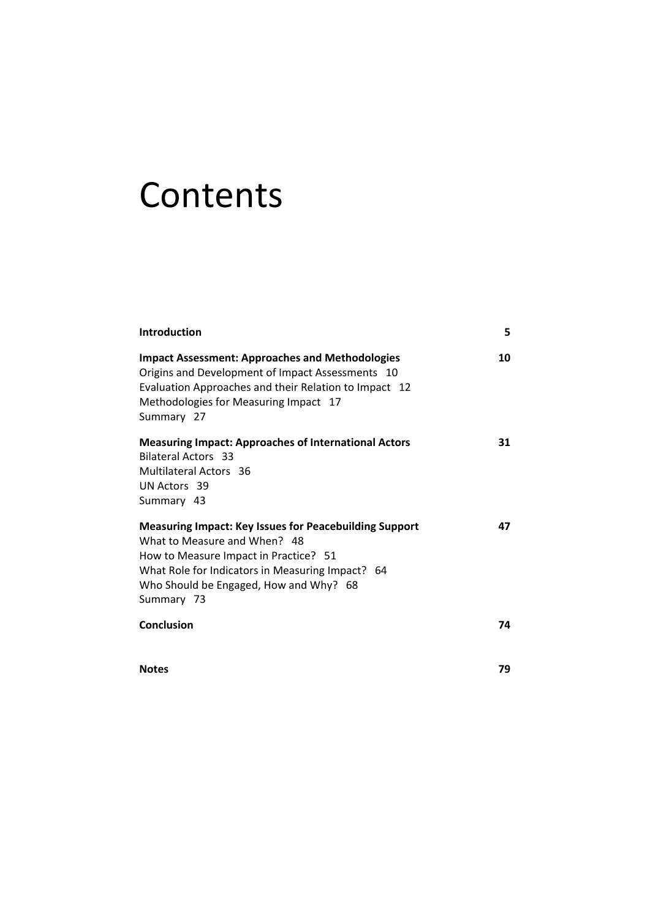# Contents

**Introduction** **5**

**Impact Assessment: Approaches and Methodologies** **10**
Origins and Development of Impact Assessments 10
Evaluation Approaches and their Relation to Impact 12
Methodologies for Measuring Impact 17
Summary 27

**Measuring Impact: Approaches of International Actors** **31**
Bilateral Actors 33
Multilateral Actors 36
UN Actors 39
Summary 43

**Measuring Impact: Key Issues for Peacebuilding Support** **47**
What to Measure and When? 48
How to Measure Impact in Practice? 51
What Role for Indicators in Measuring Impact? 64
Who Should be Engaged, How and Why? 68
Summary 73

**Conclusion** **74**

**Notes** **79**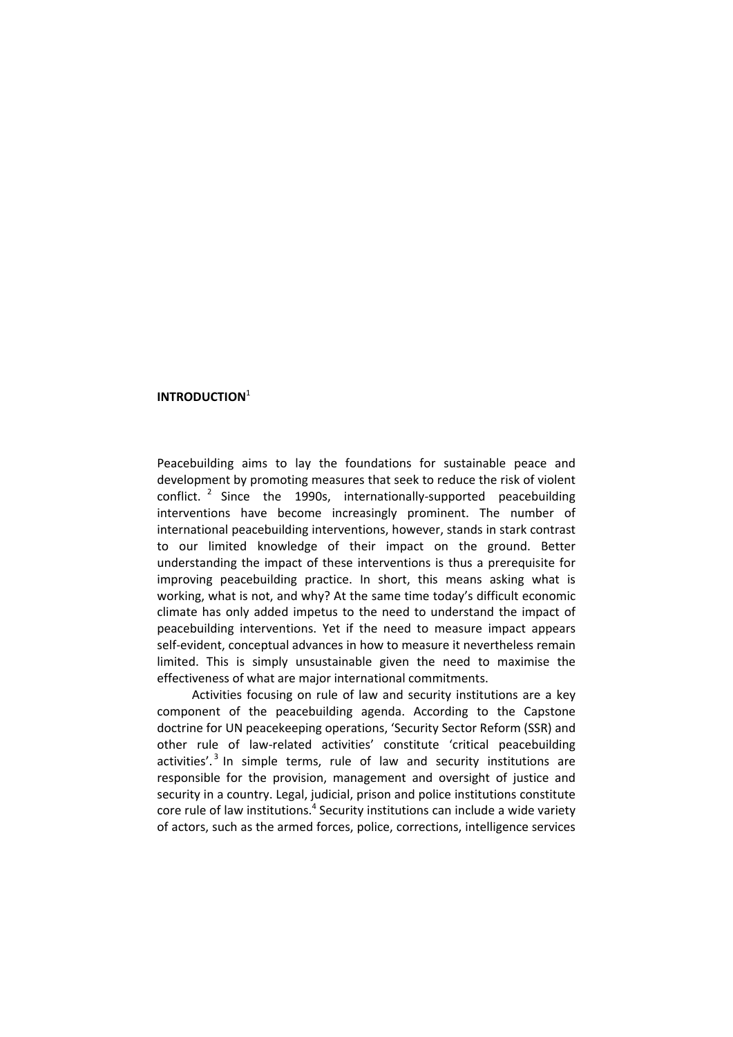# INTRODUCTION[1]

Peacebuilding aims to lay the foundations for sustainable peace and development by promoting measures that seek to reduce the risk of violent conflict.[2] Since the 1990s, internationally-supported peacebuilding interventions have become increasingly prominent. The number of international peacebuilding interventions, however, stands in stark contrast to our limited knowledge of their impact on the ground. Better understanding the impact of these interventions is thus a prerequisite for improving peacebuilding practice. In short, this means asking what is working, what is not, and why? At the same time today's difficult economic climate has only added impetus to the need to understand the impact of peacebuilding interventions. Yet if the need to measure impact appears self-evident, conceptual advances in how to measure it nevertheless remain limited. This is simply unsustainable given the need to maximise the effectiveness of what are major international commitments.

Activities focusing on rule of law and security institutions are a key component of the peacebuilding agenda. According to the Capstone doctrine for UN peacekeeping operations, 'Security Sector Reform (SSR) and other rule of law-related activities' constitute 'critical peacebuilding activities'.[3] In simple terms, rule of law and security institutions are responsible for the provision, management and oversight of justice and security in a country. Legal, judicial, prison and police institutions constitute core rule of law institutions.[4] Security institutions can include a wide variety of actors, such as the armed forces, police, corrections, intelligence services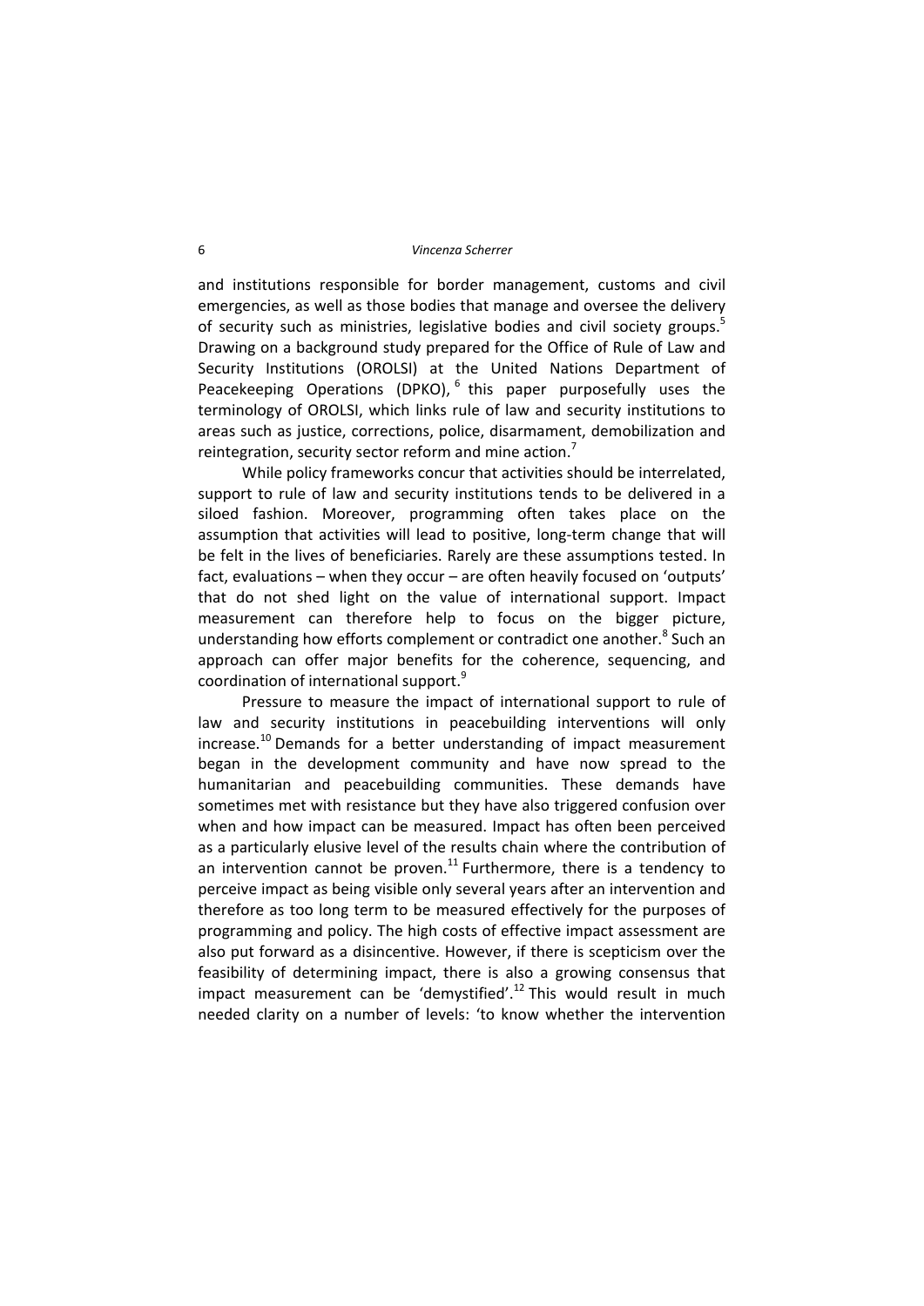and institutions responsible for border management, customs and civil emergencies, as well as those bodies that manage and oversee the delivery of security such as ministries, legislative bodies and civil society groups.[5] Drawing on a background study prepared for the Office of Rule of Law and Security Institutions (OROLSI) at the United Nations Department of Peacekeeping Operations (DPKO),[6] this paper purposefully uses the terminology of OROLSI, which links rule of law and security institutions to areas such as justice, corrections, police, disarmament, demobilization and reintegration, security sector reform and mine action.[7]

While policy frameworks concur that activities should be interrelated, support to rule of law and security institutions tends to be delivered in a siloed fashion. Moreover, programming often takes place on the assumption that activities will lead to positive, long-term change that will be felt in the lives of beneficiaries. Rarely are these assumptions tested. In fact, evaluations – when they occur – are often heavily focused on 'outputs' that do not shed light on the value of international support. Impact measurement can therefore help to focus on the bigger picture, understanding how efforts complement or contradict one another.[8] Such an approach can offer major benefits for the coherence, sequencing, and coordination of international support.[9]

Pressure to measure the impact of international support to rule of law and security institutions in peacebuilding interventions will only increase.[10] Demands for a better understanding of impact measurement began in the development community and have now spread to the humanitarian and peacebuilding communities. These demands have sometimes met with resistance but they have also triggered confusion over when and how impact can be measured. Impact has often been perceived as a particularly elusive level of the results chain where the contribution of an intervention cannot be proven.[11] Furthermore, there is a tendency to perceive impact as being visible only several years after an intervention and therefore as too long term to be measured effectively for the purposes of programming and policy. The high costs of effective impact assessment are also put forward as a disincentive. However, if there is scepticism over the feasibility of determining impact, there is also a growing consensus that impact measurement can be 'demystified'.[12] This would result in much needed clarity on a number of levels: 'to know whether the intervention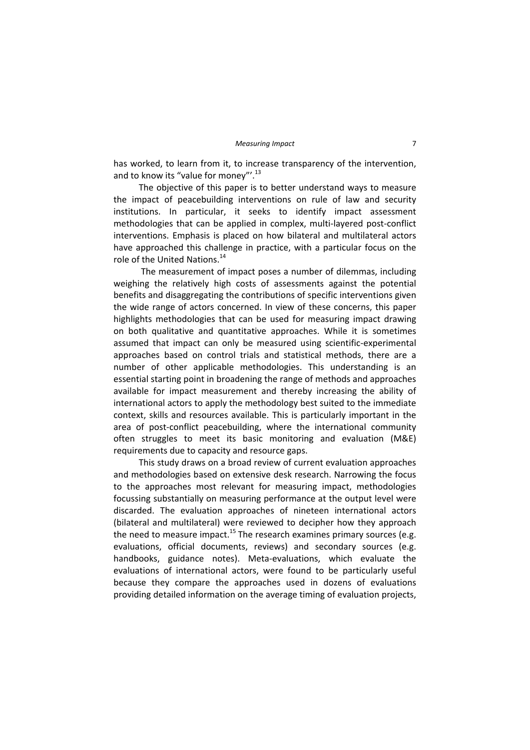has worked, to learn from it, to increase transparency of the intervention, and to know its "value for money"'.[13]

The objective of this paper is to better understand ways to measure the impact of peacebuilding interventions on rule of law and security institutions. In particular, it seeks to identify impact assessment methodologies that can be applied in complex, multi-layered post-conflict interventions. Emphasis is placed on how bilateral and multilateral actors have approached this challenge in practice, with a particular focus on the role of the United Nations.[14]

The measurement of impact poses a number of dilemmas, including weighing the relatively high costs of assessments against the potential benefits and disaggregating the contributions of specific interventions given the wide range of actors concerned. In view of these concerns, this paper highlights methodologies that can be used for measuring impact drawing on both qualitative and quantitative approaches. While it is sometimes assumed that impact can only be measured using scientific-experimental approaches based on control trials and statistical methods, there are a number of other applicable methodologies. This understanding is an essential starting point in broadening the range of methods and approaches available for impact measurement and thereby increasing the ability of international actors to apply the methodology best suited to the immediate context, skills and resources available. This is particularly important in the area of post-conflict peacebuilding, where the international community often struggles to meet its basic monitoring and evaluation (M&E) requirements due to capacity and resource gaps.

This study draws on a broad review of current evaluation approaches and methodologies based on extensive desk research. Narrowing the focus to the approaches most relevant for measuring impact, methodologies focussing substantially on measuring performance at the output level were discarded. The evaluation approaches of nineteen international actors (bilateral and multilateral) were reviewed to decipher how they approach the need to measure impact.[15] The research examines primary sources (e.g. evaluations, official documents, reviews) and secondary sources (e.g. handbooks, guidance notes). Meta-evaluations, which evaluate the evaluations of international actors, were found to be particularly useful because they compare the approaches used in dozens of evaluations providing detailed information on the average timing of evaluation projects,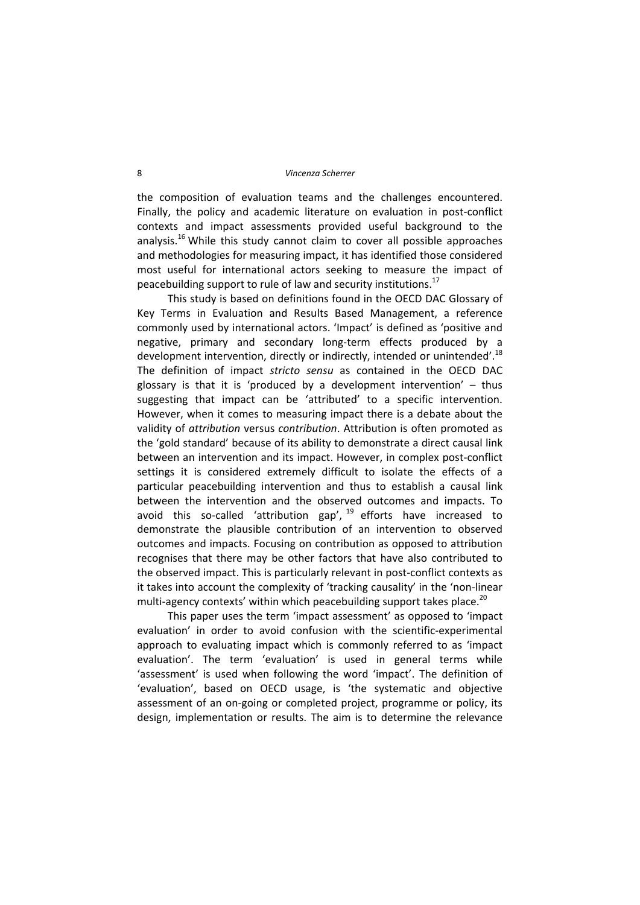the composition of evaluation teams and the challenges encountered. Finally, the policy and academic literature on evaluation in post-conflict contexts and impact assessments provided useful background to the analysis.[16] While this study cannot claim to cover all possible approaches and methodologies for measuring impact, it has identified those considered most useful for international actors seeking to measure the impact of peacebuilding support to rule of law and security institutions.[17]

This study is based on definitions found in the OECD DAC Glossary of Key Terms in Evaluation and Results Based Management, a reference commonly used by international actors. 'Impact' is defined as 'positive and negative, primary and secondary long-term effects produced by a development intervention, directly or indirectly, intended or unintended'.[18] The definition of impact *stricto sensu* as contained in the OECD DAC glossary is that it is 'produced by a development intervention' – thus suggesting that impact can be 'attributed' to a specific intervention. However, when it comes to measuring impact there is a debate about the validity of *attribution* versus *contribution*. Attribution is often promoted as the 'gold standard' because of its ability to demonstrate a direct causal link between an intervention and its impact. However, in complex post-conflict settings it is considered extremely difficult to isolate the effects of a particular peacebuilding intervention and thus to establish a causal link between the intervention and the observed outcomes and impacts. To avoid this so-called 'attribution gap', [19] efforts have increased to demonstrate the plausible contribution of an intervention to observed outcomes and impacts. Focusing on contribution as opposed to attribution recognises that there may be other factors that have also contributed to the observed impact. This is particularly relevant in post-conflict contexts as it takes into account the complexity of 'tracking causality' in the 'non-linear multi-agency contexts' within which peacebuilding support takes place.[20]

This paper uses the term 'impact assessment' as opposed to 'impact evaluation' in order to avoid confusion with the scientific-experimental approach to evaluating impact which is commonly referred to as 'impact evaluation'. The term 'evaluation' is used in general terms while 'assessment' is used when following the word 'impact'. The definition of 'evaluation', based on OECD usage, is 'the systematic and objective assessment of an on-going or completed project, programme or policy, its design, implementation or results. The aim is to determine the relevance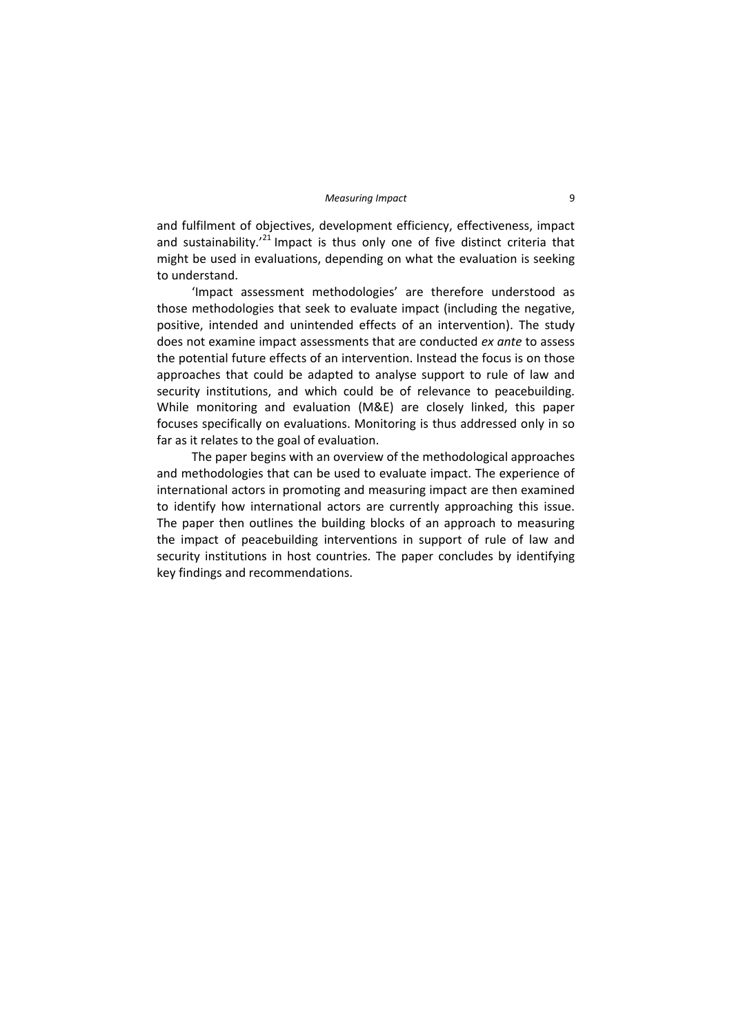and fulfilment of objectives, development efficiency, effectiveness, impact and sustainability.'[21] Impact is thus only one of five distinct criteria that might be used in evaluations, depending on what the evaluation is seeking to understand.

'Impact assessment methodologies' are therefore understood as those methodologies that seek to evaluate impact (including the negative, positive, intended and unintended effects of an intervention). The study does not examine impact assessments that are conducted *ex ante* to assess the potential future effects of an intervention. Instead the focus is on those approaches that could be adapted to analyse support to rule of law and security institutions, and which could be of relevance to peacebuilding. While monitoring and evaluation (M&E) are closely linked, this paper focuses specifically on evaluations. Monitoring is thus addressed only in so far as it relates to the goal of evaluation.

The paper begins with an overview of the methodological approaches and methodologies that can be used to evaluate impact. The experience of international actors in promoting and measuring impact are then examined to identify how international actors are currently approaching this issue. The paper then outlines the building blocks of an approach to measuring the impact of peacebuilding interventions in support of rule of law and security institutions in host countries. The paper concludes by identifying key findings and recommendations.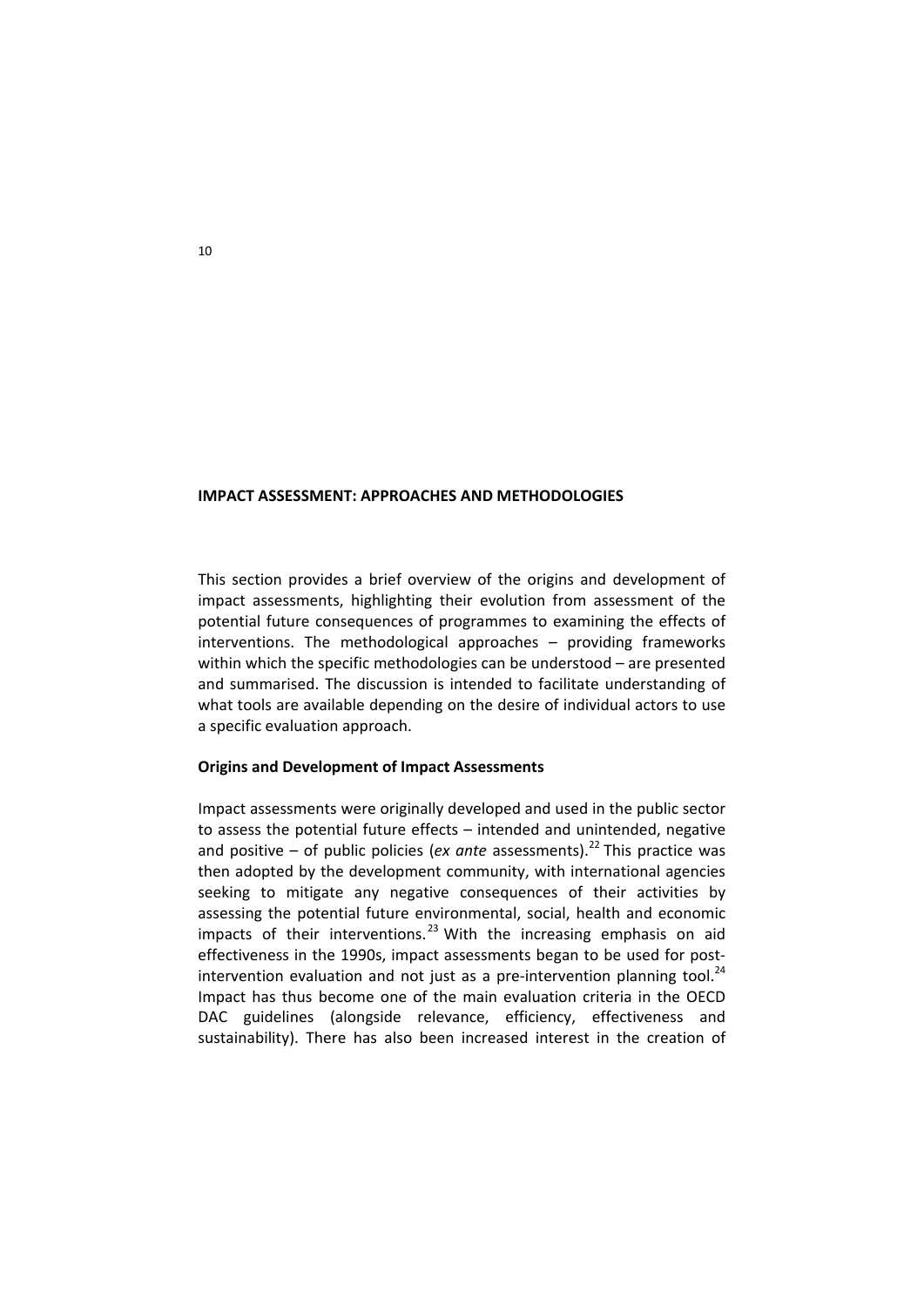## IMPACT ASSESSMENT: APPROACHES AND METHODOLOGIES

This section provides a brief overview of the origins and development of impact assessments, highlighting their evolution from assessment of the potential future consequences of programmes to examining the effects of interventions. The methodological approaches – providing frameworks within which the specific methodologies can be understood – are presented and summarised. The discussion is intended to facilitate understanding of what tools are available depending on the desire of individual actors to use a specific evaluation approach.

### Origins and Development of Impact Assessments

Impact assessments were originally developed and used in the public sector to assess the potential future effects – intended and unintended, negative and positive – of public policies (*ex ante* assessments).[22] This practice was then adopted by the development community, with international agencies seeking to mitigate any negative consequences of their activities by assessing the potential future environmental, social, health and economic impacts of their interventions.[23] With the increasing emphasis on aid effectiveness in the 1990s, impact assessments began to be used for post-intervention evaluation and not just as a pre-intervention planning tool.[24] Impact has thus become one of the main evaluation criteria in the OECD DAC guidelines (alongside relevance, efficiency, effectiveness and sustainability). There has also been increased interest in the creation of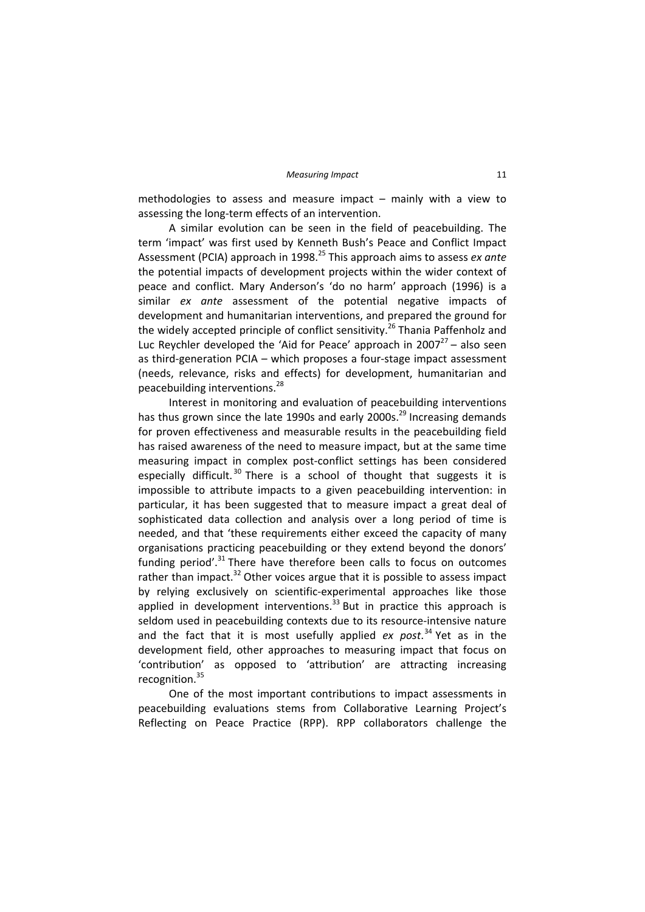methodologies to assess and measure impact – mainly with a view to assessing the long-term effects of an intervention.

A similar evolution can be seen in the field of peacebuilding. The term 'impact' was first used by Kenneth Bush's Peace and Conflict Impact Assessment (PCIA) approach in 1998.[25] This approach aims to assess *ex ante* the potential impacts of development projects within the wider context of peace and conflict. Mary Anderson's 'do no harm' approach (1996) is a similar *ex ante* assessment of the potential negative impacts of development and humanitarian interventions, and prepared the ground for the widely accepted principle of conflict sensitivity.[26] Thania Paffenholz and Luc Reychler developed the 'Aid for Peace' approach in 2007[27] – also seen as third-generation PCIA – which proposes a four-stage impact assessment (needs, relevance, risks and effects) for development, humanitarian and peacebuilding interventions.[28]

Interest in monitoring and evaluation of peacebuilding interventions has thus grown since the late 1990s and early 2000s.[29] Increasing demands for proven effectiveness and measurable results in the peacebuilding field has raised awareness of the need to measure impact, but at the same time measuring impact in complex post-conflict settings has been considered especially difficult.[30] There is a school of thought that suggests it is impossible to attribute impacts to a given peacebuilding intervention: in particular, it has been suggested that to measure impact a great deal of sophisticated data collection and analysis over a long period of time is needed, and that 'these requirements either exceed the capacity of many organisations practicing peacebuilding or they extend beyond the donors' funding period'.[31] There have therefore been calls to focus on outcomes rather than impact.[32] Other voices argue that it is possible to assess impact by relying exclusively on scientific-experimental approaches like those applied in development interventions.[33] But in practice this approach is seldom used in peacebuilding contexts due to its resource-intensive nature and the fact that it is most usefully applied *ex post*.[34] Yet as in the development field, other approaches to measuring impact that focus on 'contribution' as opposed to 'attribution' are attracting increasing recognition.[35]

One of the most important contributions to impact assessments in peacebuilding evaluations stems from Collaborative Learning Project's Reflecting on Peace Practice (RPP). RPP collaborators challenge the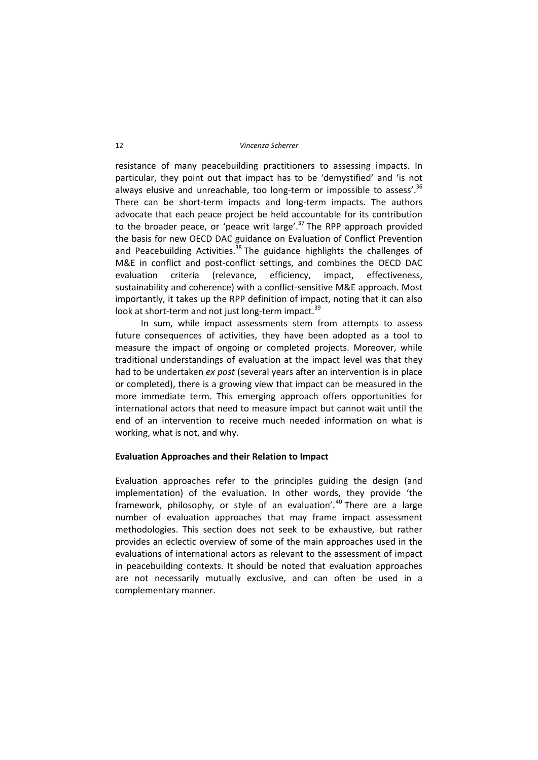resistance of many peacebuilding practitioners to assessing impacts. In particular, they point out that impact has to be 'demystified' and 'is not always elusive and unreachable, too long-term or impossible to assess'.[36] There can be short-term impacts and long-term impacts. The authors advocate that each peace project be held accountable for its contribution to the broader peace, or 'peace writ large'.[37] The RPP approach provided the basis for new OECD DAC guidance on Evaluation of Conflict Prevention and Peacebuilding Activities.[38] The guidance highlights the challenges of M&E in conflict and post-conflict settings, and combines the OECD DAC evaluation criteria (relevance, efficiency, impact, effectiveness, sustainability and coherence) with a conflict-sensitive M&E approach. Most importantly, it takes up the RPP definition of impact, noting that it can also look at short-term and not just long-term impact.[39]

In sum, while impact assessments stem from attempts to assess future consequences of activities, they have been adopted as a tool to measure the impact of ongoing or completed projects. Moreover, while traditional understandings of evaluation at the impact level was that they had to be undertaken *ex post* (several years after an intervention is in place or completed), there is a growing view that impact can be measured in the more immediate term. This emerging approach offers opportunities for international actors that need to measure impact but cannot wait until the end of an intervention to receive much needed information on what is working, what is not, and why.

**Evaluation Approaches and their Relation to Impact**

Evaluation approaches refer to the principles guiding the design (and implementation) of the evaluation. In other words, they provide 'the framework, philosophy, or style of an evaluation'.[40] There are a large number of evaluation approaches that may frame impact assessment methodologies. This section does not seek to be exhaustive, but rather provides an eclectic overview of some of the main approaches used in the evaluations of international actors as relevant to the assessment of impact in peacebuilding contexts. It should be noted that evaluation approaches are not necessarily mutually exclusive, and can often be used in a complementary manner.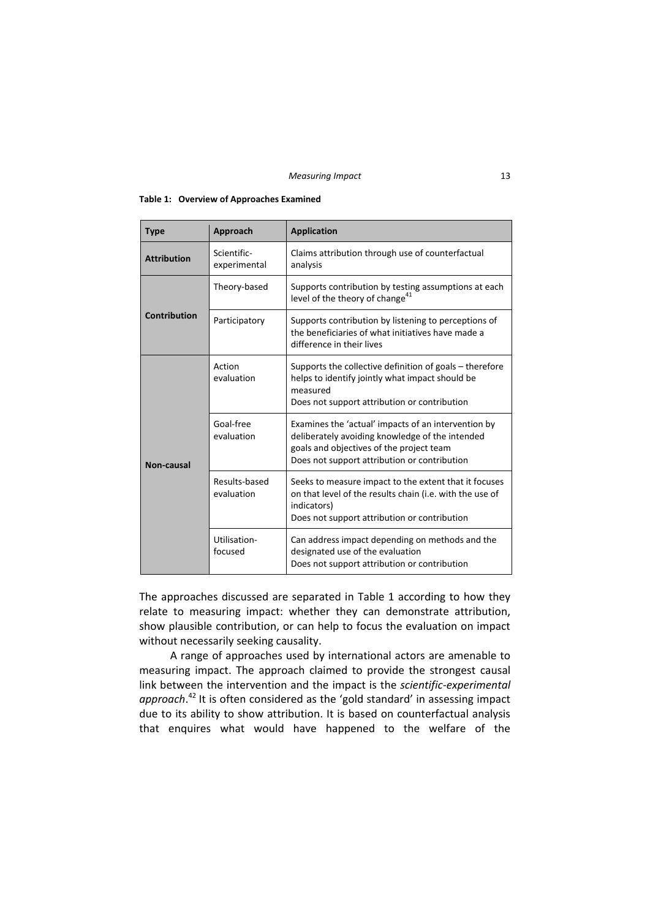**Table 1: Overview of Approaches Examined**

| Type | Approach | Application |
| --- | --- | --- |
| **Attribution** | Scientific-experimental | Claims attribution through use of counterfactual analysis |
| **Contribution** | Theory-based | Supports contribution by testing assumptions at each level of the theory of change[41] |
| | Participatory | Supports contribution by listening to perceptions of the beneficiaries of what initiatives have made a difference in their lives |
| **Non-causal** | Action evaluation | Supports the collective definition of goals – therefore helps to identify jointly what impact should be measured<br>Does not support attribution or contribution |
| | Goal-free evaluation | Examines the 'actual' impacts of an intervention by deliberately avoiding knowledge of the intended goals and objectives of the project team<br>Does not support attribution or contribution |
| | Results-based evaluation | Seeks to measure impact to the extent that it focuses on that level of the results chain (i.e. with the use of indicators)<br>Does not support attribution or contribution |
| | Utilisation-focused | Can address impact depending on methods and the designated use of the evaluation<br>Does not support attribution or contribution |

The approaches discussed are separated in Table 1 according to how they relate to measuring impact: whether they can demonstrate attribution, show plausible contribution, or can help to focus the evaluation on impact without necessarily seeking causality.

A range of approaches used by international actors are amenable to measuring impact. The approach claimed to provide the strongest causal link between the intervention and the impact is the *scientific-experimental approach*.[42] It is often considered as the 'gold standard' in assessing impact due to its ability to show attribution. It is based on counterfactual analysis that enquires what would have happened to the welfare of the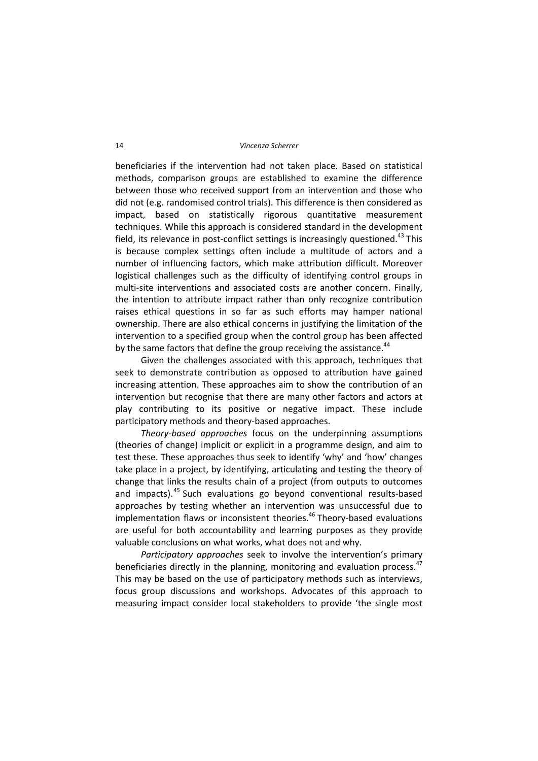beneficiaries if the intervention had not taken place. Based on statistical methods, comparison groups are established to examine the difference between those who received support from an intervention and those who did not (e.g. randomised control trials). This difference is then considered as impact, based on statistically rigorous quantitative measurement techniques. While this approach is considered standard in the development field, its relevance in post-conflict settings is increasingly questioned.[43] This is because complex settings often include a multitude of actors and a number of influencing factors, which make attribution difficult. Moreover logistical challenges such as the difficulty of identifying control groups in multi-site interventions and associated costs are another concern. Finally, the intention to attribute impact rather than only recognize contribution raises ethical questions in so far as such efforts may hamper national ownership. There are also ethical concerns in justifying the limitation of the intervention to a specified group when the control group has been affected by the same factors that define the group receiving the assistance.[44]

Given the challenges associated with this approach, techniques that seek to demonstrate contribution as opposed to attribution have gained increasing attention. These approaches aim to show the contribution of an intervention but recognise that there are many other factors and actors at play contributing to its positive or negative impact. These include participatory methods and theory-based approaches.

*Theory-based approaches* focus on the underpinning assumptions (theories of change) implicit or explicit in a programme design, and aim to test these. These approaches thus seek to identify 'why' and 'how' changes take place in a project, by identifying, articulating and testing the theory of change that links the results chain of a project (from outputs to outcomes and impacts).[45] Such evaluations go beyond conventional results-based approaches by testing whether an intervention was unsuccessful due to implementation flaws or inconsistent theories.[46] Theory-based evaluations are useful for both accountability and learning purposes as they provide valuable conclusions on what works, what does not and why.

*Participatory approaches* seek to involve the intervention's primary beneficiaries directly in the planning, monitoring and evaluation process.[47] This may be based on the use of participatory methods such as interviews, focus group discussions and workshops. Advocates of this approach to measuring impact consider local stakeholders to provide 'the single most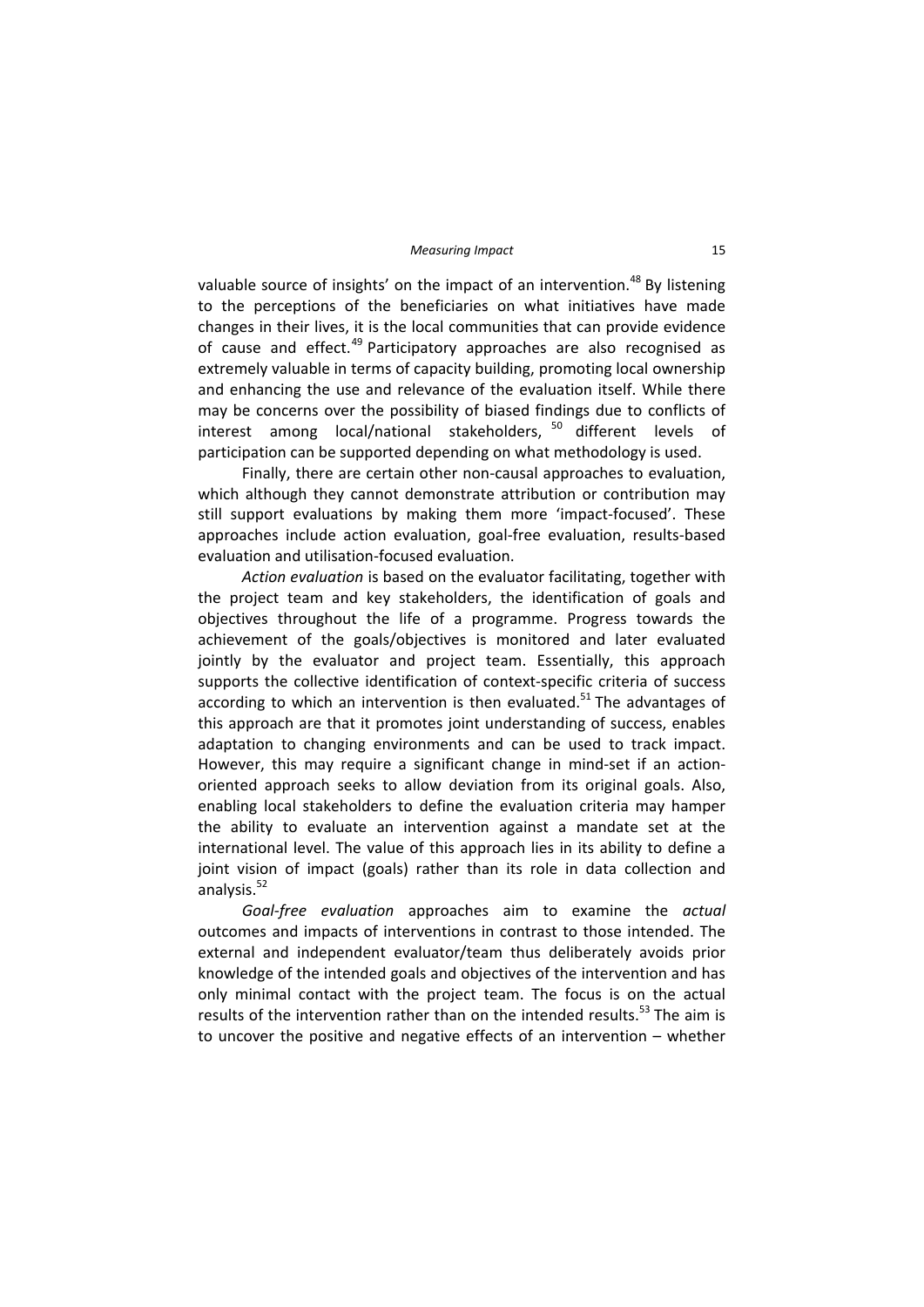valuable source of insights' on the impact of an intervention.[48] By listening to the perceptions of the beneficiaries on what initiatives have made changes in their lives, it is the local communities that can provide evidence of cause and effect.[49] Participatory approaches are also recognised as extremely valuable in terms of capacity building, promoting local ownership and enhancing the use and relevance of the evaluation itself. While there may be concerns over the possibility of biased findings due to conflicts of interest among local/national stakeholders,[50] different levels of participation can be supported depending on what methodology is used.

Finally, there are certain other non-causal approaches to evaluation, which although they cannot demonstrate attribution or contribution may still support evaluations by making them more 'impact-focused'. These approaches include action evaluation, goal-free evaluation, results-based evaluation and utilisation-focused evaluation.

*Action evaluation* is based on the evaluator facilitating, together with the project team and key stakeholders, the identification of goals and objectives throughout the life of a programme. Progress towards the achievement of the goals/objectives is monitored and later evaluated jointly by the evaluator and project team. Essentially, this approach supports the collective identification of context-specific criteria of success according to which an intervention is then evaluated.[51] The advantages of this approach are that it promotes joint understanding of success, enables adaptation to changing environments and can be used to track impact. However, this may require a significant change in mind-set if an action-oriented approach seeks to allow deviation from its original goals. Also, enabling local stakeholders to define the evaluation criteria may hamper the ability to evaluate an intervention against a mandate set at the international level. The value of this approach lies in its ability to define a joint vision of impact (goals) rather than its role in data collection and analysis.[52]

*Goal-free evaluation* approaches aim to examine the *actual* outcomes and impacts of interventions in contrast to those intended. The external and independent evaluator/team thus deliberately avoids prior knowledge of the intended goals and objectives of the intervention and has only minimal contact with the project team. The focus is on the actual results of the intervention rather than on the intended results.[53] The aim is to uncover the positive and negative effects of an intervention – whether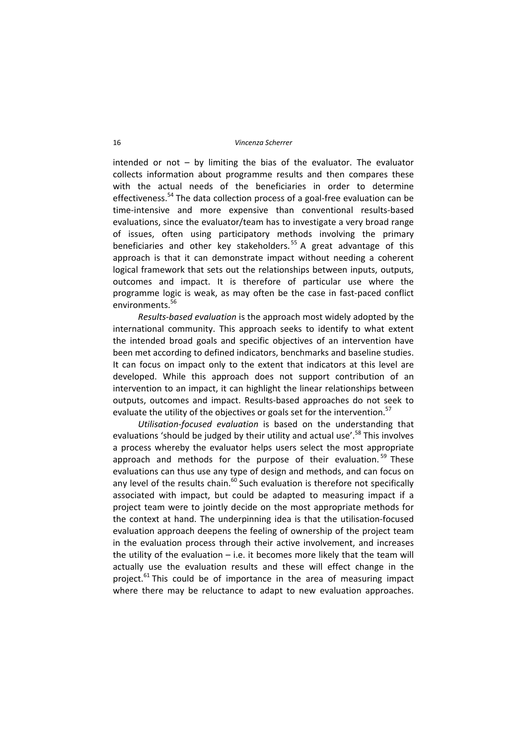intended or not – by limiting the bias of the evaluator. The evaluator collects information about programme results and then compares these with the actual needs of the beneficiaries in order to determine effectiveness.[54] The data collection process of a goal-free evaluation can be time-intensive and more expensive than conventional results-based evaluations, since the evaluator/team has to investigate a very broad range of issues, often using participatory methods involving the primary beneficiaries and other key stakeholders.[55] A great advantage of this approach is that it can demonstrate impact without needing a coherent logical framework that sets out the relationships between inputs, outputs, outcomes and impact. It is therefore of particular use where the programme logic is weak, as may often be the case in fast-paced conflict environments.[56]

*Results-based evaluation* is the approach most widely adopted by the international community. This approach seeks to identify to what extent the intended broad goals and specific objectives of an intervention have been met according to defined indicators, benchmarks and baseline studies. It can focus on impact only to the extent that indicators at this level are developed. While this approach does not support contribution of an intervention to an impact, it can highlight the linear relationships between outputs, outcomes and impact. Results-based approaches do not seek to evaluate the utility of the objectives or goals set for the intervention.[57]

*Utilisation-focused evaluation* is based on the understanding that evaluations 'should be judged by their utility and actual use'.[58] This involves a process whereby the evaluator helps users select the most appropriate approach and methods for the purpose of their evaluation.[59] These evaluations can thus use any type of design and methods, and can focus on any level of the results chain.[60] Such evaluation is therefore not specifically associated with impact, but could be adapted to measuring impact if a project team were to jointly decide on the most appropriate methods for the context at hand. The underpinning idea is that the utilisation-focused evaluation approach deepens the feeling of ownership of the project team in the evaluation process through their active involvement, and increases the utility of the evaluation – i.e. it becomes more likely that the team will actually use the evaluation results and these will effect change in the project.[61] This could be of importance in the area of measuring impact where there may be reluctance to adapt to new evaluation approaches.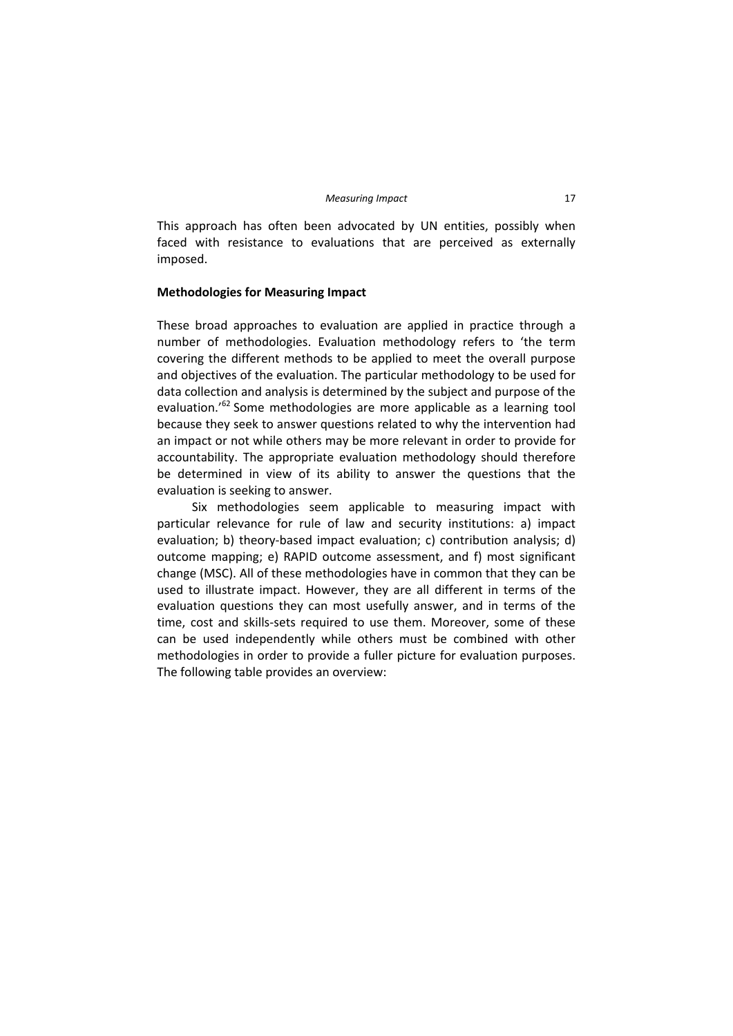This approach has often been advocated by UN entities, possibly when faced with resistance to evaluations that are perceived as externally imposed.

**Methodologies for Measuring Impact**

These broad approaches to evaluation are applied in practice through a number of methodologies. Evaluation methodology refers to 'the term covering the different methods to be applied to meet the overall purpose and objectives of the evaluation. The particular methodology to be used for data collection and analysis is determined by the subject and purpose of the evaluation.'[62] Some methodologies are more applicable as a learning tool because they seek to answer questions related to why the intervention had an impact or not while others may be more relevant in order to provide for accountability. The appropriate evaluation methodology should therefore be determined in view of its ability to answer the questions that the evaluation is seeking to answer.

Six methodologies seem applicable to measuring impact with particular relevance for rule of law and security institutions: a) impact evaluation; b) theory-based impact evaluation; c) contribution analysis; d) outcome mapping; e) RAPID outcome assessment, and f) most significant change (MSC). All of these methodologies have in common that they can be used to illustrate impact. However, they are all different in terms of the evaluation questions they can most usefully answer, and in terms of the time, cost and skills-sets required to use them. Moreover, some of these can be used independently while others must be combined with other methodologies in order to provide a fuller picture for evaluation purposes. The following table provides an overview: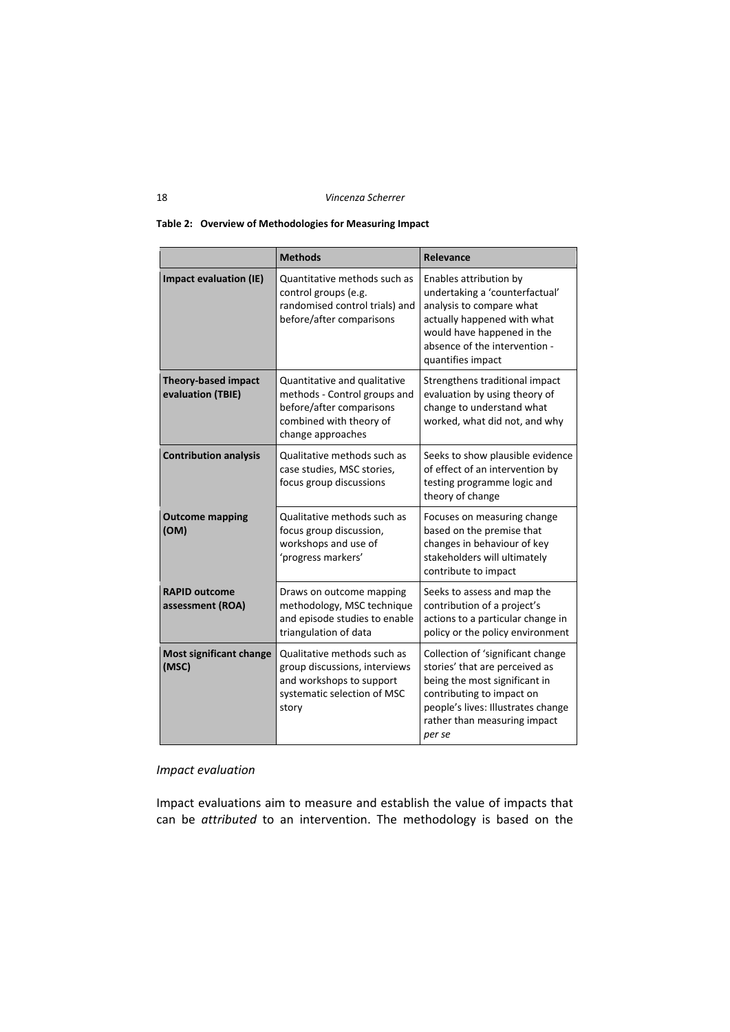**Table 2: Overview of Methodologies for Measuring Impact**

| | Methods | Relevance |
|---|---|---|
| **Impact evaluation (IE)** | Quantitative methods such as control groups (e.g. randomised control trials) and before/after comparisons | Enables attribution by undertaking a 'counterfactual' analysis to compare what actually happened with what would have happened in the absence of the intervention - quantifies impact |
| **Theory-based impact evaluation (TBIE)** | Quantitative and qualitative methods - Control groups and before/after comparisons combined with theory of change approaches | Strengthens traditional impact evaluation by using theory of change to understand what worked, what did not, and why |
| **Contribution analysis** | Qualitative methods such as case studies, MSC stories, focus group discussions | Seeks to show plausible evidence of effect of an intervention by testing programme logic and theory of change |
| **Outcome mapping (OM)** | Qualitative methods such as focus group discussion, workshops and use of 'progress markers' | Focuses on measuring change based on the premise that changes in behaviour of key stakeholders will ultimately contribute to impact |
| **RAPID outcome assessment (ROA)** | Draws on outcome mapping methodology, MSC technique and episode studies to enable triangulation of data | Seeks to assess and map the contribution of a project's actions to a particular change in policy or the policy environment |
| **Most significant change (MSC)** | Qualitative methods such as group discussions, interviews and workshops to support systematic selection of MSC story | Collection of 'significant change stories' that are perceived as being the most significant in contributing to impact on people's lives: Illustrates change rather than measuring impact *per se* |

*Impact evaluation*

Impact evaluations aim to measure and establish the value of impacts that can be *attributed* to an intervention. The methodology is based on the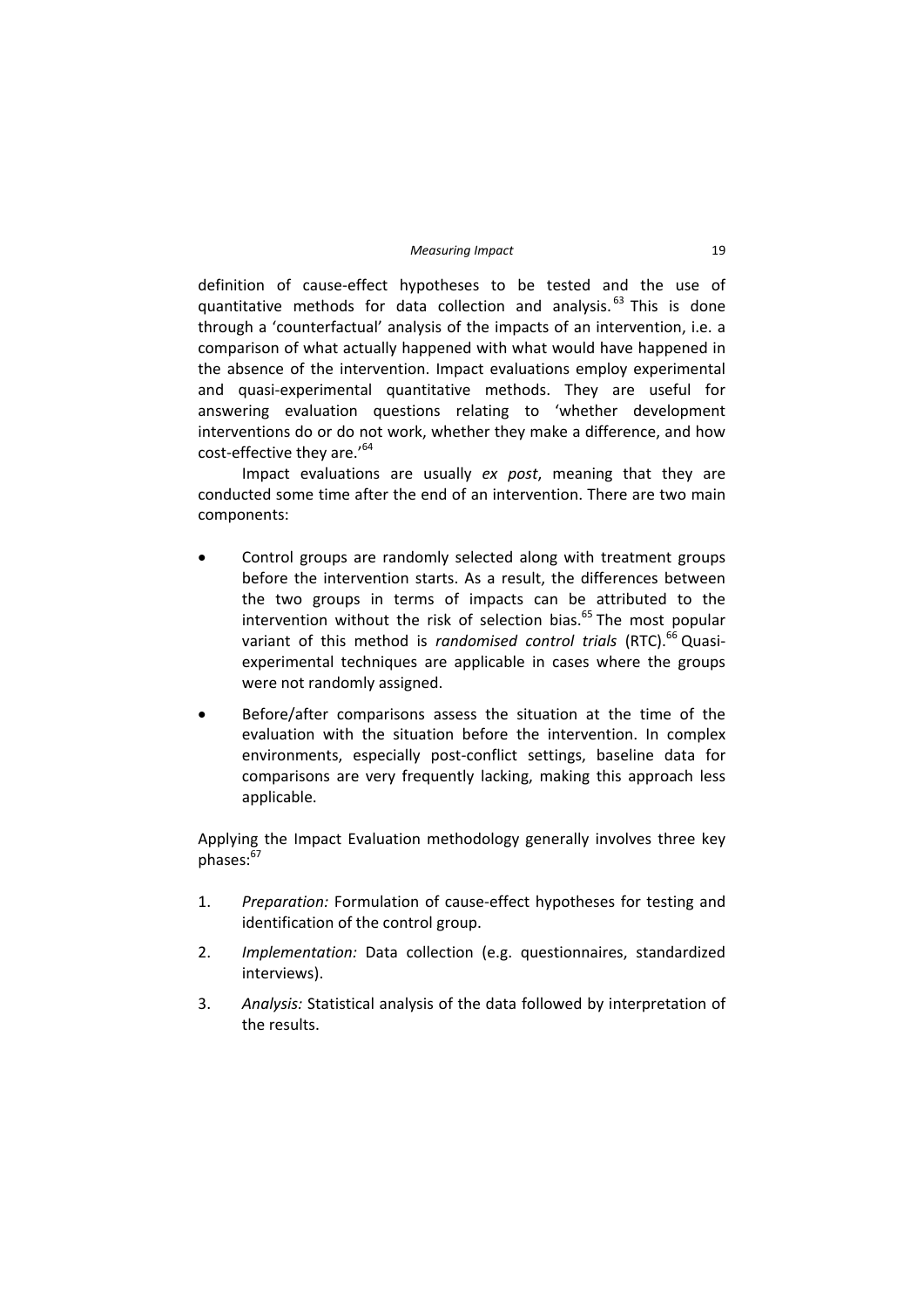definition of cause-effect hypotheses to be tested and the use of quantitative methods for data collection and analysis.[63] This is done through a 'counterfactual' analysis of the impacts of an intervention, i.e. a comparison of what actually happened with what would have happened in the absence of the intervention. Impact evaluations employ experimental and quasi-experimental quantitative methods. They are useful for answering evaluation questions relating to 'whether development interventions do or do not work, whether they make a difference, and how cost-effective they are.'[64]

Impact evaluations are usually *ex post*, meaning that they are conducted some time after the end of an intervention. There are two main components:

- Control groups are randomly selected along with treatment groups before the intervention starts. As a result, the differences between the two groups in terms of impacts can be attributed to the intervention without the risk of selection bias.[65] The most popular variant of this method is *randomised control trials* (RTC).[66] Quasi-experimental techniques are applicable in cases where the groups were not randomly assigned.
- Before/after comparisons assess the situation at the time of the evaluation with the situation before the intervention. In complex environments, especially post-conflict settings, baseline data for comparisons are very frequently lacking, making this approach less applicable.

Applying the Impact Evaluation methodology generally involves three key phases:[67]

1. *Preparation:* Formulation of cause-effect hypotheses for testing and identification of the control group.
2. *Implementation:* Data collection (e.g. questionnaires, standardized interviews).
3. *Analysis:* Statistical analysis of the data followed by interpretation of the results.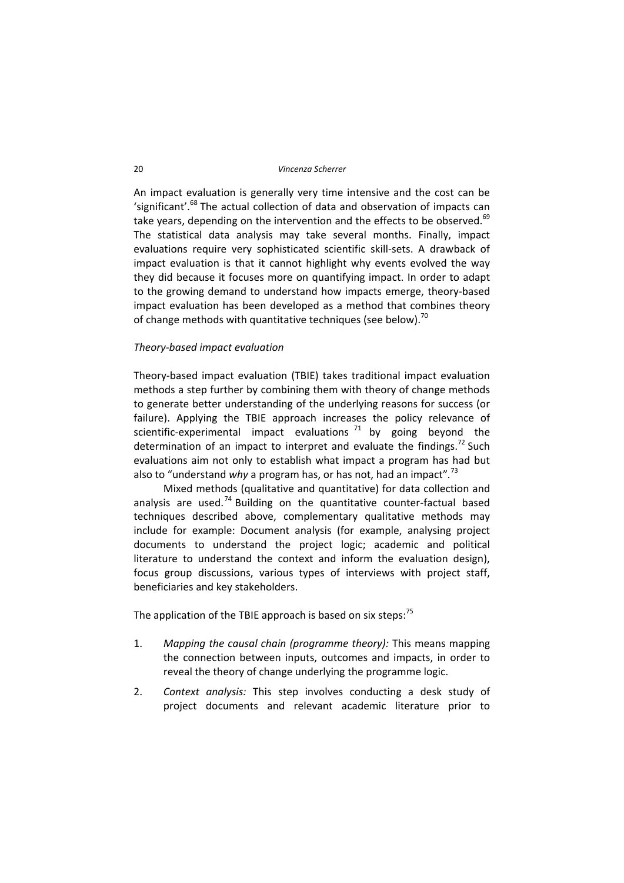An impact evaluation is generally very time intensive and the cost can be 'significant'.[68] The actual collection of data and observation of impacts can take years, depending on the intervention and the effects to be observed.[69] The statistical data analysis may take several months. Finally, impact evaluations require very sophisticated scientific skill-sets. A drawback of impact evaluation is that it cannot highlight why events evolved the way they did because it focuses more on quantifying impact. In order to adapt to the growing demand to understand how impacts emerge, theory-based impact evaluation has been developed as a method that combines theory of change methods with quantitative techniques (see below).[70]

*Theory-based impact evaluation*

Theory-based impact evaluation (TBIE) takes traditional impact evaluation methods a step further by combining them with theory of change methods to generate better understanding of the underlying reasons for success (or failure). Applying the TBIE approach increases the policy relevance of scientific-experimental impact evaluations [71] by going beyond the determination of an impact to interpret and evaluate the findings.[72] Such evaluations aim not only to establish what impact a program has had but also to "understand *why* a program has, or has not, had an impact".[73]

Mixed methods (qualitative and quantitative) for data collection and analysis are used.[74] Building on the quantitative counter-factual based techniques described above, complementary qualitative methods may include for example: Document analysis (for example, analysing project documents to understand the project logic; academic and political literature to understand the context and inform the evaluation design), focus group discussions, various types of interviews with project staff, beneficiaries and key stakeholders.

The application of the TBIE approach is based on six steps:[75]

1. *Mapping the causal chain (programme theory):* This means mapping the connection between inputs, outcomes and impacts, in order to reveal the theory of change underlying the programme logic.
2. *Context analysis:* This step involves conducting a desk study of project documents and relevant academic literature prior to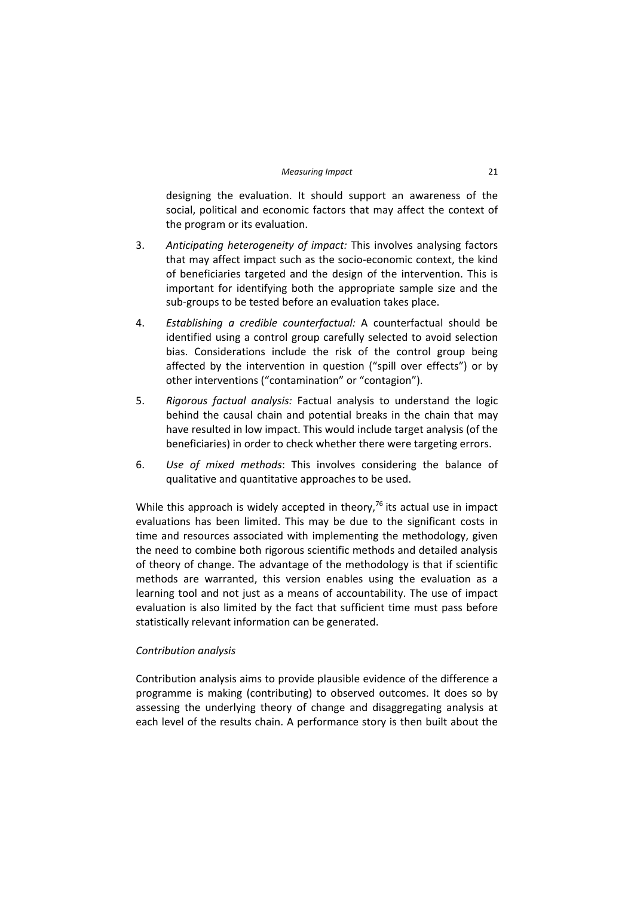designing the evaluation. It should support an awareness of the social, political and economic factors that may affect the context of the program or its evaluation.

3. *Anticipating heterogeneity of impact:* This involves analysing factors that may affect impact such as the socio-economic context, the kind of beneficiaries targeted and the design of the intervention. This is important for identifying both the appropriate sample size and the sub-groups to be tested before an evaluation takes place.

4. *Establishing a credible counterfactual:* A counterfactual should be identified using a control group carefully selected to avoid selection bias. Considerations include the risk of the control group being affected by the intervention in question ("spill over effects") or by other interventions ("contamination" or "contagion").

5. *Rigorous factual analysis:* Factual analysis to understand the logic behind the causal chain and potential breaks in the chain that may have resulted in low impact. This would include target analysis (of the beneficiaries) in order to check whether there were targeting errors.

6. *Use of mixed methods*: This involves considering the balance of qualitative and quantitative approaches to be used.

While this approach is widely accepted in theory,[76] its actual use in impact evaluations has been limited. This may be due to the significant costs in time and resources associated with implementing the methodology, given the need to combine both rigorous scientific methods and detailed analysis of theory of change. The advantage of the methodology is that if scientific methods are warranted, this version enables using the evaluation as a learning tool and not just as a means of accountability. The use of impact evaluation is also limited by the fact that sufficient time must pass before statistically relevant information can be generated.

*Contribution analysis*

Contribution analysis aims to provide plausible evidence of the difference a programme is making (contributing) to observed outcomes. It does so by assessing the underlying theory of change and disaggregating analysis at each level of the results chain. A performance story is then built about the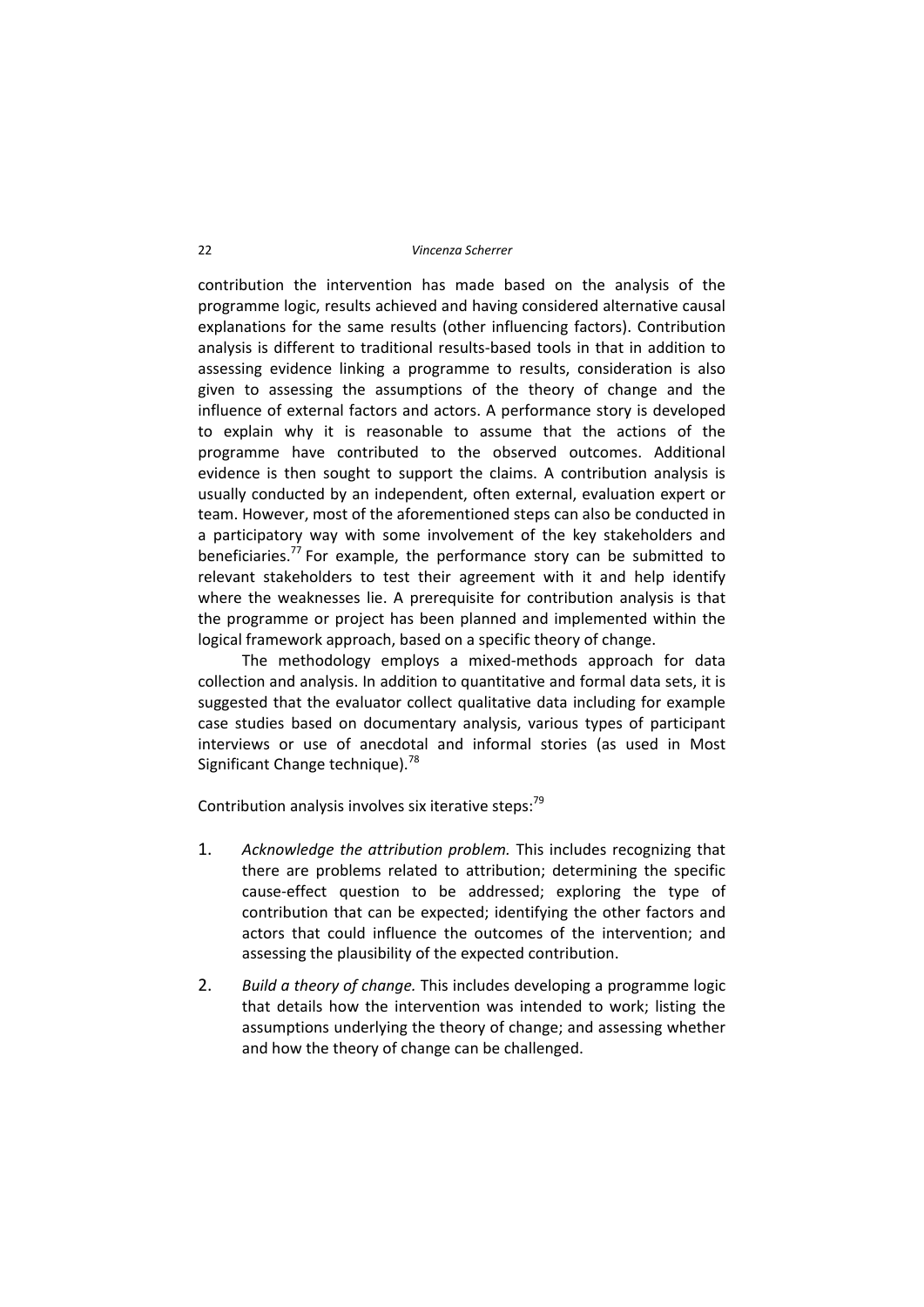contribution the intervention has made based on the analysis of the programme logic, results achieved and having considered alternative causal explanations for the same results (other influencing factors). Contribution analysis is different to traditional results-based tools in that in addition to assessing evidence linking a programme to results, consideration is also given to assessing the assumptions of the theory of change and the influence of external factors and actors. A performance story is developed to explain why it is reasonable to assume that the actions of the programme have contributed to the observed outcomes. Additional evidence is then sought to support the claims. A contribution analysis is usually conducted by an independent, often external, evaluation expert or team. However, most of the aforementioned steps can also be conducted in a participatory way with some involvement of the key stakeholders and beneficiaries.[77] For example, the performance story can be submitted to relevant stakeholders to test their agreement with it and help identify where the weaknesses lie. A prerequisite for contribution analysis is that the programme or project has been planned and implemented within the logical framework approach, based on a specific theory of change.

The methodology employs a mixed-methods approach for data collection and analysis. In addition to quantitative and formal data sets, it is suggested that the evaluator collect qualitative data including for example case studies based on documentary analysis, various types of participant interviews or use of anecdotal and informal stories (as used in Most Significant Change technique).[78]

Contribution analysis involves six iterative steps:[79]

1. *Acknowledge the attribution problem.* This includes recognizing that there are problems related to attribution; determining the specific cause-effect question to be addressed; exploring the type of contribution that can be expected; identifying the other factors and actors that could influence the outcomes of the intervention; and assessing the plausibility of the expected contribution.

2. *Build a theory of change.* This includes developing a programme logic that details how the intervention was intended to work; listing the assumptions underlying the theory of change; and assessing whether and how the theory of change can be challenged.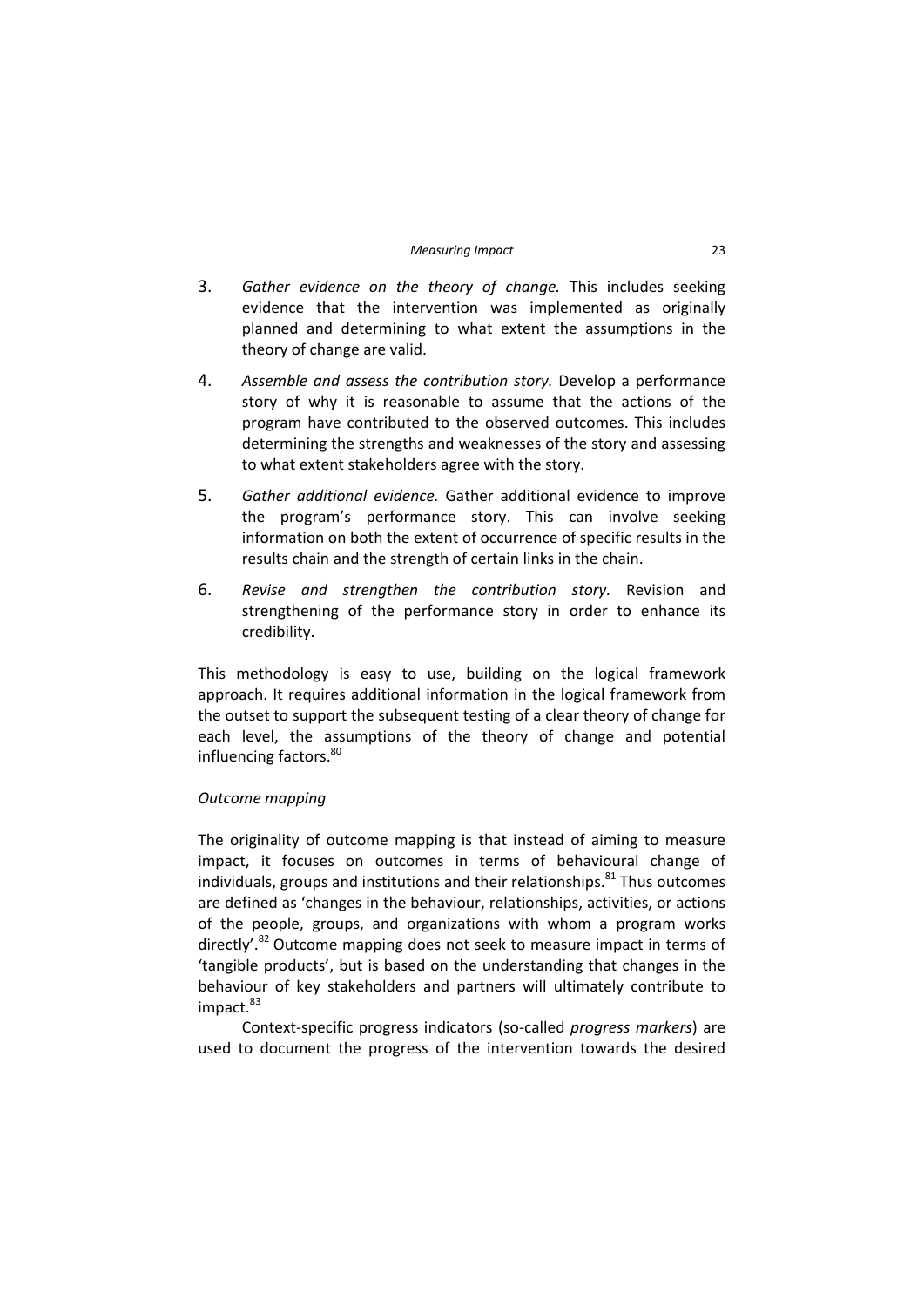3. *Gather evidence on the theory of change.* This includes seeking evidence that the intervention was implemented as originally planned and determining to what extent the assumptions in the theory of change are valid.

4. *Assemble and assess the contribution story.* Develop a performance story of why it is reasonable to assume that the actions of the program have contributed to the observed outcomes. This includes determining the strengths and weaknesses of the story and assessing to what extent stakeholders agree with the story.

5. *Gather additional evidence.* Gather additional evidence to improve the program's performance story. This can involve seeking information on both the extent of occurrence of specific results in the results chain and the strength of certain links in the chain.

6. *Revise and strengthen the contribution story.* Revision and strengthening of the performance story in order to enhance its credibility.

This methodology is easy to use, building on the logical framework approach. It requires additional information in the logical framework from the outset to support the subsequent testing of a clear theory of change for each level, the assumptions of the theory of change and potential influencing factors.[80]

*Outcome mapping*

The originality of outcome mapping is that instead of aiming to measure impact, it focuses on outcomes in terms of behavioural change of individuals, groups and institutions and their relationships.[81] Thus outcomes are defined as 'changes in the behaviour, relationships, activities, or actions of the people, groups, and organizations with whom a program works directly'.[82] Outcome mapping does not seek to measure impact in terms of 'tangible products', but is based on the understanding that changes in the behaviour of key stakeholders and partners will ultimately contribute to impact.[83]

Context-specific progress indicators (so-called *progress markers*) are used to document the progress of the intervention towards the desired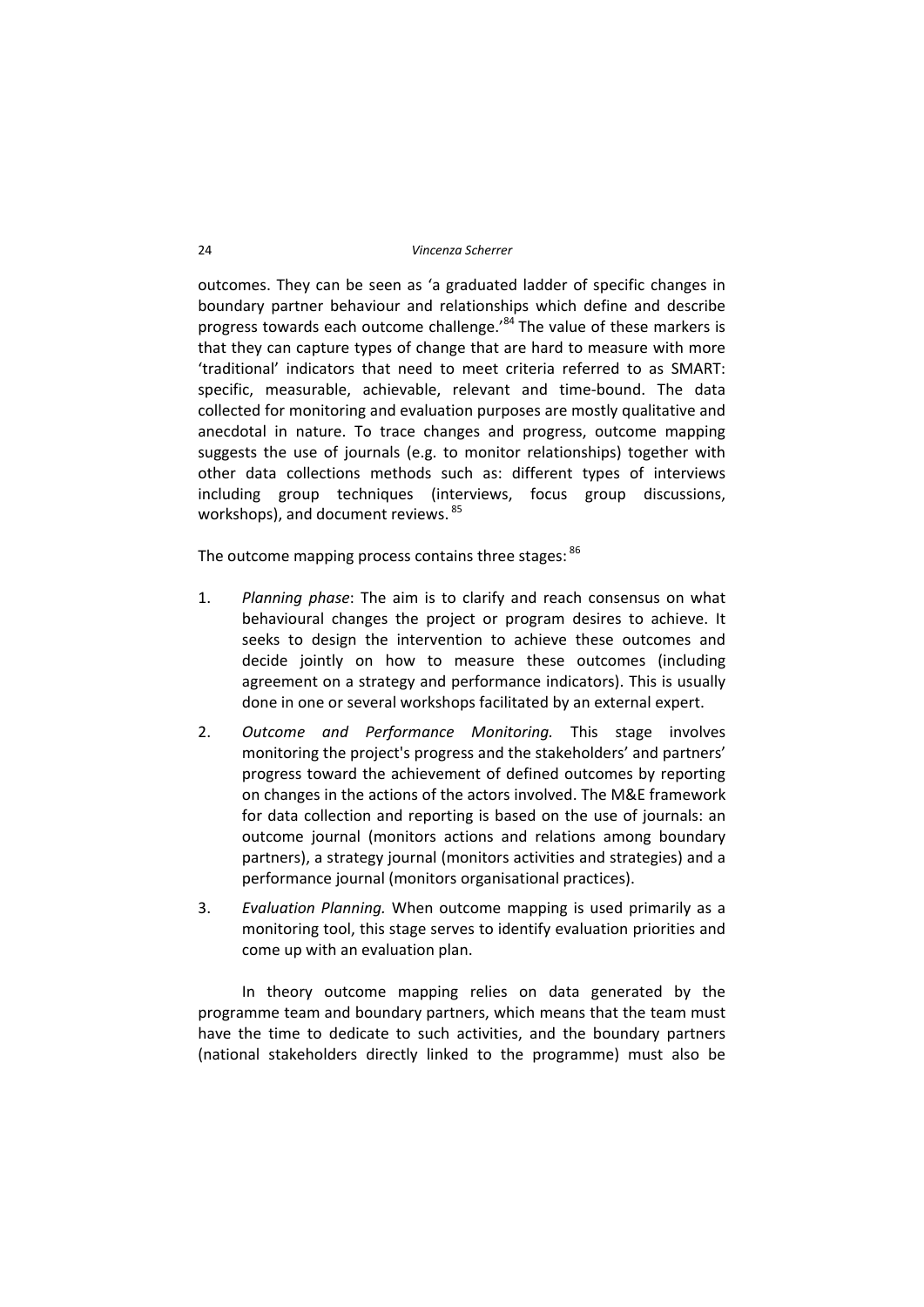outcomes. They can be seen as 'a graduated ladder of specific changes in boundary partner behaviour and relationships which define and describe progress towards each outcome challenge.'[84] The value of these markers is that they can capture types of change that are hard to measure with more 'traditional' indicators that need to meet criteria referred to as SMART: specific, measurable, achievable, relevant and time-bound. The data collected for monitoring and evaluation purposes are mostly qualitative and anecdotal in nature. To trace changes and progress, outcome mapping suggests the use of journals (e.g. to monitor relationships) together with other data collections methods such as: different types of interviews including group techniques (interviews, focus group discussions, workshops), and document reviews. [85]

The outcome mapping process contains three stages: [86]

1. *Planning phase*: The aim is to clarify and reach consensus on what behavioural changes the project or program desires to achieve. It seeks to design the intervention to achieve these outcomes and decide jointly on how to measure these outcomes (including agreement on a strategy and performance indicators). This is usually done in one or several workshops facilitated by an external expert.
2. *Outcome and Performance Monitoring.* This stage involves monitoring the project's progress and the stakeholders' and partners' progress toward the achievement of defined outcomes by reporting on changes in the actions of the actors involved. The M&E framework for data collection and reporting is based on the use of journals: an outcome journal (monitors actions and relations among boundary partners), a strategy journal (monitors activities and strategies) and a performance journal (monitors organisational practices).
3. *Evaluation Planning.* When outcome mapping is used primarily as a monitoring tool, this stage serves to identify evaluation priorities and come up with an evaluation plan.

In theory outcome mapping relies on data generated by the programme team and boundary partners, which means that the team must have the time to dedicate to such activities, and the boundary partners (national stakeholders directly linked to the programme) must also be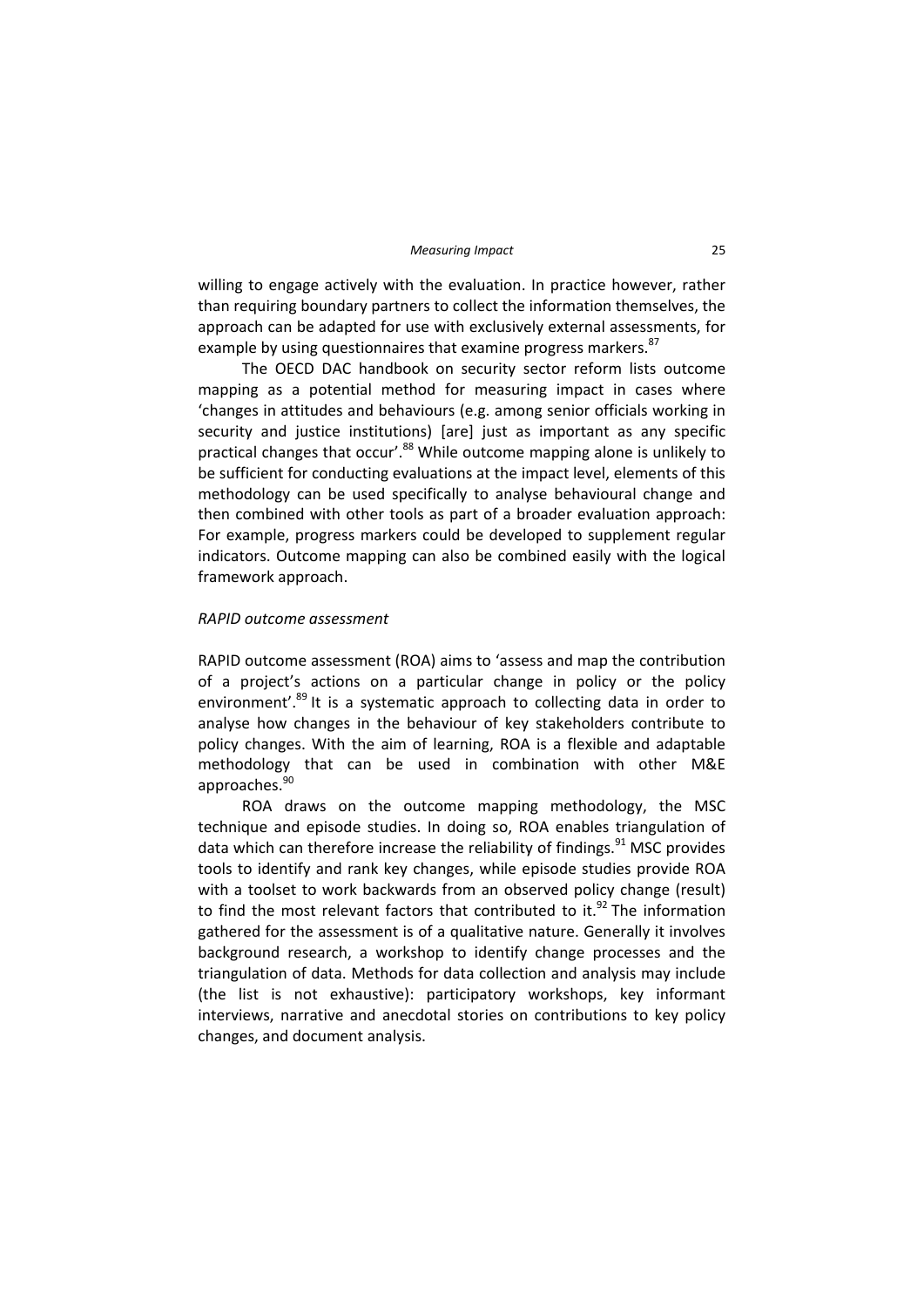willing to engage actively with the evaluation. In practice however, rather than requiring boundary partners to collect the information themselves, the approach can be adapted for use with exclusively external assessments, for example by using questionnaires that examine progress markers.[87]

The OECD DAC handbook on security sector reform lists outcome mapping as a potential method for measuring impact in cases where 'changes in attitudes and behaviours (e.g. among senior officials working in security and justice institutions) [are] just as important as any specific practical changes that occur'.[88] While outcome mapping alone is unlikely to be sufficient for conducting evaluations at the impact level, elements of this methodology can be used specifically to analyse behavioural change and then combined with other tools as part of a broader evaluation approach: For example, progress markers could be developed to supplement regular indicators. Outcome mapping can also be combined easily with the logical framework approach.

*RAPID outcome assessment*

RAPID outcome assessment (ROA) aims to 'assess and map the contribution of a project's actions on a particular change in policy or the policy environment'.[89] It is a systematic approach to collecting data in order to analyse how changes in the behaviour of key stakeholders contribute to policy changes. With the aim of learning, ROA is a flexible and adaptable methodology that can be used in combination with other M&E approaches.[90]

ROA draws on the outcome mapping methodology, the MSC technique and episode studies. In doing so, ROA enables triangulation of data which can therefore increase the reliability of findings.[91] MSC provides tools to identify and rank key changes, while episode studies provide ROA with a toolset to work backwards from an observed policy change (result) to find the most relevant factors that contributed to it.[92] The information gathered for the assessment is of a qualitative nature. Generally it involves background research, a workshop to identify change processes and the triangulation of data. Methods for data collection and analysis may include (the list is not exhaustive): participatory workshops, key informant interviews, narrative and anecdotal stories on contributions to key policy changes, and document analysis.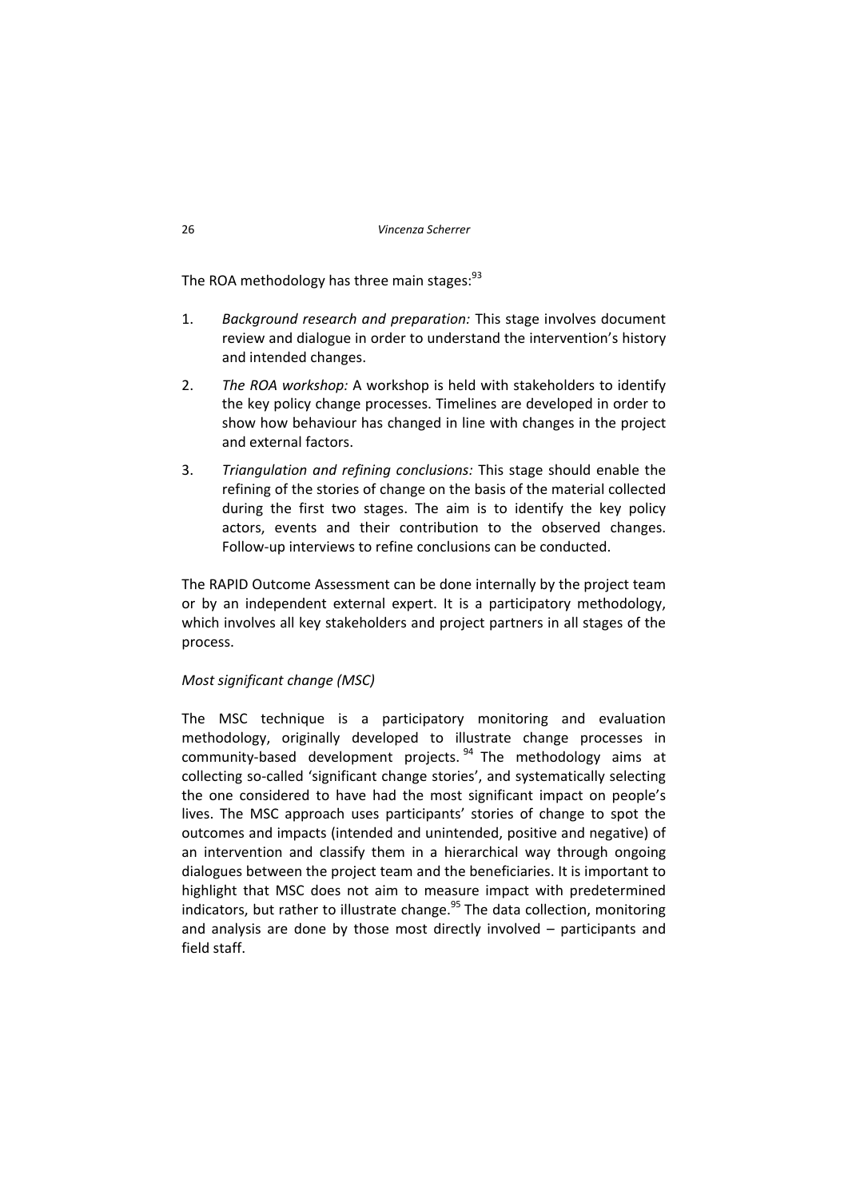The ROA methodology has three main stages:[93]

1. *Background research and preparation:* This stage involves document review and dialogue in order to understand the intervention's history and intended changes.
2. *The ROA workshop:* A workshop is held with stakeholders to identify the key policy change processes. Timelines are developed in order to show how behaviour has changed in line with changes in the project and external factors.
3. *Triangulation and refining conclusions:* This stage should enable the refining of the stories of change on the basis of the material collected during the first two stages. The aim is to identify the key policy actors, events and their contribution to the observed changes. Follow-up interviews to refine conclusions can be conducted.

The RAPID Outcome Assessment can be done internally by the project team or by an independent external expert. It is a participatory methodology, which involves all key stakeholders and project partners in all stages of the process.

*Most significant change (MSC)*

The MSC technique is a participatory monitoring and evaluation methodology, originally developed to illustrate change processes in community-based development projects.[94] The methodology aims at collecting so-called 'significant change stories', and systematically selecting the one considered to have had the most significant impact on people's lives. The MSC approach uses participants' stories of change to spot the outcomes and impacts (intended and unintended, positive and negative) of an intervention and classify them in a hierarchical way through ongoing dialogues between the project team and the beneficiaries. It is important to highlight that MSC does not aim to measure impact with predetermined indicators, but rather to illustrate change.[95] The data collection, monitoring and analysis are done by those most directly involved – participants and field staff.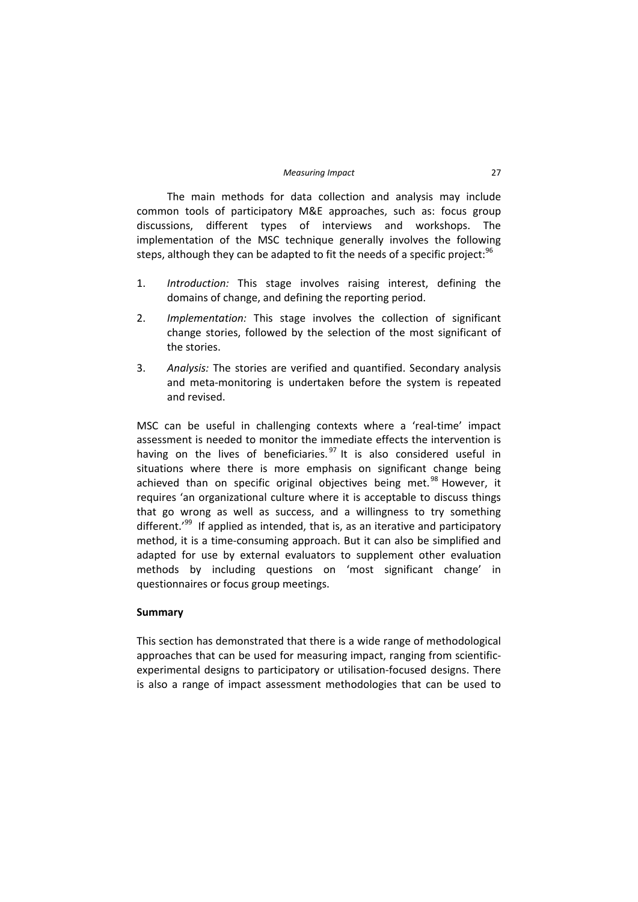The main methods for data collection and analysis may include common tools of participatory M&E approaches, such as: focus group discussions, different types of interviews and workshops. The implementation of the MSC technique generally involves the following steps, although they can be adapted to fit the needs of a specific project:[96]

1. *Introduction:* This stage involves raising interest, defining the domains of change, and defining the reporting period.
2. *Implementation:* This stage involves the collection of significant change stories, followed by the selection of the most significant of the stories.
3. *Analysis:* The stories are verified and quantified. Secondary analysis and meta-monitoring is undertaken before the system is repeated and revised.

MSC can be useful in challenging contexts where a 'real-time' impact assessment is needed to monitor the immediate effects the intervention is having on the lives of beneficiaries.[97] It is also considered useful in situations where there is more emphasis on significant change being achieved than on specific original objectives being met.[98] However, it requires 'an organizational culture where it is acceptable to discuss things that go wrong as well as success, and a willingness to try something different.'[99] If applied as intended, that is, as an iterative and participatory method, it is a time-consuming approach. But it can also be simplified and adapted for use by external evaluators to supplement other evaluation methods by including questions on 'most significant change' in questionnaires or focus group meetings.

**Summary**

This section has demonstrated that there is a wide range of methodological approaches that can be used for measuring impact, ranging from scientific-experimental designs to participatory or utilisation-focused designs. There is also a range of impact assessment methodologies that can be used to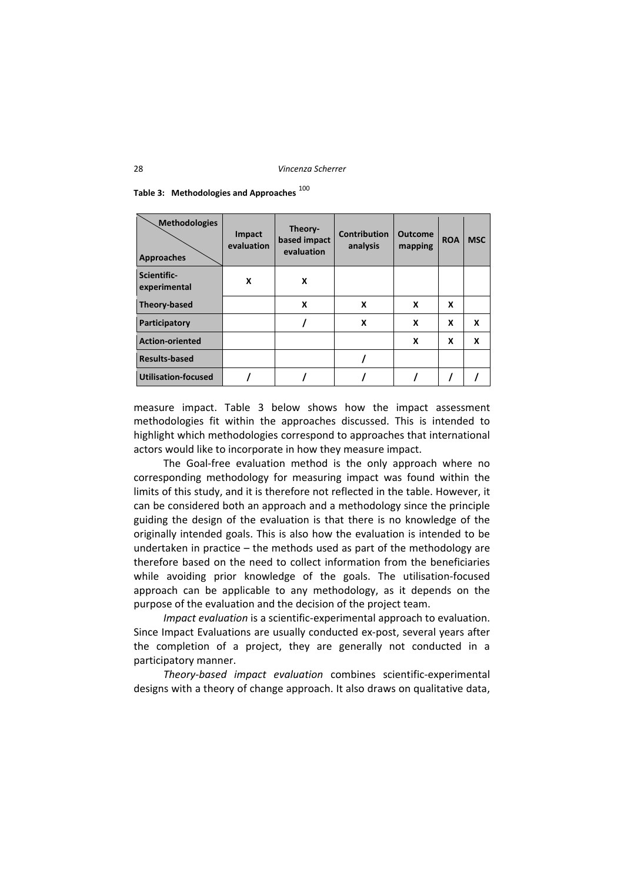**Table 3: Methodologies and Approaches** [100]

| Approaches \ Methodologies | Impact evaluation | Theory-based impact evaluation | Contribution analysis | Outcome mapping | ROA | MSC |
|---|---|---|---|---|---|---|
| **Scientific-experimental** | X | X | | | | |
| **Theory-based** | | X | X | X | X | |
| **Participatory** | | / | X | X | X | X |
| **Action-oriented** | | | | X | X | X |
| **Results-based** | | | / | | | |
| **Utilisation-focused** | / | / | / | / | / | / |

measure impact. Table 3 below shows how the impact assessment methodologies fit within the approaches discussed. This is intended to highlight which methodologies correspond to approaches that international actors would like to incorporate in how they measure impact.

The Goal-free evaluation method is the only approach where no corresponding methodology for measuring impact was found within the limits of this study, and it is therefore not reflected in the table. However, it can be considered both an approach and a methodology since the principle guiding the design of the evaluation is that there is no knowledge of the originally intended goals. This is also how the evaluation is intended to be undertaken in practice – the methods used as part of the methodology are therefore based on the need to collect information from the beneficiaries while avoiding prior knowledge of the goals. The utilisation-focused approach can be applicable to any methodology, as it depends on the purpose of the evaluation and the decision of the project team.

*Impact evaluation* is a scientific-experimental approach to evaluation. Since Impact Evaluations are usually conducted ex-post, several years after the completion of a project, they are generally not conducted in a participatory manner.

*Theory-based impact evaluation* combines scientific-experimental designs with a theory of change approach. It also draws on qualitative data,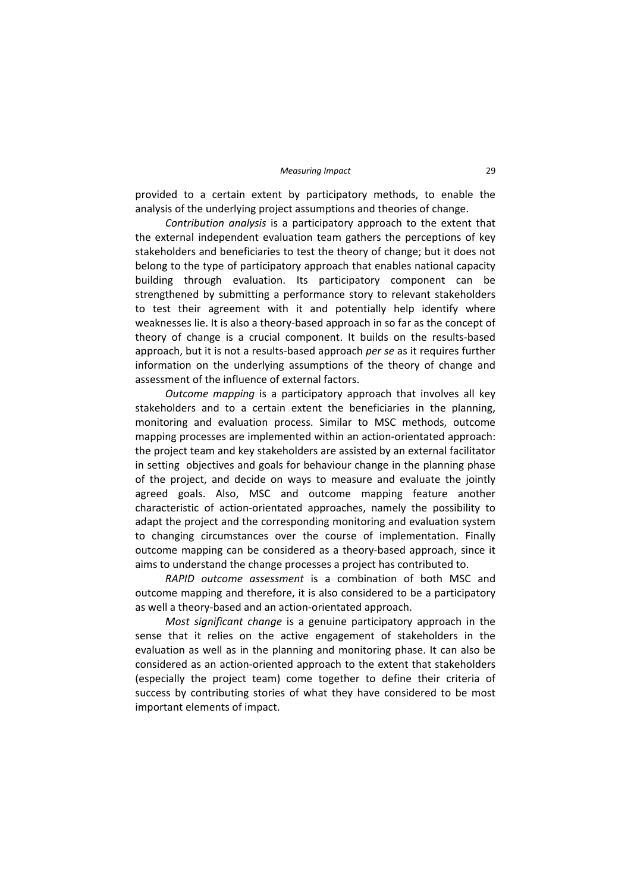provided to a certain extent by participatory methods, to enable the analysis of the underlying project assumptions and theories of change.

*Contribution analysis* is a participatory approach to the extent that the external independent evaluation team gathers the perceptions of key stakeholders and beneficiaries to test the theory of change; but it does not belong to the type of participatory approach that enables national capacity building through evaluation. Its participatory component can be strengthened by submitting a performance story to relevant stakeholders to test their agreement with it and potentially help identify where weaknesses lie. It is also a theory-based approach in so far as the concept of theory of change is a crucial component. It builds on the results-based approach, but it is not a results-based approach *per se* as it requires further information on the underlying assumptions of the theory of change and assessment of the influence of external factors.

*Outcome mapping* is a participatory approach that involves all key stakeholders and to a certain extent the beneficiaries in the planning, monitoring and evaluation process. Similar to MSC methods, outcome mapping processes are implemented within an action-orientated approach: the project team and key stakeholders are assisted by an external facilitator in setting objectives and goals for behaviour change in the planning phase of the project, and decide on ways to measure and evaluate the jointly agreed goals. Also, MSC and outcome mapping feature another characteristic of action-orientated approaches, namely the possibility to adapt the project and the corresponding monitoring and evaluation system to changing circumstances over the course of implementation. Finally outcome mapping can be considered as a theory-based approach, since it aims to understand the change processes a project has contributed to.

*RAPID outcome assessment* is a combination of both MSC and outcome mapping and therefore, it is also considered to be a participatory as well a theory-based and an action-orientated approach.

*Most significant change* is a genuine participatory approach in the sense that it relies on the active engagement of stakeholders in the evaluation as well as in the planning and monitoring phase. It can also be considered as an action-oriented approach to the extent that stakeholders (especially the project team) come together to define their criteria of success by contributing stories of what they have considered to be most important elements of impact.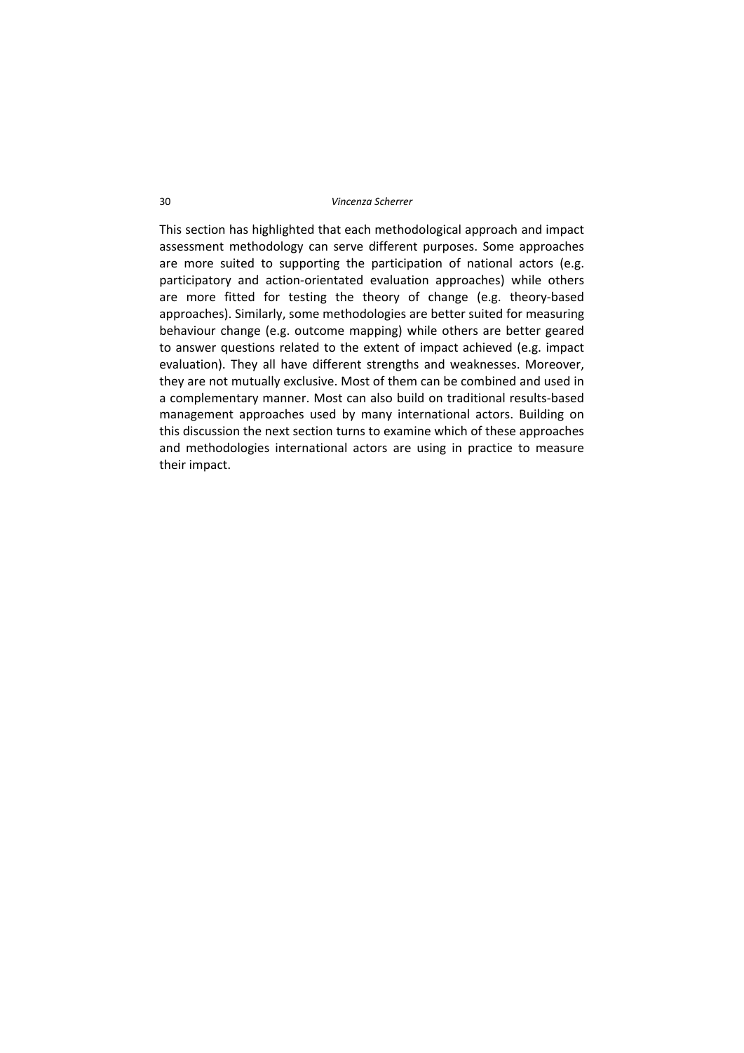This section has highlighted that each methodological approach and impact assessment methodology can serve different purposes. Some approaches are more suited to supporting the participation of national actors (e.g. participatory and action-orientated evaluation approaches) while others are more fitted for testing the theory of change (e.g. theory-based approaches). Similarly, some methodologies are better suited for measuring behaviour change (e.g. outcome mapping) while others are better geared to answer questions related to the extent of impact achieved (e.g. impact evaluation). They all have different strengths and weaknesses. Moreover, they are not mutually exclusive. Most of them can be combined and used in a complementary manner. Most can also build on traditional results-based management approaches used by many international actors. Building on this discussion the next section turns to examine which of these approaches and methodologies international actors are using in practice to measure their impact.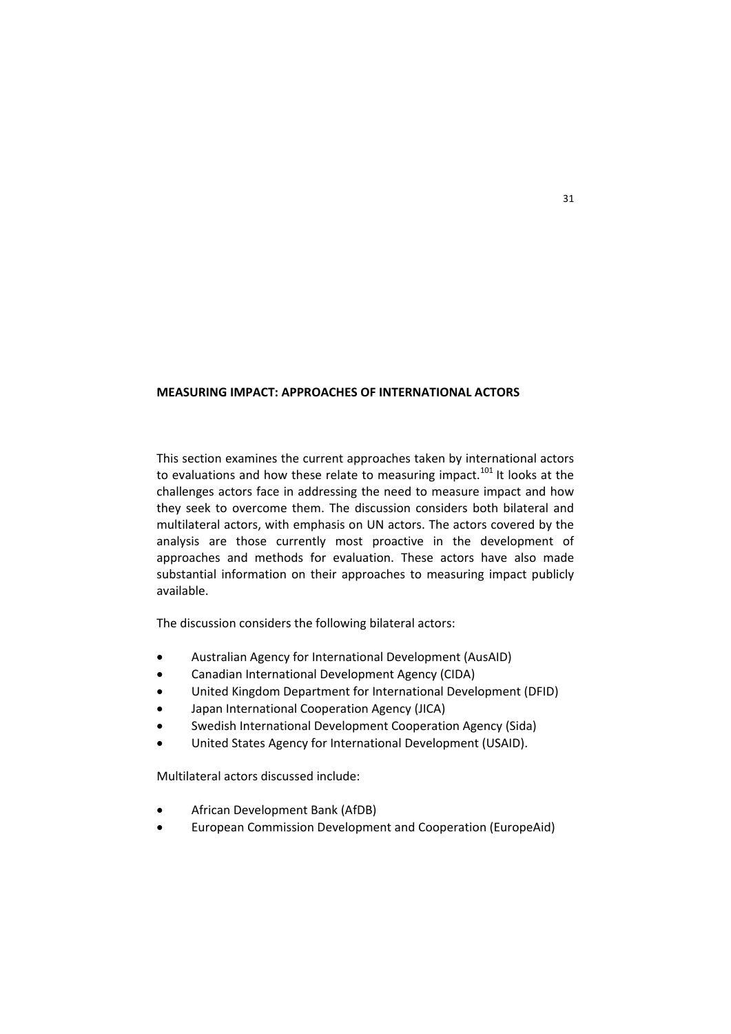## MEASURING IMPACT: APPROACHES OF INTERNATIONAL ACTORS

This section examines the current approaches taken by international actors to evaluations and how these relate to measuring impact.[101] It looks at the challenges actors face in addressing the need to measure impact and how they seek to overcome them. The discussion considers both bilateral and multilateral actors, with emphasis on UN actors. The actors covered by the analysis are those currently most proactive in the development of approaches and methods for evaluation. These actors have also made substantial information on their approaches to measuring impact publicly available.

The discussion considers the following bilateral actors:

- Australian Agency for International Development (AusAID)
- Canadian International Development Agency (CIDA)
- United Kingdom Department for International Development (DFID)
- Japan International Cooperation Agency (JICA)
- Swedish International Development Cooperation Agency (Sida)
- United States Agency for International Development (USAID).

Multilateral actors discussed include:

- African Development Bank (AfDB)
- European Commission Development and Cooperation (EuropeAid)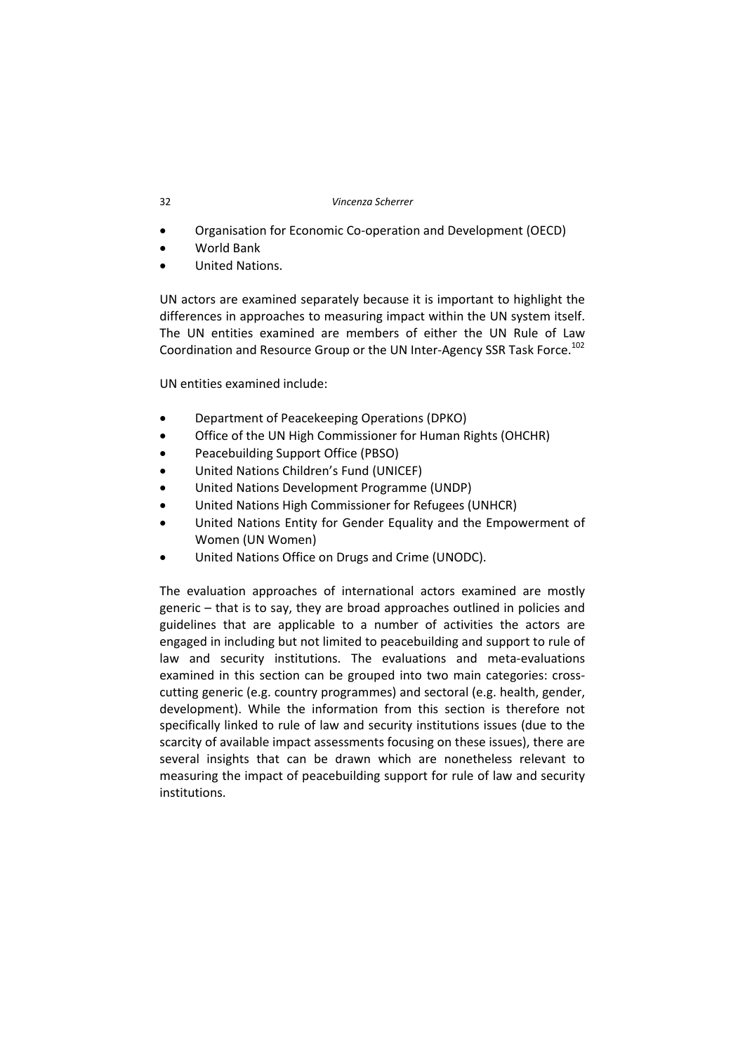- Organisation for Economic Co-operation and Development (OECD)
- World Bank
- United Nations.

UN actors are examined separately because it is important to highlight the differences in approaches to measuring impact within the UN system itself. The UN entities examined are members of either the UN Rule of Law Coordination and Resource Group or the UN Inter-Agency SSR Task Force.[102]

UN entities examined include:

- Department of Peacekeeping Operations (DPKO)
- Office of the UN High Commissioner for Human Rights (OHCHR)
- Peacebuilding Support Office (PBSO)
- United Nations Children's Fund (UNICEF)
- United Nations Development Programme (UNDP)
- United Nations High Commissioner for Refugees (UNHCR)
- United Nations Entity for Gender Equality and the Empowerment of Women (UN Women)
- United Nations Office on Drugs and Crime (UNODC).

The evaluation approaches of international actors examined are mostly generic – that is to say, they are broad approaches outlined in policies and guidelines that are applicable to a number of activities the actors are engaged in including but not limited to peacebuilding and support to rule of law and security institutions. The evaluations and meta-evaluations examined in this section can be grouped into two main categories: cross-cutting generic (e.g. country programmes) and sectoral (e.g. health, gender, development). While the information from this section is therefore not specifically linked to rule of law and security institutions issues (due to the scarcity of available impact assessments focusing on these issues), there are several insights that can be drawn which are nonetheless relevant to measuring the impact of peacebuilding support for rule of law and security institutions.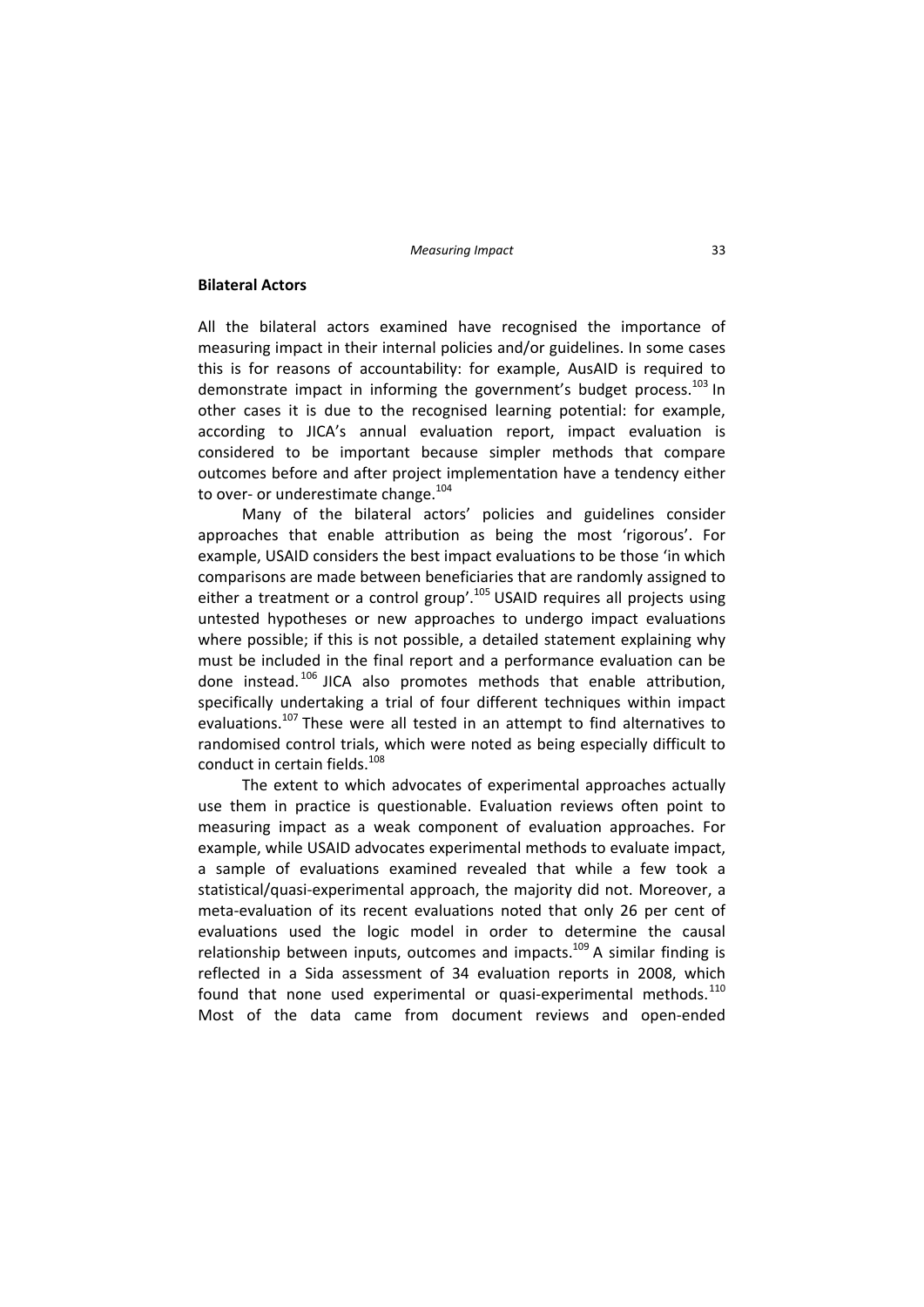## Bilateral Actors

All the bilateral actors examined have recognised the importance of measuring impact in their internal policies and/or guidelines. In some cases this is for reasons of accountability: for example, AusAID is required to demonstrate impact in informing the government's budget process.[103] In other cases it is due to the recognised learning potential: for example, according to JICA's annual evaluation report, impact evaluation is considered to be important because simpler methods that compare outcomes before and after project implementation have a tendency either to over- or underestimate change.[104]

Many of the bilateral actors' policies and guidelines consider approaches that enable attribution as being the most 'rigorous'. For example, USAID considers the best impact evaluations to be those 'in which comparisons are made between beneficiaries that are randomly assigned to either a treatment or a control group'.[105] USAID requires all projects using untested hypotheses or new approaches to undergo impact evaluations where possible; if this is not possible, a detailed statement explaining why must be included in the final report and a performance evaluation can be done instead.[106] JICA also promotes methods that enable attribution, specifically undertaking a trial of four different techniques within impact evaluations.[107] These were all tested in an attempt to find alternatives to randomised control trials, which were noted as being especially difficult to conduct in certain fields.[108]

The extent to which advocates of experimental approaches actually use them in practice is questionable. Evaluation reviews often point to measuring impact as a weak component of evaluation approaches. For example, while USAID advocates experimental methods to evaluate impact, a sample of evaluations examined revealed that while a few took a statistical/quasi-experimental approach, the majority did not. Moreover, a meta-evaluation of its recent evaluations noted that only 26 per cent of evaluations used the logic model in order to determine the causal relationship between inputs, outcomes and impacts.[109] A similar finding is reflected in a Sida assessment of 34 evaluation reports in 2008, which found that none used experimental or quasi-experimental methods.[110] Most of the data came from document reviews and open-ended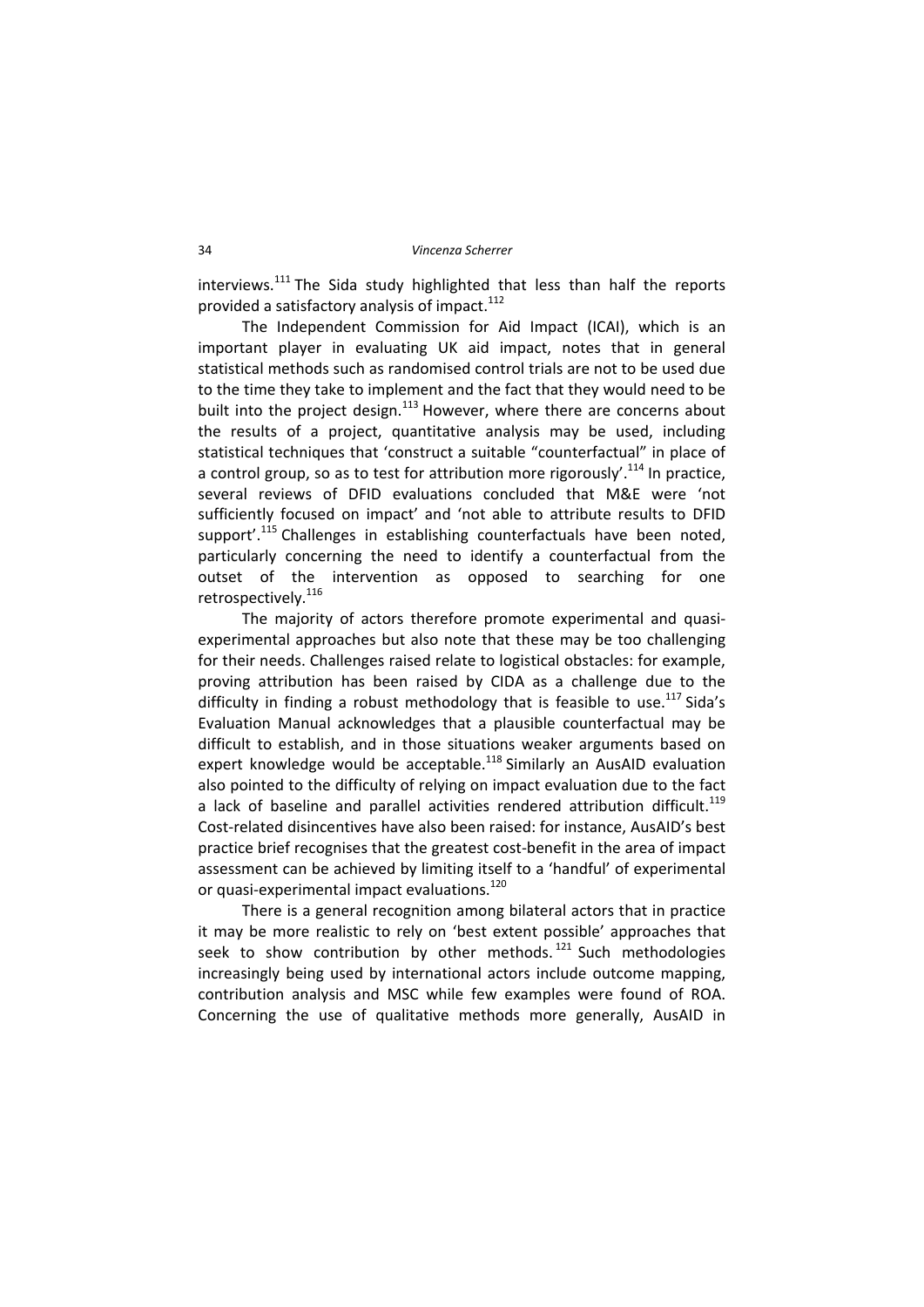interviews.[111] The Sida study highlighted that less than half the reports provided a satisfactory analysis of impact.[112]

The Independent Commission for Aid Impact (ICAI), which is an important player in evaluating UK aid impact, notes that in general statistical methods such as randomised control trials are not to be used due to the time they take to implement and the fact that they would need to be built into the project design.[113] However, where there are concerns about the results of a project, quantitative analysis may be used, including statistical techniques that 'construct a suitable "counterfactual" in place of a control group, so as to test for attribution more rigorously'.[114] In practice, several reviews of DFID evaluations concluded that M&E were 'not sufficiently focused on impact' and 'not able to attribute results to DFID support'.[115] Challenges in establishing counterfactuals have been noted, particularly concerning the need to identify a counterfactual from the outset of the intervention as opposed to searching for one retrospectively.[116]

The majority of actors therefore promote experimental and quasi-experimental approaches but also note that these may be too challenging for their needs. Challenges raised relate to logistical obstacles: for example, proving attribution has been raised by CIDA as a challenge due to the difficulty in finding a robust methodology that is feasible to use.[117] Sida's Evaluation Manual acknowledges that a plausible counterfactual may be difficult to establish, and in those situations weaker arguments based on expert knowledge would be acceptable.[118] Similarly an AusAID evaluation also pointed to the difficulty of relying on impact evaluation due to the fact a lack of baseline and parallel activities rendered attribution difficult.[119] Cost-related disincentives have also been raised: for instance, AusAID's best practice brief recognises that the greatest cost-benefit in the area of impact assessment can be achieved by limiting itself to a 'handful' of experimental or quasi-experimental impact evaluations.[120]

There is a general recognition among bilateral actors that in practice it may be more realistic to rely on 'best extent possible' approaches that seek to show contribution by other methods.[121] Such methodologies increasingly being used by international actors include outcome mapping, contribution analysis and MSC while few examples were found of ROA. Concerning the use of qualitative methods more generally, AusAID in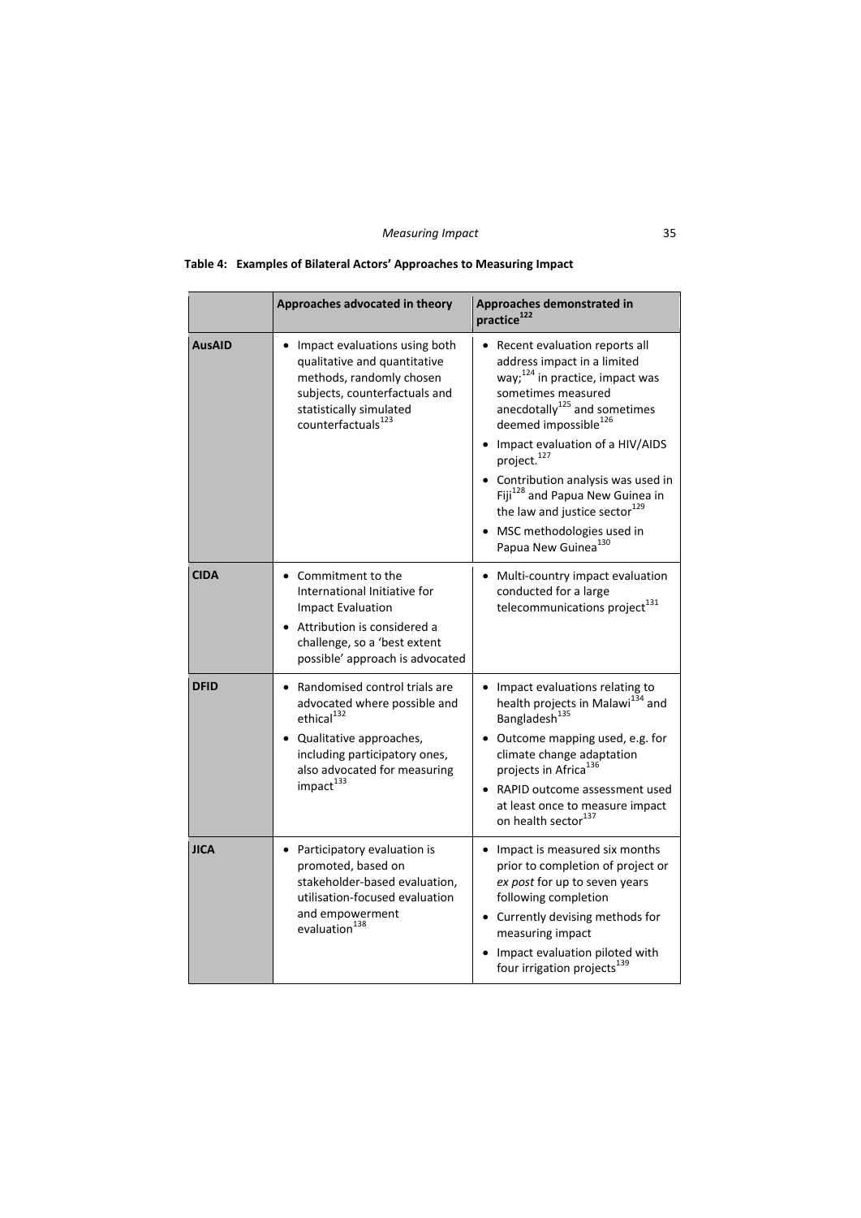**Table 4: Examples of Bilateral Actors' Approaches to Measuring Impact**

| | Approaches advocated in theory | Approaches demonstrated in practice[122] |
|---|---|---|
| **AusAID** | • Impact evaluations using both qualitative and quantitative methods, randomly chosen subjects, counterfactuals and statistically simulated counterfactuals[123] | • Recent evaluation reports all address impact in a limited way;[124] in practice, impact was sometimes measured anecdotally[125] and sometimes deemed impossible[126] <br> • Impact evaluation of a HIV/AIDS project.[127] <br> • Contribution analysis was used in Fiji[128] and Papua New Guinea in the law and justice sector[129] <br> • MSC methodologies used in Papua New Guinea[130] |
| **CIDA** | • Commitment to the International Initiative for Impact Evaluation <br> • Attribution is considered a challenge, so a 'best extent possible' approach is advocated | • Multi-country impact evaluation conducted for a large telecommunications project[131] |
| **DFID** | • Randomised control trials are advocated where possible and ethical[132] <br> • Qualitative approaches, including participatory ones, also advocated for measuring impact[133] | • Impact evaluations relating to health projects in Malawi[134] and Bangladesh[135] <br> • Outcome mapping used, e.g. for climate change adaptation projects in Africa[136] <br> • RAPID outcome assessment used at least once to measure impact on health sector[137] |
| **JICA** | • Participatory evaluation is promoted, based on stakeholder-based evaluation, utilisation-focused evaluation and empowerment evaluation[138] | • Impact is measured six months prior to completion of project or *ex post* for up to seven years following completion <br> • Currently devising methods for measuring impact <br> • Impact evaluation piloted with four irrigation projects[139] |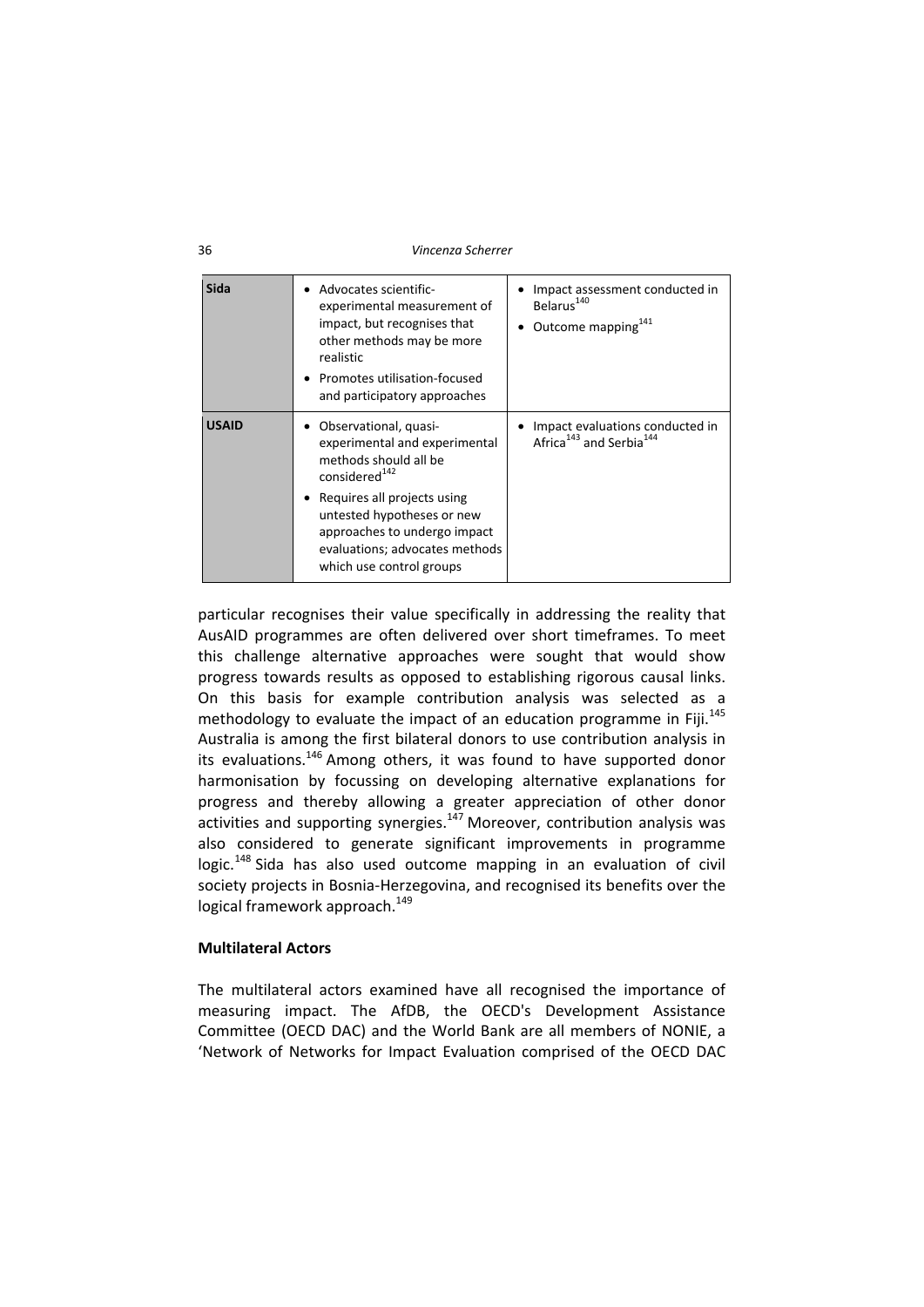| | | |
|---|---|---|
| **Sida** | • Advocates scientific-experimental measurement of impact, but recognises that other methods may be more realistic<br>• Promotes utilisation-focused and participatory approaches | • Impact assessment conducted in Belarus[140]<br>• Outcome mapping[141] |
| **USAID** | • Observational, quasi-experimental and experimental methods should all be considered[142]<br>• Requires all projects using untested hypotheses or new approaches to undergo impact evaluations; advocates methods which use control groups | • Impact evaluations conducted in Africa[143] and Serbia[144] |

particular recognises their value specifically in addressing the reality that AusAID programmes are often delivered over short timeframes. To meet this challenge alternative approaches were sought that would show progress towards results as opposed to establishing rigorous causal links. On this basis for example contribution analysis was selected as a methodology to evaluate the impact of an education programme in Fiji.[145] Australia is among the first bilateral donors to use contribution analysis in its evaluations.[146] Among others, it was found to have supported donor harmonisation by focussing on developing alternative explanations for progress and thereby allowing a greater appreciation of other donor activities and supporting synergies.[147] Moreover, contribution analysis was also considered to generate significant improvements in programme logic.[148] Sida has also used outcome mapping in an evaluation of civil society projects in Bosnia-Herzegovina, and recognised its benefits over the logical framework approach.[149]

**Multilateral Actors**

The multilateral actors examined have all recognised the importance of measuring impact. The AfDB, the OECD's Development Assistance Committee (OECD DAC) and the World Bank are all members of NONIE, a 'Network of Networks for Impact Evaluation comprised of the OECD DAC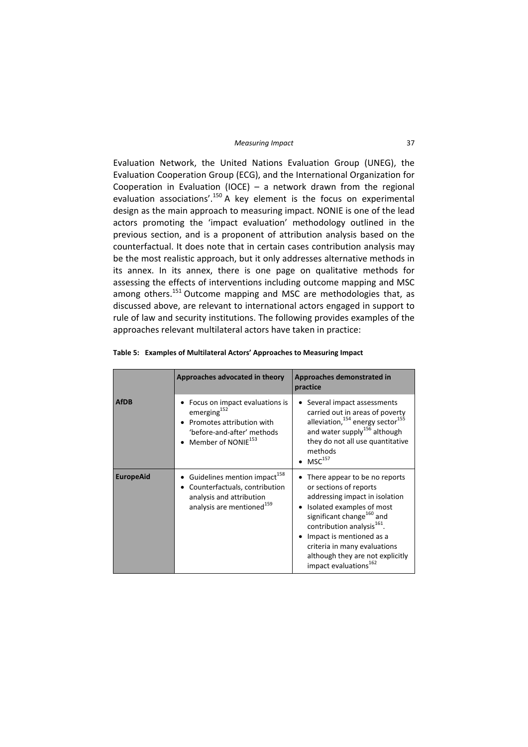Evaluation Network, the United Nations Evaluation Group (UNEG), the Evaluation Cooperation Group (ECG), and the International Organization for Cooperation in Evaluation (IOCE) – a network drawn from the regional evaluation associations'.[150] A key element is the focus on experimental design as the main approach to measuring impact. NONIE is one of the lead actors promoting the 'impact evaluation' methodology outlined in the previous section, and is a proponent of attribution analysis based on the counterfactual. It does note that in certain cases contribution analysis may be the most realistic approach, but it only addresses alternative methods in its annex. In its annex, there is one page on qualitative methods for assessing the effects of interventions including outcome mapping and MSC among others.[151] Outcome mapping and MSC are methodologies that, as discussed above, are relevant to international actors engaged in support to rule of law and security institutions. The following provides examples of the approaches relevant multilateral actors have taken in practice:

**Table 5: Examples of Multilateral Actors' Approaches to Measuring Impact**

| | Approaches advocated in theory | Approaches demonstrated in practice |
|---|---|---|
| **AfDB** | • Focus on impact evaluations is emerging[152]<br>• Promotes attribution with 'before-and-after' methods<br>• Member of NONIE[153] | • Several impact assessments carried out in areas of poverty alleviation,[154] energy sector[155] and water supply[156] although they do not all use quantitative methods<br>• MSC[157] |
| **EuropeAid** | • Guidelines mention impact[158]<br>• Counterfactuals, contribution analysis and attribution analysis are mentioned[159] | • There appear to be no reports or sections of reports addressing impact in isolation<br>• Isolated examples of most significant change[160] and contribution analysis[161].<br>• Impact is mentioned as a criteria in many evaluations although they are not explicitly impact evaluations[162] |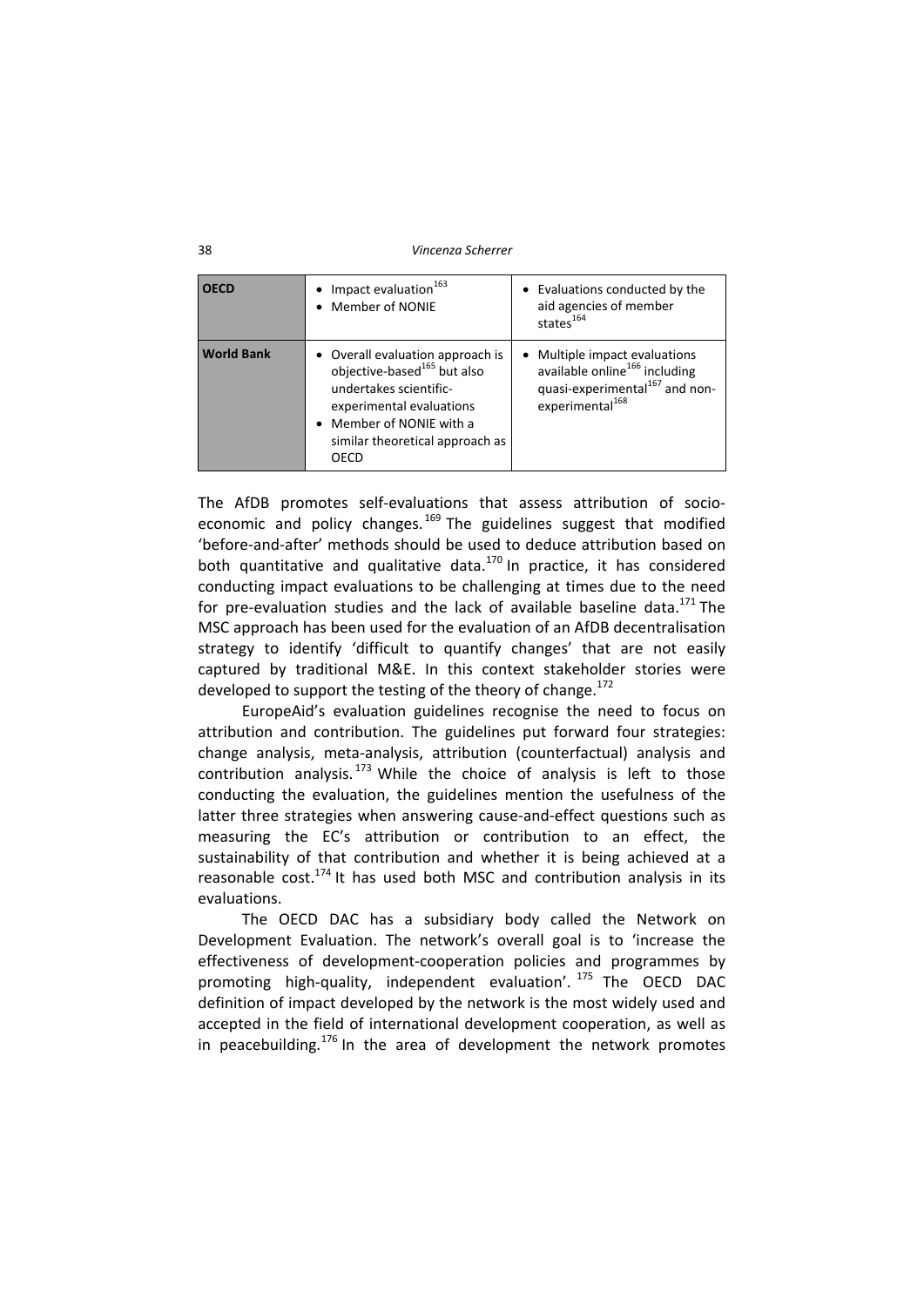| OECD | • Impact evaluation[163]<br>• Member of NONIE | • Evaluations conducted by the aid agencies of member states[164] |
|---|---|---|
| **World Bank** | • Overall evaluation approach is objective-based[165] but also undertakes scientific-experimental evaluations<br>• Member of NONIE with a similar theoretical approach as OECD | • Multiple impact evaluations available online[166] including quasi-experimental[167] and non-experimental[168] |

The AfDB promotes self-evaluations that assess attribution of socio-economic and policy changes.[169] The guidelines suggest that modified 'before-and-after' methods should be used to deduce attribution based on both quantitative and qualitative data.[170] In practice, it has considered conducting impact evaluations to be challenging at times due to the need for pre-evaluation studies and the lack of available baseline data.[171] The MSC approach has been used for the evaluation of an AfDB decentralisation strategy to identify 'difficult to quantify changes' that are not easily captured by traditional M&E. In this context stakeholder stories were developed to support the testing of the theory of change.[172]

EuropeAid's evaluation guidelines recognise the need to focus on attribution and contribution. The guidelines put forward four strategies: change analysis, meta-analysis, attribution (counterfactual) analysis and contribution analysis.[173] While the choice of analysis is left to those conducting the evaluation, the guidelines mention the usefulness of the latter three strategies when answering cause-and-effect questions such as measuring the EC's attribution or contribution to an effect, the sustainability of that contribution and whether it is being achieved at a reasonable cost.[174] It has used both MSC and contribution analysis in its evaluations.

The OECD DAC has a subsidiary body called the Network on Development Evaluation. The network's overall goal is to 'increase the effectiveness of development-cooperation policies and programmes by promoting high-quality, independent evaluation'.[175] The OECD DAC definition of impact developed by the network is the most widely used and accepted in the field of international development cooperation, as well as in peacebuilding.[176] In the area of development the network promotes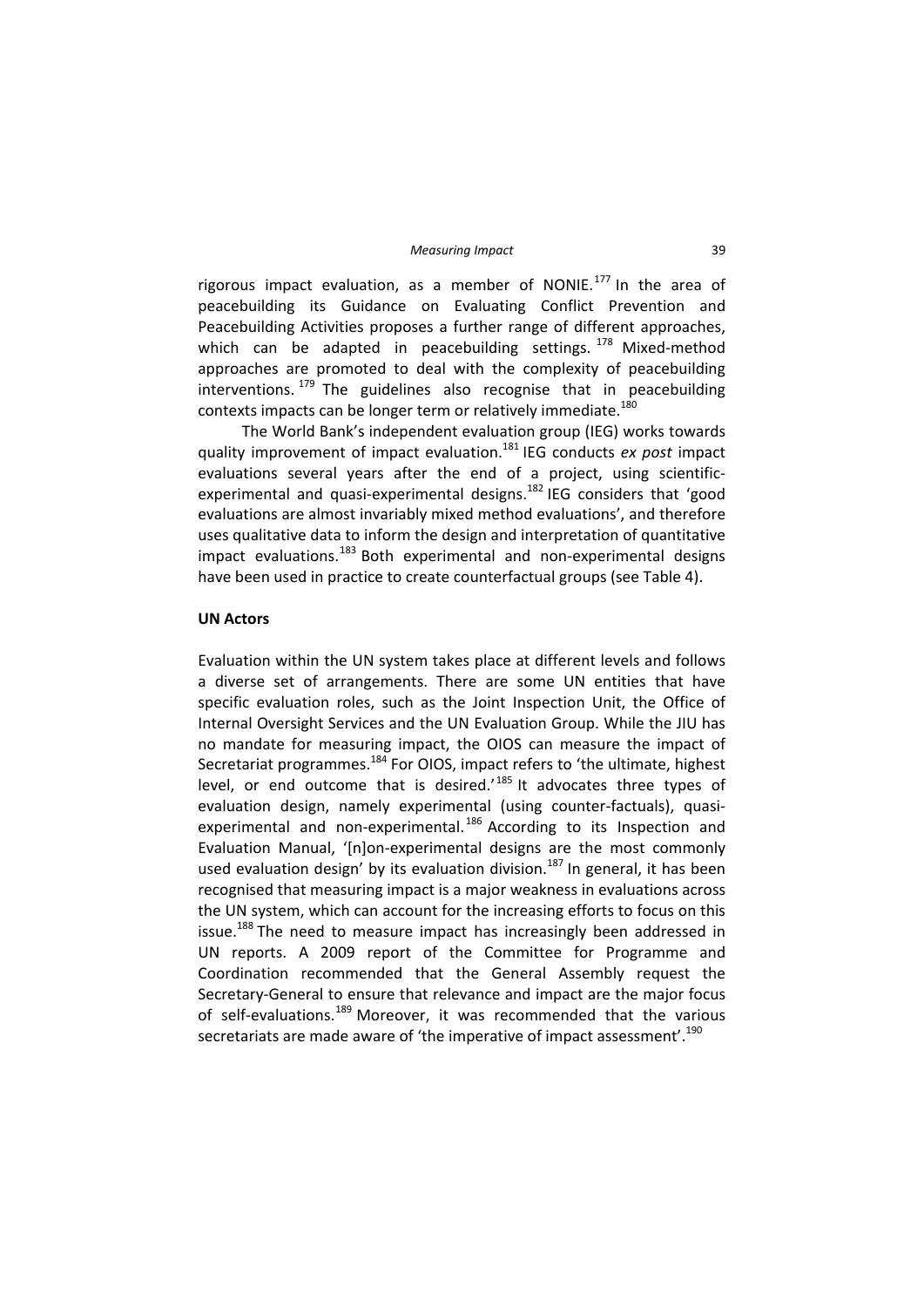rigorous impact evaluation, as a member of NONIE.[177] In the area of peacebuilding its Guidance on Evaluating Conflict Prevention and Peacebuilding Activities proposes a further range of different approaches, which can be adapted in peacebuilding settings.[178] Mixed-method approaches are promoted to deal with the complexity of peacebuilding interventions.[179] The guidelines also recognise that in peacebuilding contexts impacts can be longer term or relatively immediate.[180]

The World Bank's independent evaluation group (IEG) works towards quality improvement of impact evaluation.[181] IEG conducts *ex post* impact evaluations several years after the end of a project, using scientific-experimental and quasi-experimental designs.[182] IEG considers that 'good evaluations are almost invariably mixed method evaluations', and therefore uses qualitative data to inform the design and interpretation of quantitative impact evaluations.[183] Both experimental and non-experimental designs have been used in practice to create counterfactual groups (see Table 4).

**UN Actors**

Evaluation within the UN system takes place at different levels and follows a diverse set of arrangements. There are some UN entities that have specific evaluation roles, such as the Joint Inspection Unit, the Office of Internal Oversight Services and the UN Evaluation Group. While the JIU has no mandate for measuring impact, the OIOS can measure the impact of Secretariat programmes.[184] For OIOS, impact refers to 'the ultimate, highest level, or end outcome that is desired.'[185] It advocates three types of evaluation design, namely experimental (using counter-factuals), quasi-experimental and non-experimental.[186] According to its Inspection and Evaluation Manual, '[n]on-experimental designs are the most commonly used evaluation design' by its evaluation division.[187] In general, it has been recognised that measuring impact is a major weakness in evaluations across the UN system, which can account for the increasing efforts to focus on this issue.[188] The need to measure impact has increasingly been addressed in UN reports. A 2009 report of the Committee for Programme and Coordination recommended that the General Assembly request the Secretary-General to ensure that relevance and impact are the major focus of self-evaluations.[189] Moreover, it was recommended that the various secretariats are made aware of 'the imperative of impact assessment'.[190]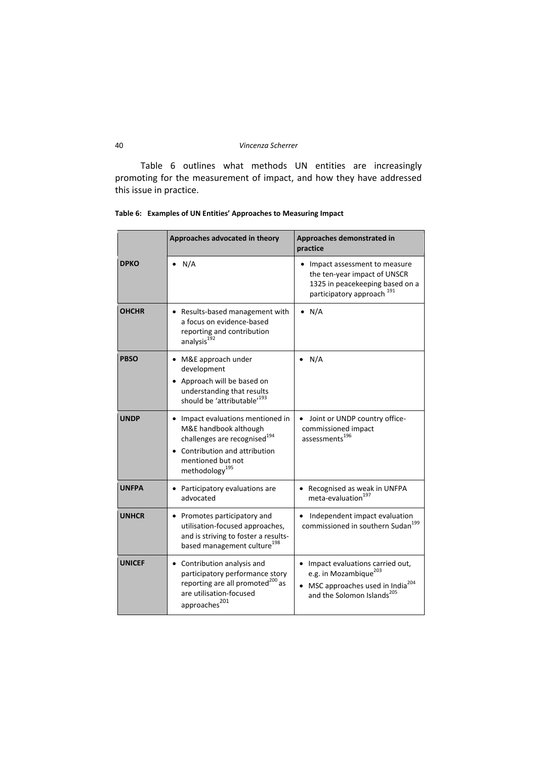Table 6 outlines what methods UN entities are increasingly promoting for the measurement of impact, and how they have addressed this issue in practice.

**Table 6: Examples of UN Entities' Approaches to Measuring Impact**

| | Approaches advocated in theory | Approaches demonstrated in practice |
|---|---|---|
| **DPKO** | • N/A | • Impact assessment to measure the ten-year impact of UNSCR 1325 in peacekeeping based on a participatory approach [191] |
| **OHCHR** | • Results-based management with a focus on evidence-based reporting and contribution analysis[192] | • N/A |
| **PBSO** | • M&E approach under development<br>• Approach will be based on understanding that results should be 'attributable'[193] | • N/A |
| **UNDP** | • Impact evaluations mentioned in M&E handbook although challenges are recognised[194]<br>• Contribution and attribution mentioned but not methodology[195] | • Joint or UNDP country office-commissioned impact assessments[196] |
| **UNFPA** | • Participatory evaluations are advocated | • Recognised as weak in UNFPA meta-evaluation[197] |
| **UNHCR** | • Promotes participatory and utilisation-focused approaches, and is striving to foster a results-based management culture[198] | • Independent impact evaluation commissioned in southern Sudan[199] |
| **UNICEF** | • Contribution analysis and participatory performance story reporting are all promoted[200] as are utilisation-focused approaches[201] | • Impact evaluations carried out, e.g. in Mozambique[203]<br>• MSC approaches used in India[204] and the Solomon Islands[205] |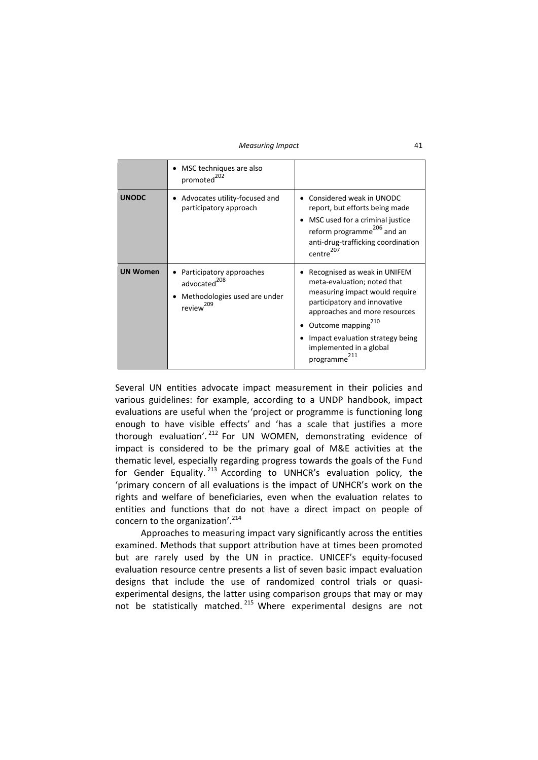| | | |
|---|---|---|
| | • MSC techniques are also promoted[202] | |
| **UNODC** | • Advocates utility-focused and participatory approach | • Considered weak in UNODC report, but efforts being made<br>• MSC used for a criminal justice reform programme[206] and an anti-drug-trafficking coordination centre[207] |
| **UN Women** | • Participatory approaches advocated[208]<br>• Methodologies used are under review[209] | • Recognised as weak in UNIFEM meta-evaluation; noted that measuring impact would require participatory and innovative approaches and more resources<br>• Outcome mapping[210]<br>• Impact evaluation strategy being implemented in a global programme[211] |

Several UN entities advocate impact measurement in their policies and various guidelines: for example, according to a UNDP handbook, impact evaluations are useful when the 'project or programme is functioning long enough to have visible effects' and 'has a scale that justifies a more thorough evaluation'.[212] For UN WOMEN, demonstrating evidence of impact is considered to be the primary goal of M&E activities at the thematic level, especially regarding progress towards the goals of the Fund for Gender Equality.[213] According to UNHCR's evaluation policy, the 'primary concern of all evaluations is the impact of UNHCR's work on the rights and welfare of beneficiaries, even when the evaluation relates to entities and functions that do not have a direct impact on people of concern to the organization'.[214]

Approaches to measuring impact vary significantly across the entities examined. Methods that support attribution have at times been promoted but are rarely used by the UN in practice. UNICEF's equity-focused evaluation resource centre presents a list of seven basic impact evaluation designs that include the use of randomized control trials or quasi-experimental designs, the latter using comparison groups that may or may not be statistically matched.[215] Where experimental designs are not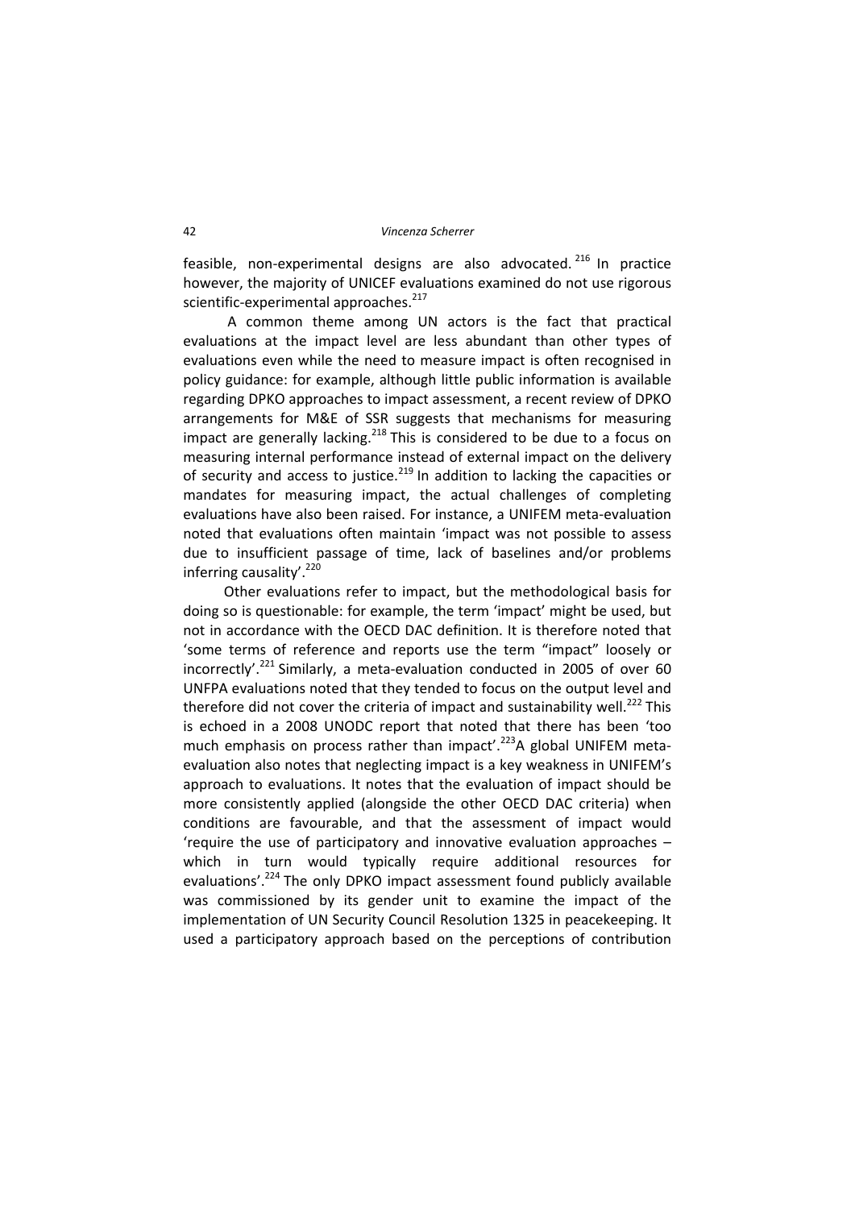feasible, non-experimental designs are also advocated.[216] In practice however, the majority of UNICEF evaluations examined do not use rigorous scientific-experimental approaches.[217]

A common theme among UN actors is the fact that practical evaluations at the impact level are less abundant than other types of evaluations even while the need to measure impact is often recognised in policy guidance: for example, although little public information is available regarding DPKO approaches to impact assessment, a recent review of DPKO arrangements for M&E of SSR suggests that mechanisms for measuring impact are generally lacking.[218] This is considered to be due to a focus on measuring internal performance instead of external impact on the delivery of security and access to justice.[219] In addition to lacking the capacities or mandates for measuring impact, the actual challenges of completing evaluations have also been raised. For instance, a UNIFEM meta-evaluation noted that evaluations often maintain 'impact was not possible to assess due to insufficient passage of time, lack of baselines and/or problems inferring causality'.[220]

Other evaluations refer to impact, but the methodological basis for doing so is questionable: for example, the term 'impact' might be used, but not in accordance with the OECD DAC definition. It is therefore noted that 'some terms of reference and reports use the term "impact" loosely or incorrectly'.[221] Similarly, a meta-evaluation conducted in 2005 of over 60 UNFPA evaluations noted that they tended to focus on the output level and therefore did not cover the criteria of impact and sustainability well.[222] This is echoed in a 2008 UNODC report that noted that there has been 'too much emphasis on process rather than impact'.[223] A global UNIFEM meta-evaluation also notes that neglecting impact is a key weakness in UNIFEM's approach to evaluations. It notes that the evaluation of impact should be more consistently applied (alongside the other OECD DAC criteria) when conditions are favourable, and that the assessment of impact would 'require the use of participatory and innovative evaluation approaches – which in turn would typically require additional resources for evaluations'.[224] The only DPKO impact assessment found publicly available was commissioned by its gender unit to examine the impact of the implementation of UN Security Council Resolution 1325 in peacekeeping. It used a participatory approach based on the perceptions of contribution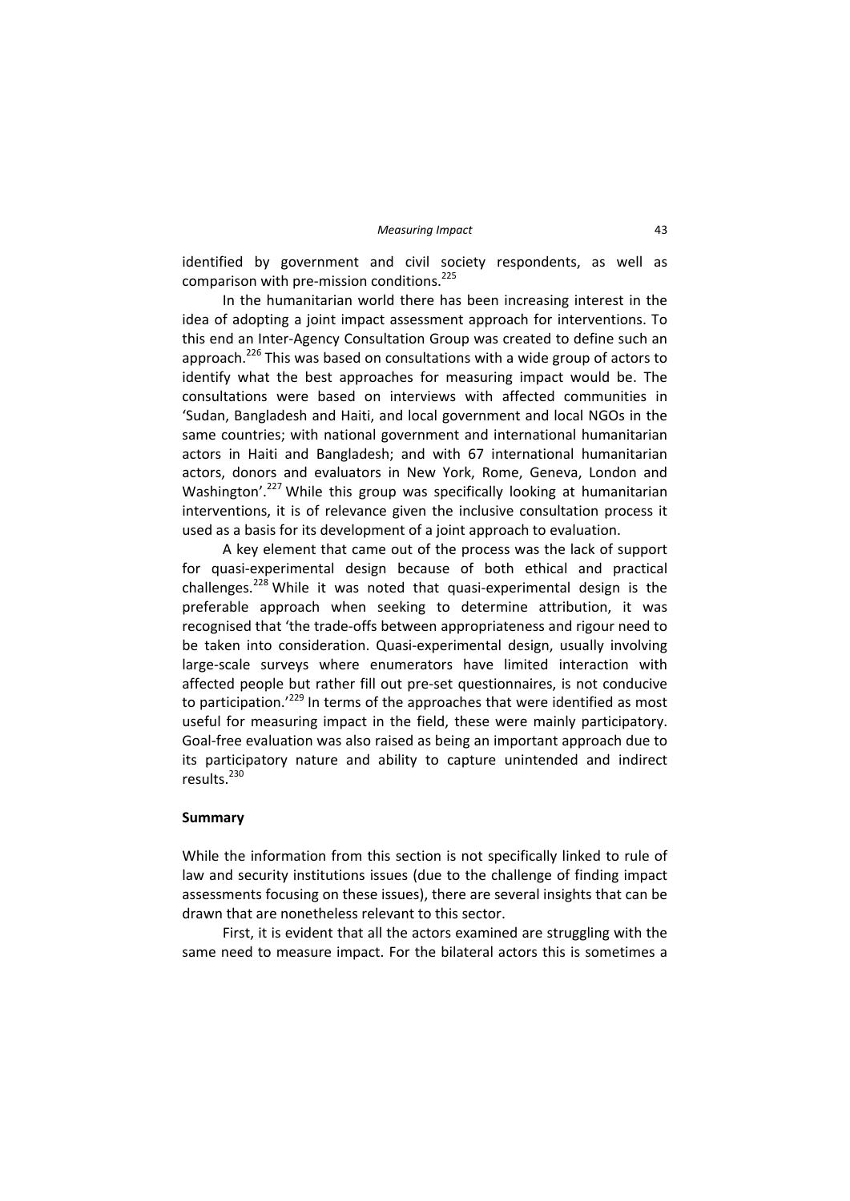identified by government and civil society respondents, as well as comparison with pre-mission conditions.[225]

In the humanitarian world there has been increasing interest in the idea of adopting a joint impact assessment approach for interventions. To this end an Inter-Agency Consultation Group was created to define such an approach.[226] This was based on consultations with a wide group of actors to identify what the best approaches for measuring impact would be. The consultations were based on interviews with affected communities in 'Sudan, Bangladesh and Haiti, and local government and local NGOs in the same countries; with national government and international humanitarian actors in Haiti and Bangladesh; and with 67 international humanitarian actors, donors and evaluators in New York, Rome, Geneva, London and Washington'.[227] While this group was specifically looking at humanitarian interventions, it is of relevance given the inclusive consultation process it used as a basis for its development of a joint approach to evaluation.

A key element that came out of the process was the lack of support for quasi-experimental design because of both ethical and practical challenges.[228] While it was noted that quasi-experimental design is the preferable approach when seeking to determine attribution, it was recognised that 'the trade-offs between appropriateness and rigour need to be taken into consideration. Quasi-experimental design, usually involving large-scale surveys where enumerators have limited interaction with affected people but rather fill out pre-set questionnaires, is not conducive to participation.'[229] In terms of the approaches that were identified as most useful for measuring impact in the field, these were mainly participatory. Goal-free evaluation was also raised as being an important approach due to its participatory nature and ability to capture unintended and indirect results.[230]

**Summary**

While the information from this section is not specifically linked to rule of law and security institutions issues (due to the challenge of finding impact assessments focusing on these issues), there are several insights that can be drawn that are nonetheless relevant to this sector.

First, it is evident that all the actors examined are struggling with the same need to measure impact. For the bilateral actors this is sometimes a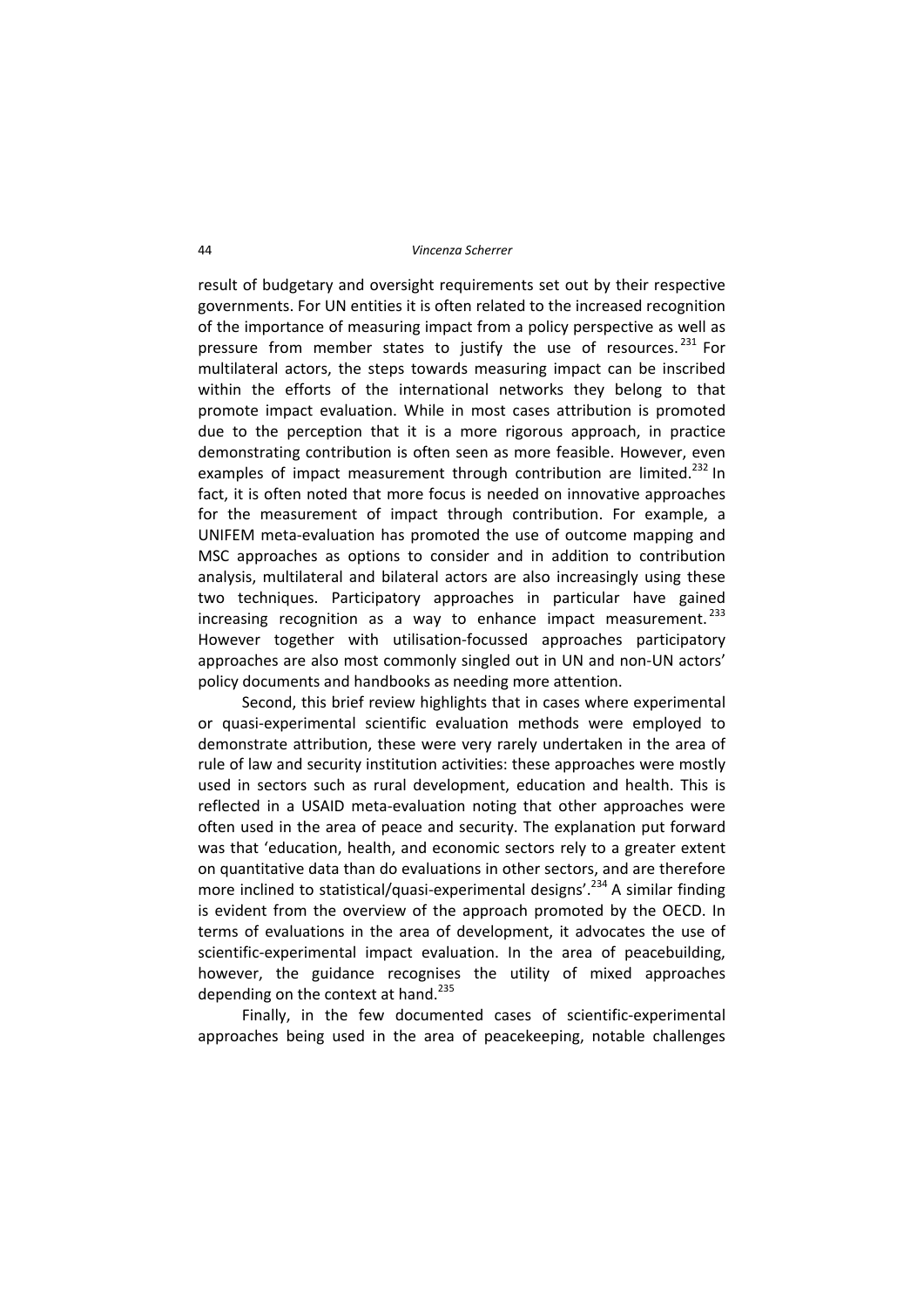result of budgetary and oversight requirements set out by their respective governments. For UN entities it is often related to the increased recognition of the importance of measuring impact from a policy perspective as well as pressure from member states to justify the use of resources.[231] For multilateral actors, the steps towards measuring impact can be inscribed within the efforts of the international networks they belong to that promote impact evaluation. While in most cases attribution is promoted due to the perception that it is a more rigorous approach, in practice demonstrating contribution is often seen as more feasible. However, even examples of impact measurement through contribution are limited.[232] In fact, it is often noted that more focus is needed on innovative approaches for the measurement of impact through contribution. For example, a UNIFEM meta-evaluation has promoted the use of outcome mapping and MSC approaches as options to consider and in addition to contribution analysis, multilateral and bilateral actors are also increasingly using these two techniques. Participatory approaches in particular have gained increasing recognition as a way to enhance impact measurement.[233] However together with utilisation-focussed approaches participatory approaches are also most commonly singled out in UN and non-UN actors' policy documents and handbooks as needing more attention.

Second, this brief review highlights that in cases where experimental or quasi-experimental scientific evaluation methods were employed to demonstrate attribution, these were very rarely undertaken in the area of rule of law and security institution activities: these approaches were mostly used in sectors such as rural development, education and health. This is reflected in a USAID meta-evaluation noting that other approaches were often used in the area of peace and security. The explanation put forward was that 'education, health, and economic sectors rely to a greater extent on quantitative data than do evaluations in other sectors, and are therefore more inclined to statistical/quasi-experimental designs'.[234] A similar finding is evident from the overview of the approach promoted by the OECD. In terms of evaluations in the area of development, it advocates the use of scientific-experimental impact evaluation. In the area of peacebuilding, however, the guidance recognises the utility of mixed approaches depending on the context at hand.[235]

Finally, in the few documented cases of scientific-experimental approaches being used in the area of peacekeeping, notable challenges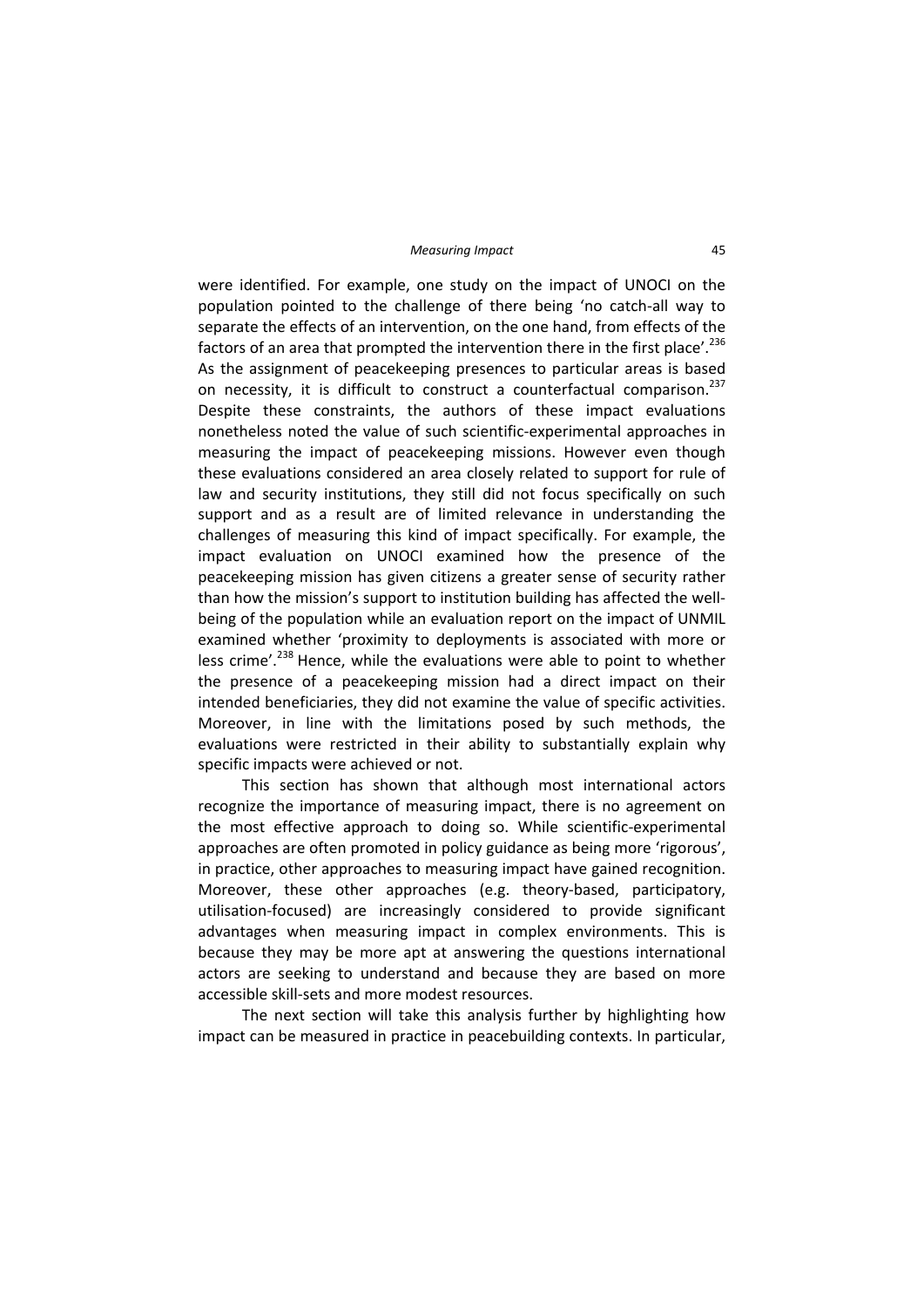were identified. For example, one study on the impact of UNOCI on the population pointed to the challenge of there being 'no catch-all way to separate the effects of an intervention, on the one hand, from effects of the factors of an area that prompted the intervention there in the first place'.[236] As the assignment of peacekeeping presences to particular areas is based on necessity, it is difficult to construct a counterfactual comparison.[237] Despite these constraints, the authors of these impact evaluations nonetheless noted the value of such scientific-experimental approaches in measuring the impact of peacekeeping missions. However even though these evaluations considered an area closely related to support for rule of law and security institutions, they still did not focus specifically on such support and as a result are of limited relevance in understanding the challenges of measuring this kind of impact specifically. For example, the impact evaluation on UNOCI examined how the presence of the peacekeeping mission has given citizens a greater sense of security rather than how the mission's support to institution building has affected the well-being of the population while an evaluation report on the impact of UNMIL examined whether 'proximity to deployments is associated with more or less crime'.[238] Hence, while the evaluations were able to point to whether the presence of a peacekeeping mission had a direct impact on their intended beneficiaries, they did not examine the value of specific activities. Moreover, in line with the limitations posed by such methods, the evaluations were restricted in their ability to substantially explain why specific impacts were achieved or not.

This section has shown that although most international actors recognize the importance of measuring impact, there is no agreement on the most effective approach to doing so. While scientific-experimental approaches are often promoted in policy guidance as being more 'rigorous', in practice, other approaches to measuring impact have gained recognition. Moreover, these other approaches (e.g. theory-based, participatory, utilisation-focused) are increasingly considered to provide significant advantages when measuring impact in complex environments. This is because they may be more apt at answering the questions international actors are seeking to understand and because they are based on more accessible skill-sets and more modest resources.

The next section will take this analysis further by highlighting how impact can be measured in practice in peacebuilding contexts. In particular,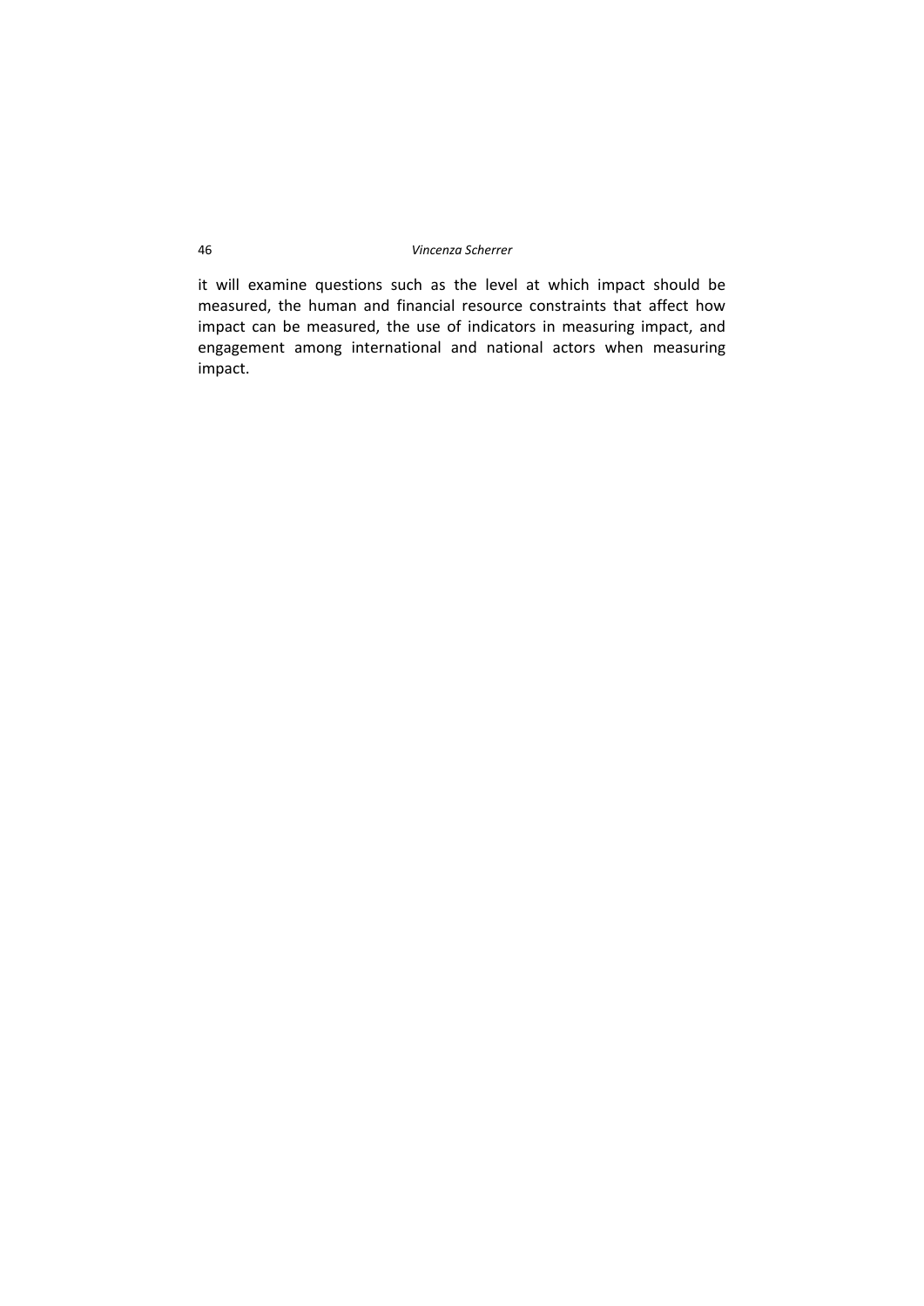it will examine questions such as the level at which impact should be measured, the human and financial resource constraints that affect how impact can be measured, the use of indicators in measuring impact, and engagement among international and national actors when measuring impact.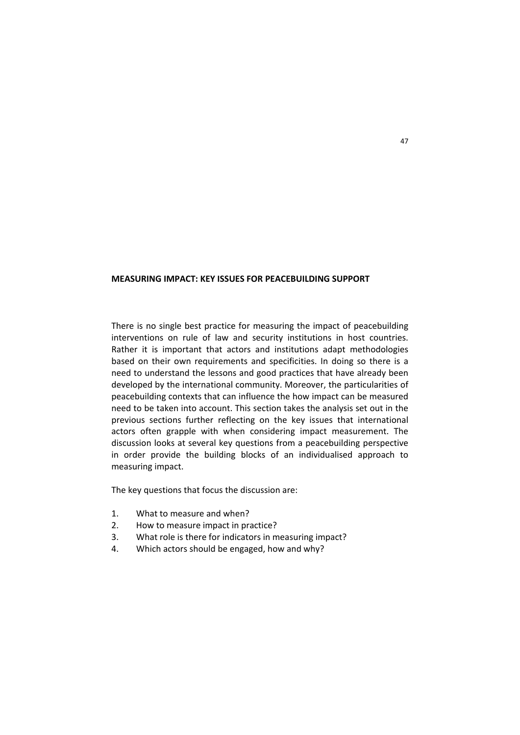## MEASURING IMPACT: KEY ISSUES FOR PEACEBUILDING SUPPORT

There is no single best practice for measuring the impact of peacebuilding interventions on rule of law and security institutions in host countries. Rather it is important that actors and institutions adapt methodologies based on their own requirements and specificities. In doing so there is a need to understand the lessons and good practices that have already been developed by the international community. Moreover, the particularities of peacebuilding contexts that can influence the how impact can be measured need to be taken into account. This section takes the analysis set out in the previous sections further reflecting on the key issues that international actors often grapple with when considering impact measurement. The discussion looks at several key questions from a peacebuilding perspective in order provide the building blocks of an individualised approach to measuring impact.

The key questions that focus the discussion are:

1. What to measure and when?
2. How to measure impact in practice?
3. What role is there for indicators in measuring impact?
4. Which actors should be engaged, how and why?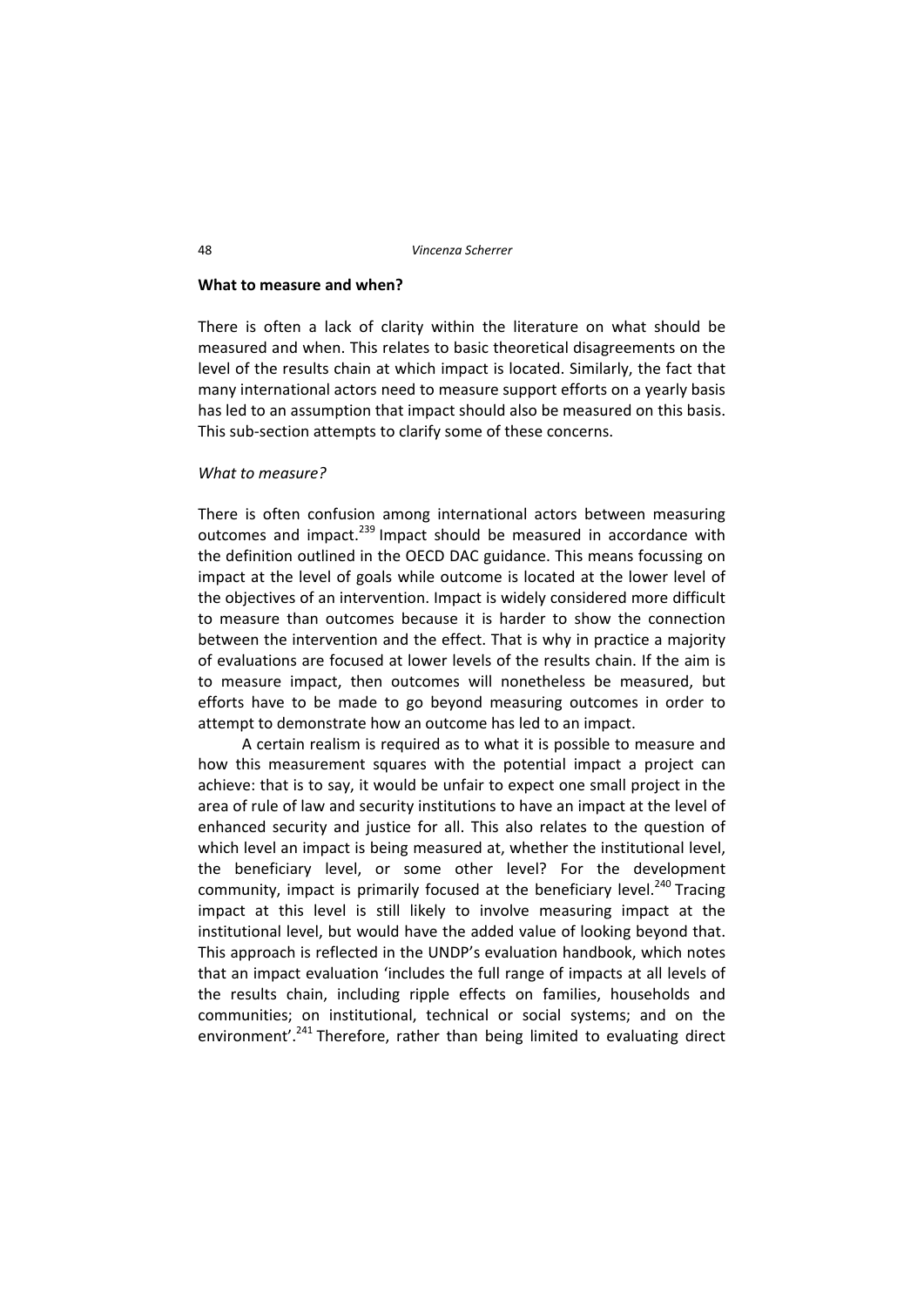## What to measure and when?

There is often a lack of clarity within the literature on what should be measured and when. This relates to basic theoretical disagreements on the level of the results chain at which impact is located. Similarly, the fact that many international actors need to measure support efforts on a yearly basis has led to an assumption that impact should also be measured on this basis. This sub-section attempts to clarify some of these concerns.

### *What to measure?*

There is often confusion among international actors between measuring outcomes and impact.[239] Impact should be measured in accordance with the definition outlined in the OECD DAC guidance. This means focussing on impact at the level of goals while outcome is located at the lower level of the objectives of an intervention. Impact is widely considered more difficult to measure than outcomes because it is harder to show the connection between the intervention and the effect. That is why in practice a majority of evaluations are focused at lower levels of the results chain. If the aim is to measure impact, then outcomes will nonetheless be measured, but efforts have to be made to go beyond measuring outcomes in order to attempt to demonstrate how an outcome has led to an impact.

A certain realism is required as to what it is possible to measure and how this measurement squares with the potential impact a project can achieve: that is to say, it would be unfair to expect one small project in the area of rule of law and security institutions to have an impact at the level of enhanced security and justice for all. This also relates to the question of which level an impact is being measured at, whether the institutional level, the beneficiary level, or some other level? For the development community, impact is primarily focused at the beneficiary level.[240] Tracing impact at this level is still likely to involve measuring impact at the institutional level, but would have the added value of looking beyond that. This approach is reflected in the UNDP's evaluation handbook, which notes that an impact evaluation 'includes the full range of impacts at all levels of the results chain, including ripple effects on families, households and communities; on institutional, technical or social systems; and on the environment'.[241] Therefore, rather than being limited to evaluating direct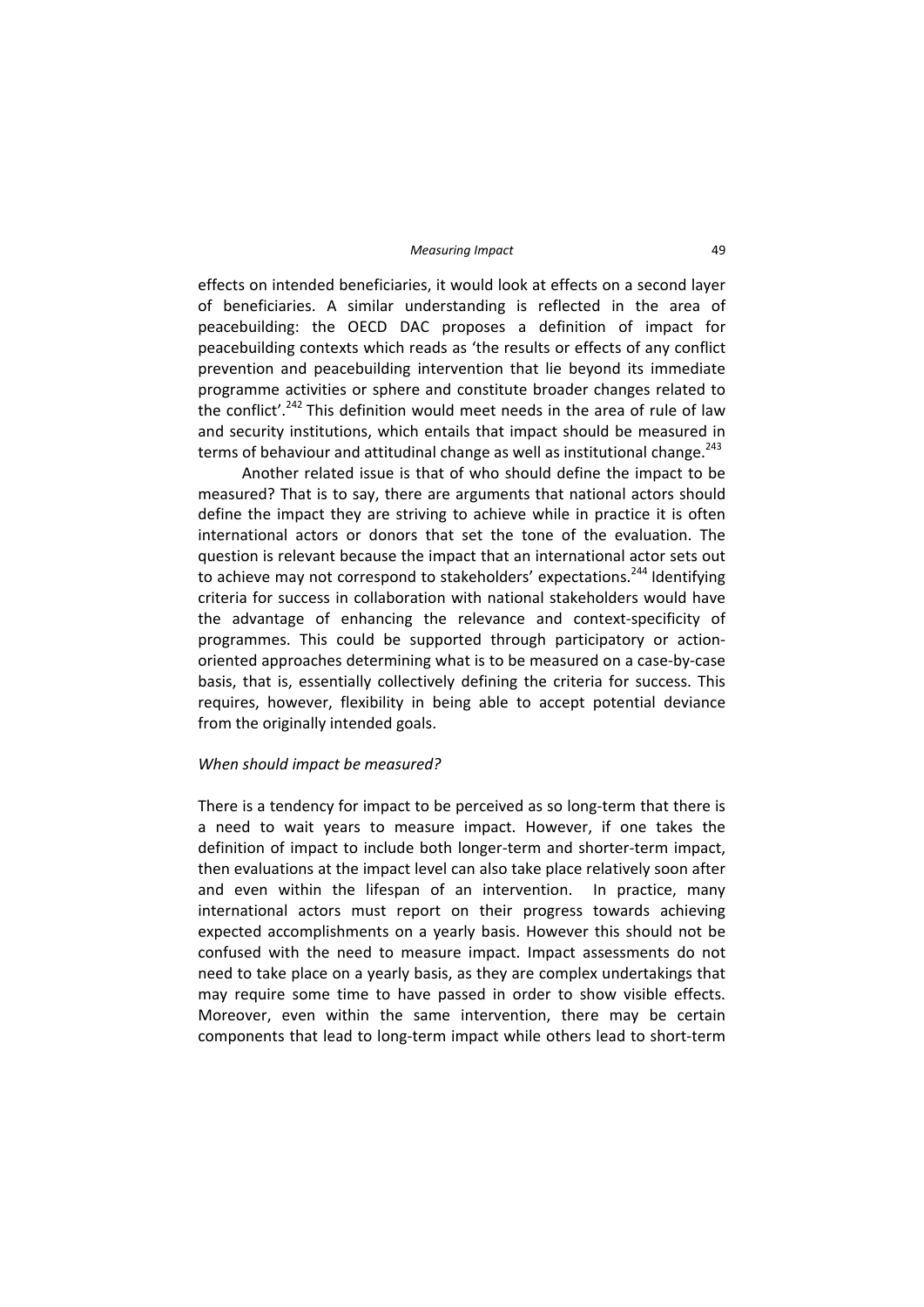effects on intended beneficiaries, it would look at effects on a second layer of beneficiaries. A similar understanding is reflected in the area of peacebuilding: the OECD DAC proposes a definition of impact for peacebuilding contexts which reads as 'the results or effects of any conflict prevention and peacebuilding intervention that lie beyond its immediate programme activities or sphere and constitute broader changes related to the conflict'.[242] This definition would meet needs in the area of rule of law and security institutions, which entails that impact should be measured in terms of behaviour and attitudinal change as well as institutional change.[243]

Another related issue is that of who should define the impact to be measured? That is to say, there are arguments that national actors should define the impact they are striving to achieve while in practice it is often international actors or donors that set the tone of the evaluation. The question is relevant because the impact that an international actor sets out to achieve may not correspond to stakeholders' expectations.[244] Identifying criteria for success in collaboration with national stakeholders would have the advantage of enhancing the relevance and context-specificity of programmes. This could be supported through participatory or action-oriented approaches determining what is to be measured on a case-by-case basis, that is, essentially collectively defining the criteria for success. This requires, however, flexibility in being able to accept potential deviance from the originally intended goals.

*When should impact be measured?*

There is a tendency for impact to be perceived as so long-term that there is a need to wait years to measure impact. However, if one takes the definition of impact to include both longer-term and shorter-term impact, then evaluations at the impact level can also take place relatively soon after and even within the lifespan of an intervention. In practice, many international actors must report on their progress towards achieving expected accomplishments on a yearly basis. However this should not be confused with the need to measure impact. Impact assessments do not need to take place on a yearly basis, as they are complex undertakings that may require some time to have passed in order to show visible effects. Moreover, even within the same intervention, there may be certain components that lead to long-term impact while others lead to short-term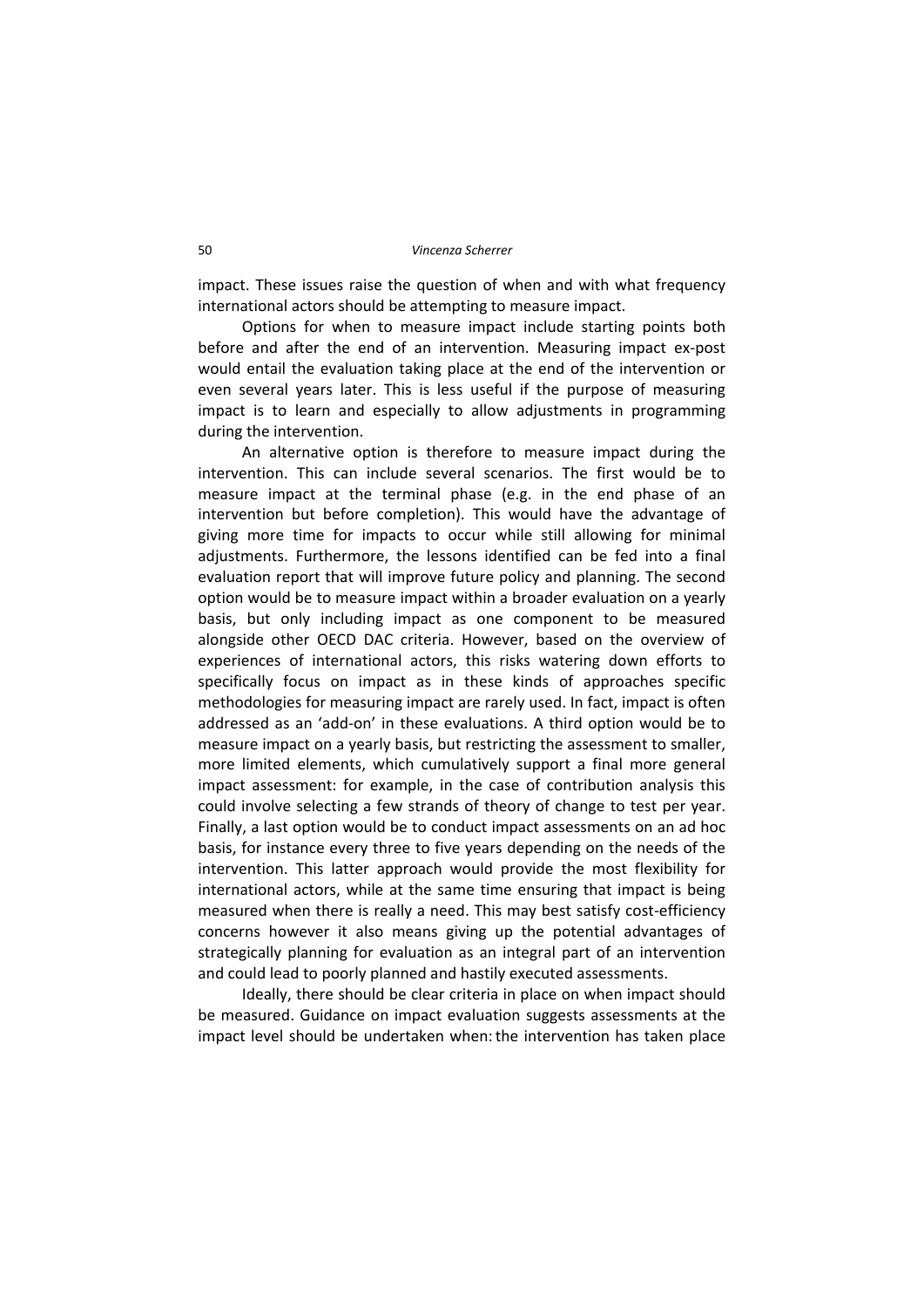impact. These issues raise the question of when and with what frequency international actors should be attempting to measure impact.

Options for when to measure impact include starting points both before and after the end of an intervention. Measuring impact ex-post would entail the evaluation taking place at the end of the intervention or even several years later. This is less useful if the purpose of measuring impact is to learn and especially to allow adjustments in programming during the intervention.

An alternative option is therefore to measure impact during the intervention. This can include several scenarios. The first would be to measure impact at the terminal phase (e.g. in the end phase of an intervention but before completion). This would have the advantage of giving more time for impacts to occur while still allowing for minimal adjustments. Furthermore, the lessons identified can be fed into a final evaluation report that will improve future policy and planning. The second option would be to measure impact within a broader evaluation on a yearly basis, but only including impact as one component to be measured alongside other OECD DAC criteria. However, based on the overview of experiences of international actors, this risks watering down efforts to specifically focus on impact as in these kinds of approaches specific methodologies for measuring impact are rarely used. In fact, impact is often addressed as an 'add-on' in these evaluations. A third option would be to measure impact on a yearly basis, but restricting the assessment to smaller, more limited elements, which cumulatively support a final more general impact assessment: for example, in the case of contribution analysis this could involve selecting a few strands of theory of change to test per year. Finally, a last option would be to conduct impact assessments on an ad hoc basis, for instance every three to five years depending on the needs of the intervention. This latter approach would provide the most flexibility for international actors, while at the same time ensuring that impact is being measured when there is really a need. This may best satisfy cost-efficiency concerns however it also means giving up the potential advantages of strategically planning for evaluation as an integral part of an intervention and could lead to poorly planned and hastily executed assessments.

Ideally, there should be clear criteria in place on when impact should be measured. Guidance on impact evaluation suggests assessments at the impact level should be undertaken when: the intervention has taken place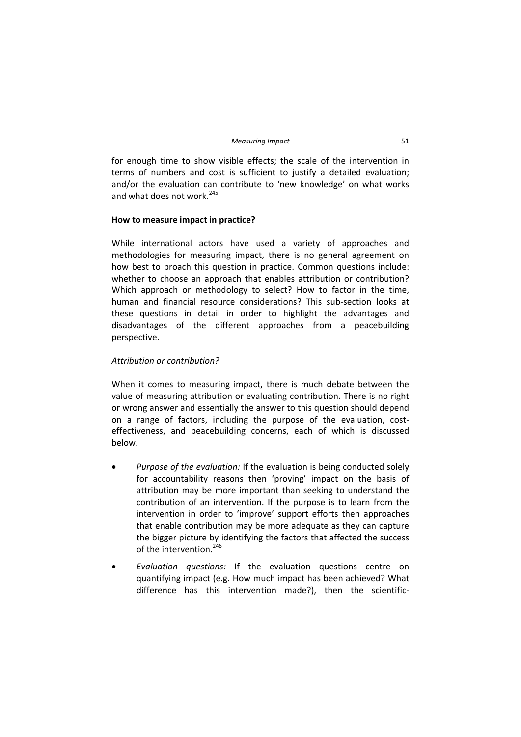for enough time to show visible effects; the scale of the intervention in terms of numbers and cost is sufficient to justify a detailed evaluation; and/or the evaluation can contribute to 'new knowledge' on what works and what does not work.[245]

**How to measure impact in practice?**

While international actors have used a variety of approaches and methodologies for measuring impact, there is no general agreement on how best to broach this question in practice. Common questions include: whether to choose an approach that enables attribution or contribution? Which approach or methodology to select? How to factor in the time, human and financial resource considerations? This sub-section looks at these questions in detail in order to highlight the advantages and disadvantages of the different approaches from a peacebuilding perspective.

*Attribution or contribution?*

When it comes to measuring impact, there is much debate between the value of measuring attribution or evaluating contribution. There is no right or wrong answer and essentially the answer to this question should depend on a range of factors, including the purpose of the evaluation, cost-effectiveness, and peacebuilding concerns, each of which is discussed below.

- *Purpose of the evaluation:* If the evaluation is being conducted solely for accountability reasons then 'proving' impact on the basis of attribution may be more important than seeking to understand the contribution of an intervention. If the purpose is to learn from the intervention in order to 'improve' support efforts then approaches that enable contribution may be more adequate as they can capture the bigger picture by identifying the factors that affected the success of the intervention.[246]
- *Evaluation questions:* If the evaluation questions centre on quantifying impact (e.g. How much impact has been achieved? What difference has this intervention made?), then the scientific-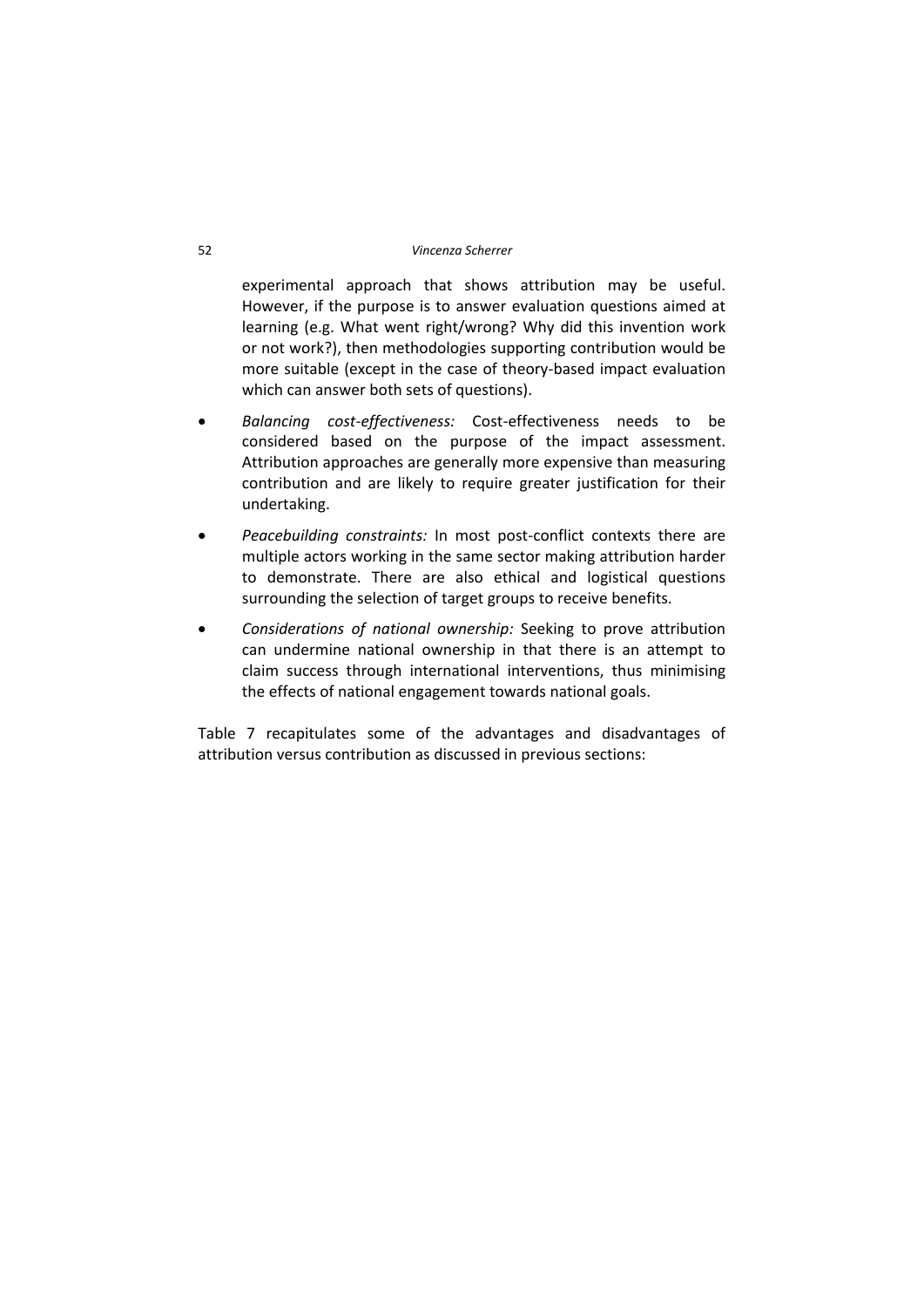experimental approach that shows attribution may be useful. However, if the purpose is to answer evaluation questions aimed at learning (e.g. What went right/wrong? Why did this invention work or not work?), then methodologies supporting contribution would be more suitable (except in the case of theory-based impact evaluation which can answer both sets of questions).

- *Balancing cost-effectiveness:* Cost-effectiveness needs to be considered based on the purpose of the impact assessment. Attribution approaches are generally more expensive than measuring contribution and are likely to require greater justification for their undertaking.
- *Peacebuilding constraints:* In most post-conflict contexts there are multiple actors working in the same sector making attribution harder to demonstrate. There are also ethical and logistical questions surrounding the selection of target groups to receive benefits.
- *Considerations of national ownership:* Seeking to prove attribution can undermine national ownership in that there is an attempt to claim success through international interventions, thus minimising the effects of national engagement towards national goals.

Table 7 recapitulates some of the advantages and disadvantages of attribution versus contribution as discussed in previous sections: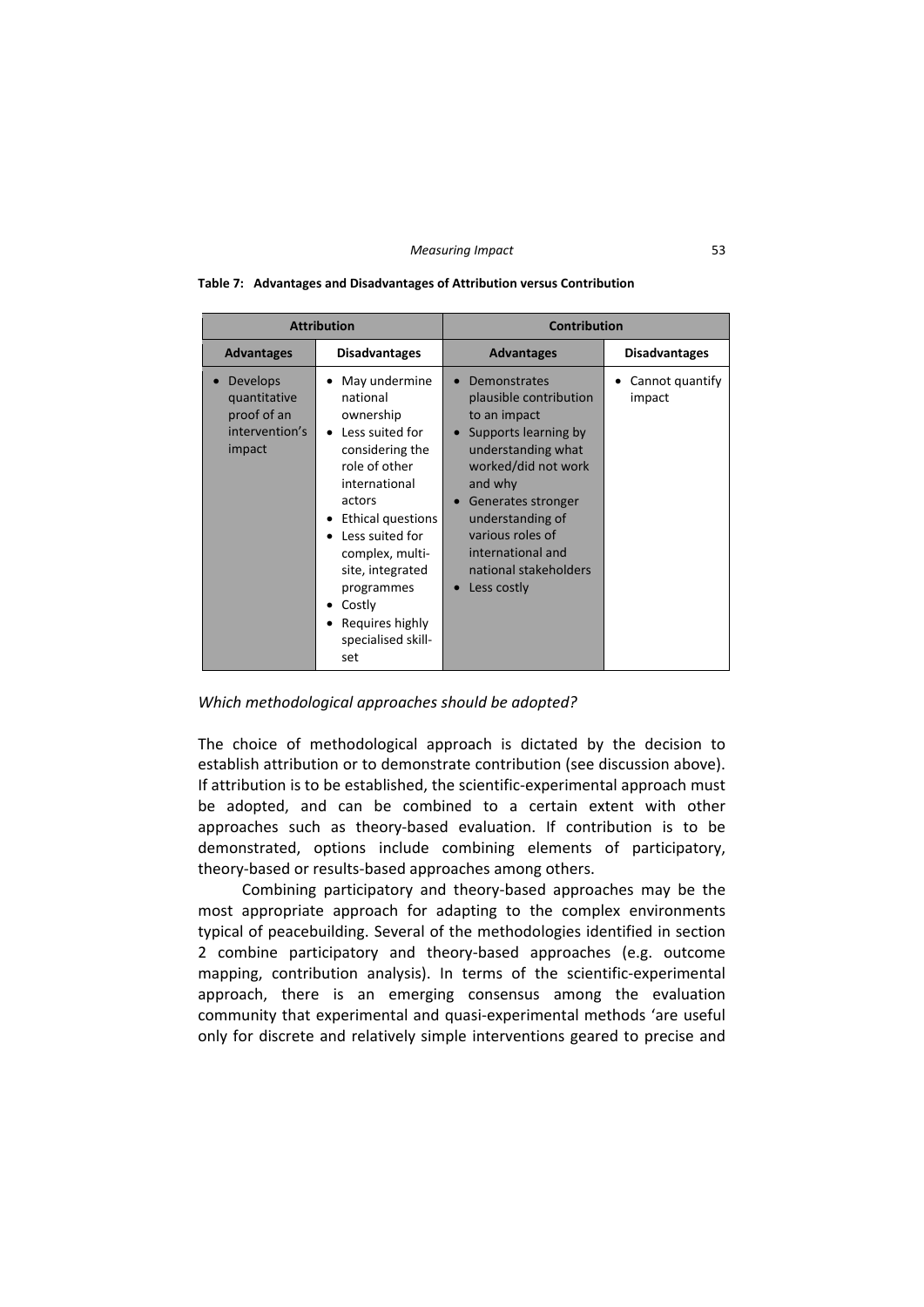**Table 7: Advantages and Disadvantages of Attribution versus Contribution**

| Attribution | | Contribution | |
|---|---|---|---|
| **Advantages** | **Disadvantages** | **Advantages** | **Disadvantages** |
| • Develops quantitative proof of an intervention's impact | • May undermine national ownership<br>• Less suited for considering the role of other international actors<br>• Ethical questions<br>• Less suited for complex, multi-site, integrated programmes<br>• Costly<br>• Requires highly specialised skill-set | • Demonstrates plausible contribution to an impact<br>• Supports learning by understanding what worked/did not work and why<br>• Generates stronger understanding of various roles of international and national stakeholders<br>• Less costly | • Cannot quantify impact |

*Which methodological approaches should be adopted?*

The choice of methodological approach is dictated by the decision to establish attribution or to demonstrate contribution (see discussion above). If attribution is to be established, the scientific-experimental approach must be adopted, and can be combined to a certain extent with other approaches such as theory-based evaluation. If contribution is to be demonstrated, options include combining elements of participatory, theory-based or results-based approaches among others.

Combining participatory and theory-based approaches may be the most appropriate approach for adapting to the complex environments typical of peacebuilding. Several of the methodologies identified in section 2 combine participatory and theory-based approaches (e.g. outcome mapping, contribution analysis). In terms of the scientific-experimental approach, there is an emerging consensus among the evaluation community that experimental and quasi-experimental methods 'are useful only for discrete and relatively simple interventions geared to precise and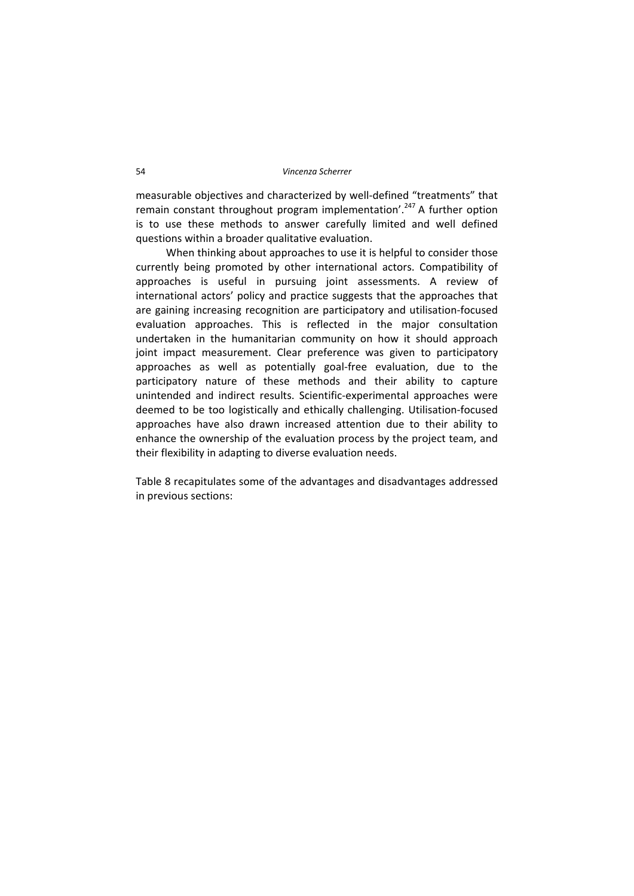measurable objectives and characterized by well-defined "treatments" that remain constant throughout program implementation'.[247] A further option is to use these methods to answer carefully limited and well defined questions within a broader qualitative evaluation.

When thinking about approaches to use it is helpful to consider those currently being promoted by other international actors. Compatibility of approaches is useful in pursuing joint assessments. A review of international actors' policy and practice suggests that the approaches that are gaining increasing recognition are participatory and utilisation-focused evaluation approaches. This is reflected in the major consultation undertaken in the humanitarian community on how it should approach joint impact measurement. Clear preference was given to participatory approaches as well as potentially goal-free evaluation, due to the participatory nature of these methods and their ability to capture unintended and indirect results. Scientific-experimental approaches were deemed to be too logistically and ethically challenging. Utilisation-focused approaches have also drawn increased attention due to their ability to enhance the ownership of the evaluation process by the project team, and their flexibility in adapting to diverse evaluation needs.

Table 8 recapitulates some of the advantages and disadvantages addressed in previous sections: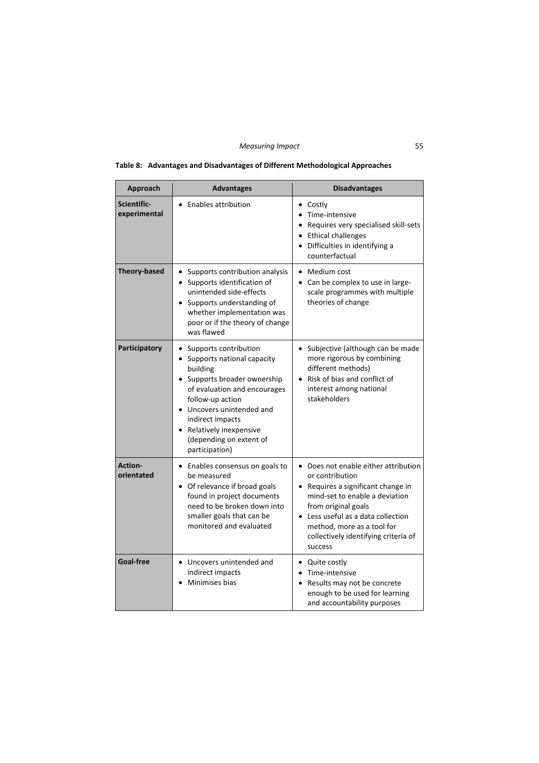**Table 8: Advantages and Disadvantages of Different Methodological Approaches**

| Approach | Advantages | Disadvantages |
|---|---|---|
| **Scientific-experimental** | • Enables attribution | • Costly<br>• Time-intensive<br>• Requires very specialised skill-sets<br>• Ethical challenges<br>• Difficulties in identifying a counterfactual |
| **Theory-based** | • Supports contribution analysis<br>• Supports identification of unintended side-effects<br>• Supports understanding of whether implementation was poor or if the theory of change was flawed | • Medium cost<br>• Can be complex to use in large-scale programmes with multiple theories of change |
| **Participatory** | • Supports contribution<br>• Supports national capacity building<br>• Supports broader ownership of evaluation and encourages follow-up action<br>• Uncovers unintended and indirect impacts<br>• Relatively inexpensive (depending on extent of participation) | • Subjective (although can be made more rigorous by combining different methods)<br>• Risk of bias and conflict of interest among national stakeholders |
| **Action-orientated** | • Enables consensus on goals to be measured<br>• Of relevance if broad goals found in project documents need to be broken down into smaller goals that can be monitored and evaluated | • Does not enable either attribution or contribution<br>• Requires a significant change in mind-set to enable a deviation from original goals<br>• Less useful as a data collection method, more as a tool for collectively identifying criteria of success |
| **Goal-free** | • Uncovers unintended and indirect impacts<br>• Minimises bias | • Quite costly<br>• Time-intensive<br>• Results may not be concrete enough to be used for learning and accountability purposes |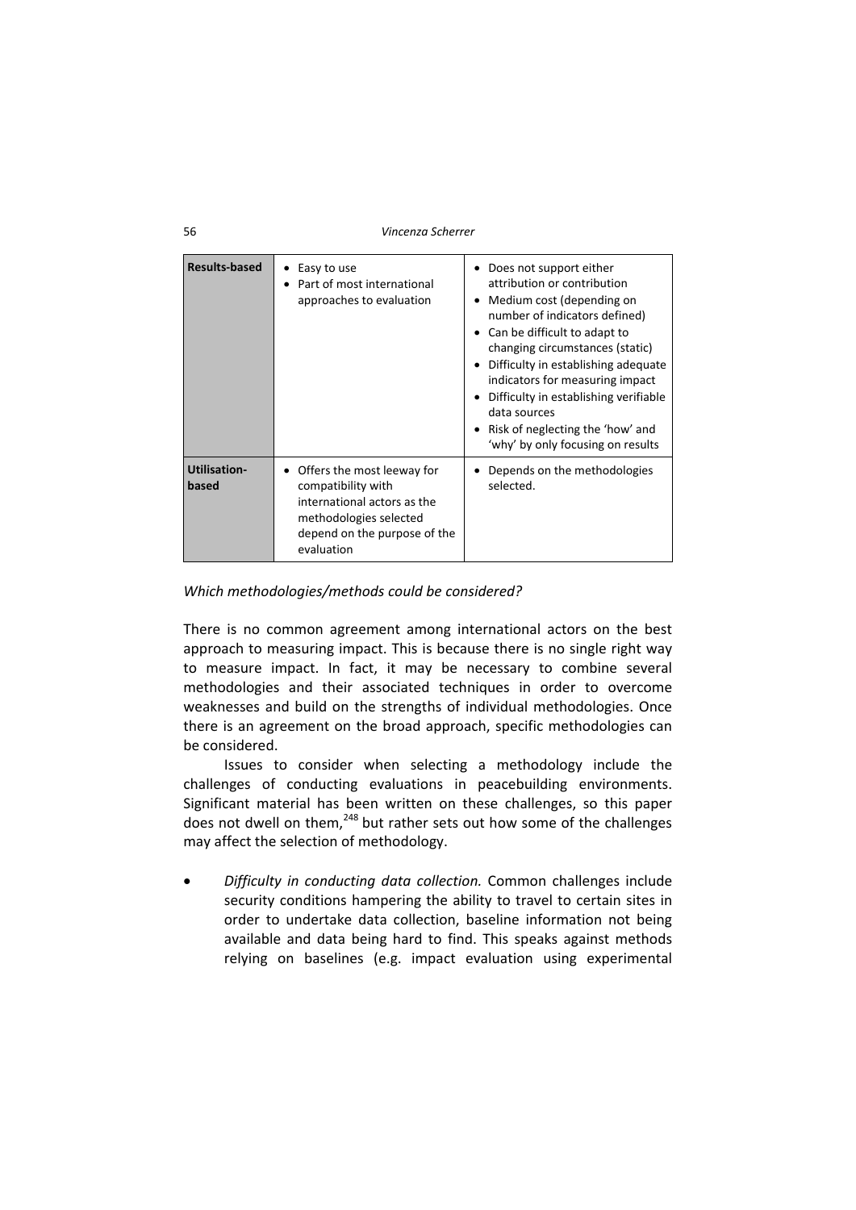| Results-based | • Easy to use<br>• Part of most international approaches to evaluation | • Does not support either attribution or contribution<br>• Medium cost (depending on number of indicators defined)<br>• Can be difficult to adapt to changing circumstances (static)<br>• Difficulty in establishing adequate indicators for measuring impact<br>• Difficulty in establishing verifiable data sources<br>• Risk of neglecting the 'how' and 'why' by only focusing on results |
|---|---|---|
| Utilisation-based | • Offers the most leeway for compatibility with international actors as the methodologies selected depend on the purpose of the evaluation | • Depends on the methodologies selected. |

*Which methodologies/methods could be considered?*

There is no common agreement among international actors on the best approach to measuring impact. This is because there is no single right way to measure impact. In fact, it may be necessary to combine several methodologies and their associated techniques in order to overcome weaknesses and build on the strengths of individual methodologies. Once there is an agreement on the broad approach, specific methodologies can be considered.

Issues to consider when selecting a methodology include the challenges of conducting evaluations in peacebuilding environments. Significant material has been written on these challenges, so this paper does not dwell on them,[248] but rather sets out how some of the challenges may affect the selection of methodology.

- *Difficulty in conducting data collection.* Common challenges include security conditions hampering the ability to travel to certain sites in order to undertake data collection, baseline information not being available and data being hard to find. This speaks against methods relying on baselines (e.g. impact evaluation using experimental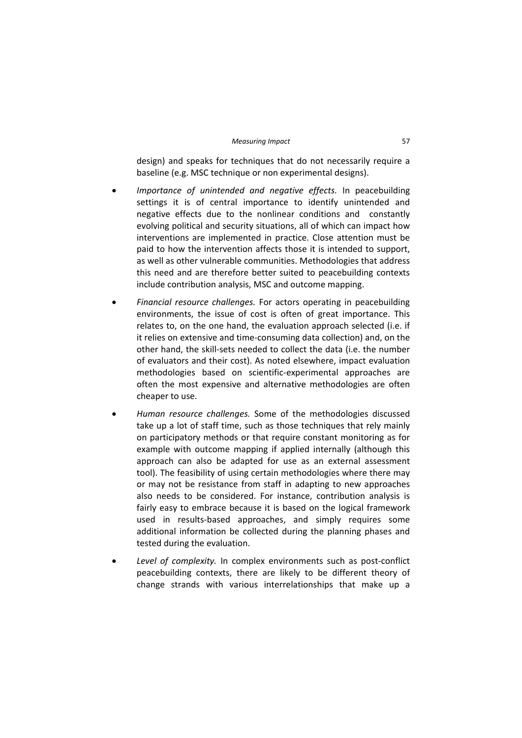design) and speaks for techniques that do not necessarily require a baseline (e.g. MSC technique or non experimental designs).

- *Importance of unintended and negative effects.* In peacebuilding settings it is of central importance to identify unintended and negative effects due to the nonlinear conditions and constantly evolving political and security situations, all of which can impact how interventions are implemented in practice. Close attention must be paid to how the intervention affects those it is intended to support, as well as other vulnerable communities. Methodologies that address this need and are therefore better suited to peacebuilding contexts include contribution analysis, MSC and outcome mapping.

- *Financial resource challenges.* For actors operating in peacebuilding environments, the issue of cost is often of great importance. This relates to, on the one hand, the evaluation approach selected (i.e. if it relies on extensive and time-consuming data collection) and, on the other hand, the skill-sets needed to collect the data (i.e. the number of evaluators and their cost). As noted elsewhere, impact evaluation methodologies based on scientific-experimental approaches are often the most expensive and alternative methodologies are often cheaper to use.

- *Human resource challenges.* Some of the methodologies discussed take up a lot of staff time, such as those techniques that rely mainly on participatory methods or that require constant monitoring as for example with outcome mapping if applied internally (although this approach can also be adapted for use as an external assessment tool). The feasibility of using certain methodologies where there may or may not be resistance from staff in adapting to new approaches also needs to be considered. For instance, contribution analysis is fairly easy to embrace because it is based on the logical framework used in results-based approaches, and simply requires some additional information be collected during the planning phases and tested during the evaluation.

- *Level of complexity.* In complex environments such as post-conflict peacebuilding contexts, there are likely to be different theory of change strands with various interrelationships that make up a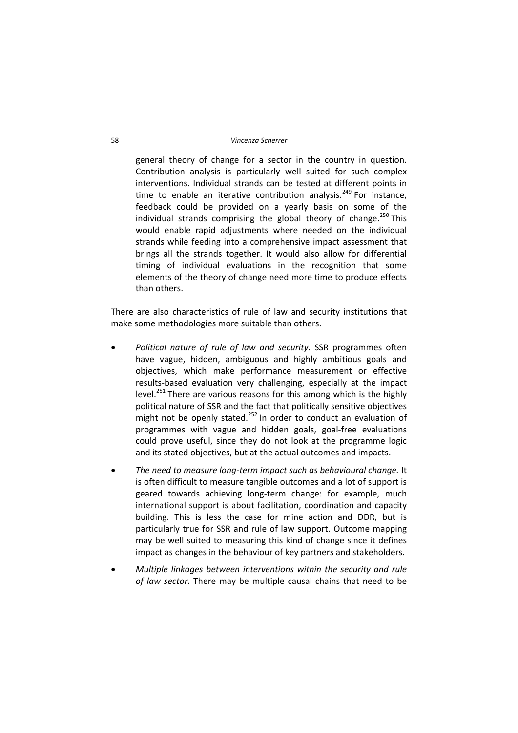general theory of change for a sector in the country in question. Contribution analysis is particularly well suited for such complex interventions. Individual strands can be tested at different points in time to enable an iterative contribution analysis.[249] For instance, feedback could be provided on a yearly basis on some of the individual strands comprising the global theory of change.[250] This would enable rapid adjustments where needed on the individual strands while feeding into a comprehensive impact assessment that brings all the strands together. It would also allow for differential timing of individual evaluations in the recognition that some elements of the theory of change need more time to produce effects than others.

There are also characteristics of rule of law and security institutions that make some methodologies more suitable than others.

- *Political nature of rule of law and security.* SSR programmes often have vague, hidden, ambiguous and highly ambitious goals and objectives, which make performance measurement or effective results-based evaluation very challenging, especially at the impact level.[251] There are various reasons for this among which is the highly political nature of SSR and the fact that politically sensitive objectives might not be openly stated.[252] In order to conduct an evaluation of programmes with vague and hidden goals, goal-free evaluations could prove useful, since they do not look at the programme logic and its stated objectives, but at the actual outcomes and impacts.
- *The need to measure long-term impact such as behavioural change.* It is often difficult to measure tangible outcomes and a lot of support is geared towards achieving long-term change: for example, much international support is about facilitation, coordination and capacity building. This is less the case for mine action and DDR, but is particularly true for SSR and rule of law support. Outcome mapping may be well suited to measuring this kind of change since it defines impact as changes in the behaviour of key partners and stakeholders.
- *Multiple linkages between interventions within the security and rule of law sector.* There may be multiple causal chains that need to be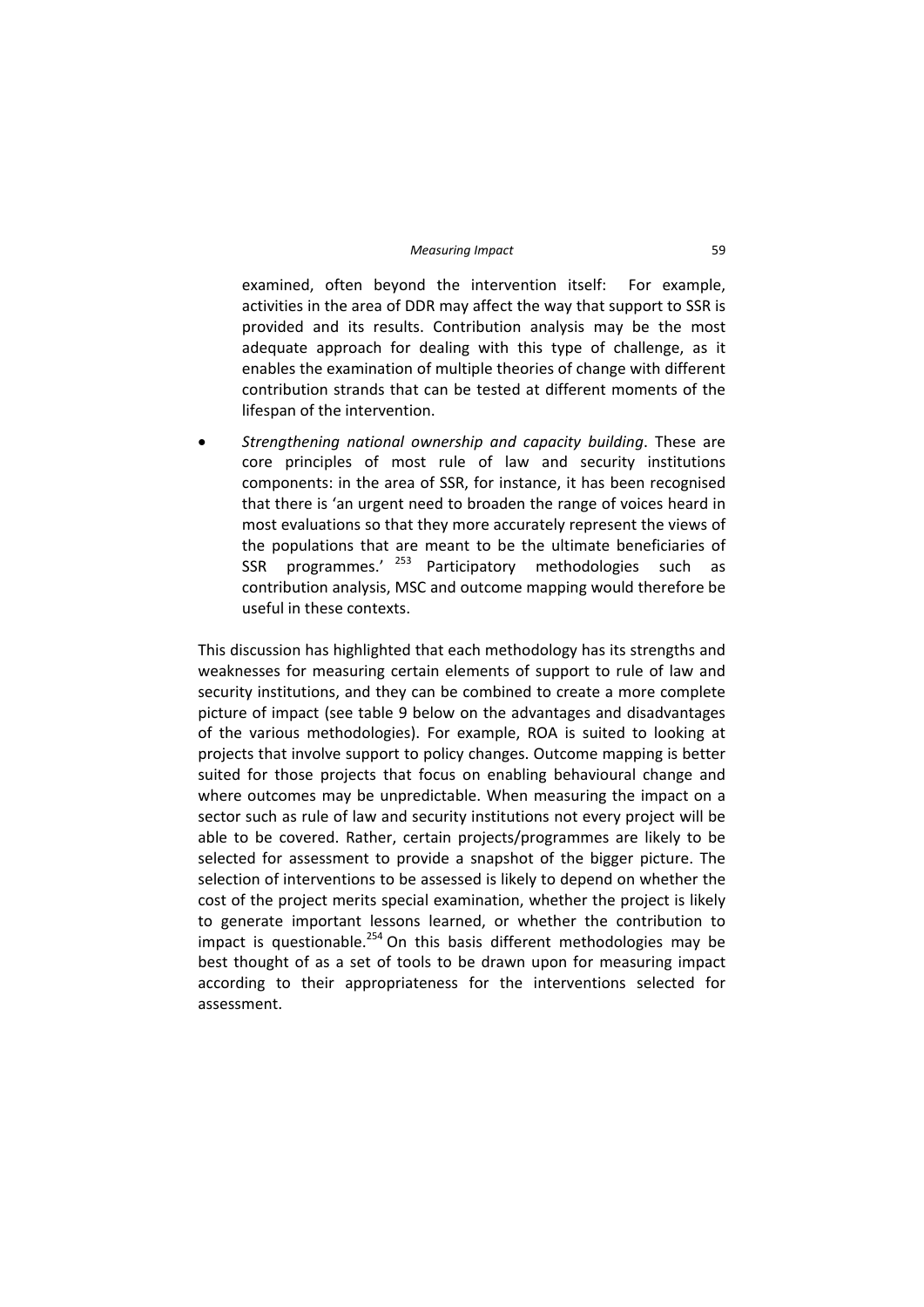examined, often beyond the intervention itself: For example, activities in the area of DDR may affect the way that support to SSR is provided and its results. Contribution analysis may be the most adequate approach for dealing with this type of challenge, as it enables the examination of multiple theories of change with different contribution strands that can be tested at different moments of the lifespan of the intervention.

- *Strengthening national ownership and capacity building*. These are core principles of most rule of law and security institutions components: in the area of SSR, for instance, it has been recognised that there is 'an urgent need to broaden the range of voices heard in most evaluations so that they more accurately represent the views of the populations that are meant to be the ultimate beneficiaries of SSR programmes.'[253] Participatory methodologies such as contribution analysis, MSC and outcome mapping would therefore be useful in these contexts.

This discussion has highlighted that each methodology has its strengths and weaknesses for measuring certain elements of support to rule of law and security institutions, and they can be combined to create a more complete picture of impact (see table 9 below on the advantages and disadvantages of the various methodologies). For example, ROA is suited to looking at projects that involve support to policy changes. Outcome mapping is better suited for those projects that focus on enabling behavioural change and where outcomes may be unpredictable. When measuring the impact on a sector such as rule of law and security institutions not every project will be able to be covered. Rather, certain projects/programmes are likely to be selected for assessment to provide a snapshot of the bigger picture. The selection of interventions to be assessed is likely to depend on whether the cost of the project merits special examination, whether the project is likely to generate important lessons learned, or whether the contribution to impact is questionable.[254] On this basis different methodologies may be best thought of as a set of tools to be drawn upon for measuring impact according to their appropriateness for the interventions selected for assessment.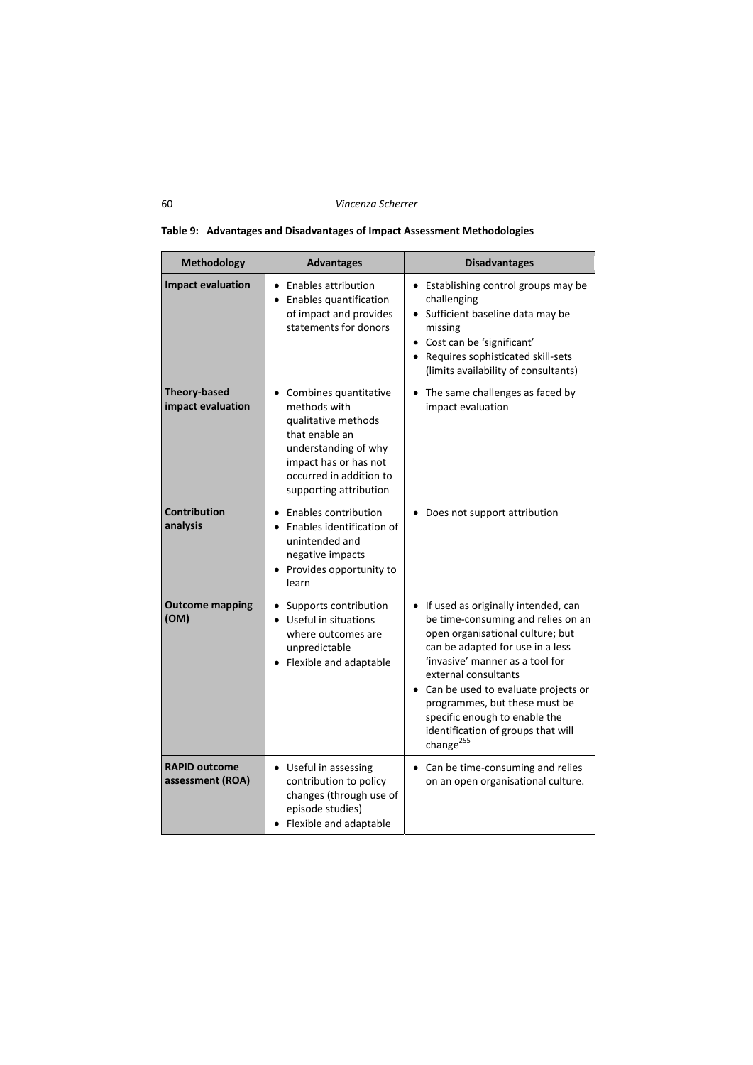**Table 9: Advantages and Disadvantages of Impact Assessment Methodologies**

| Methodology | Advantages | Disadvantages |
|---|---|---|
| **Impact evaluation** | • Enables attribution<br>• Enables quantification of impact and provides statements for donors | • Establishing control groups may be challenging<br>• Sufficient baseline data may be missing<br>• Cost can be 'significant'<br>• Requires sophisticated skill-sets (limits availability of consultants) |
| **Theory-based impact evaluation** | • Combines quantitative methods with qualitative methods that enable an understanding of why impact has or has not occurred in addition to supporting attribution | • The same challenges as faced by impact evaluation |
| **Contribution analysis** | • Enables contribution<br>• Enables identification of unintended and negative impacts<br>• Provides opportunity to learn | • Does not support attribution |
| **Outcome mapping (OM)** | • Supports contribution<br>• Useful in situations where outcomes are unpredictable<br>• Flexible and adaptable | • If used as originally intended, can be time-consuming and relies on an open organisational culture; but can be adapted for use in a less 'invasive' manner as a tool for external consultants<br>• Can be used to evaluate projects or programmes, but these must be specific enough to enable the identification of groups that will change[255] |
| **RAPID outcome assessment (ROA)** | • Useful in assessing contribution to policy changes (through use of episode studies)<br>• Flexible and adaptable | • Can be time-consuming and relies on an open organisational culture. |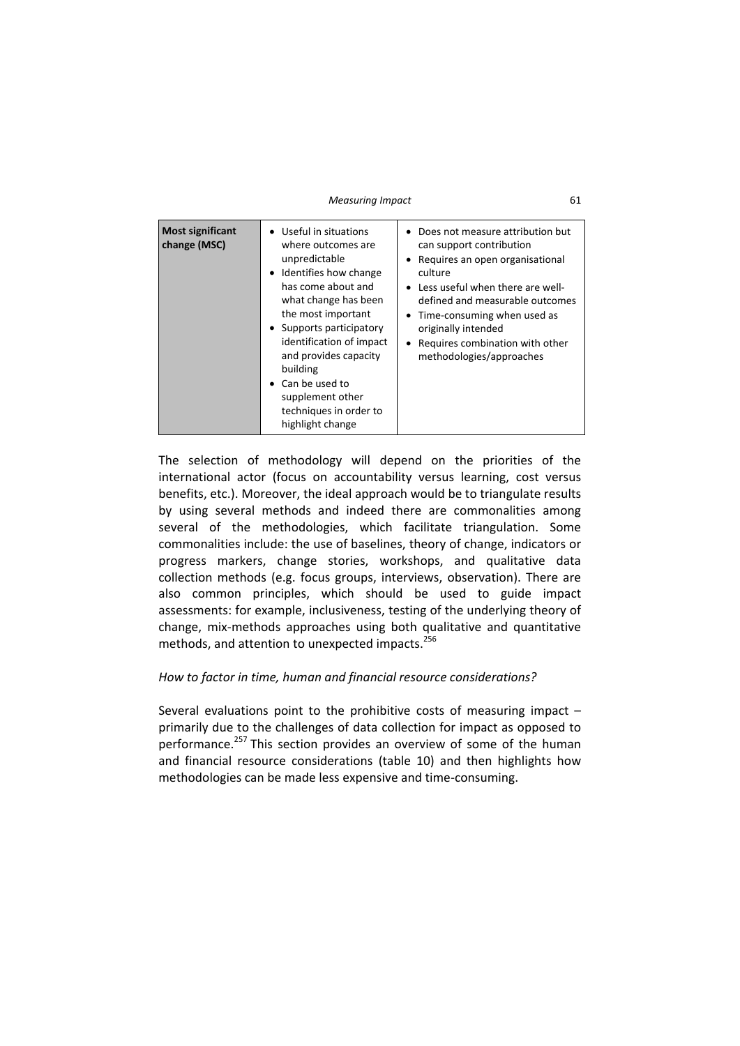| **Most significant change (MSC)** | • Useful in situations where outcomes are unpredictable<br>• Identifies how change has come about and what change has been the most important<br>• Supports participatory identification of impact and provides capacity building<br>• Can be used to supplement other techniques in order to highlight change | • Does not measure attribution but can support contribution<br>• Requires an open organisational culture<br>• Less useful when there are well-defined and measurable outcomes<br>• Time-consuming when used as originally intended<br>• Requires combination with other methodologies/approaches |
|---|---|---|

The selection of methodology will depend on the priorities of the international actor (focus on accountability versus learning, cost versus benefits, etc.). Moreover, the ideal approach would be to triangulate results by using several methods and indeed there are commonalities among several of the methodologies, which facilitate triangulation. Some commonalities include: the use of baselines, theory of change, indicators or progress markers, change stories, workshops, and qualitative data collection methods (e.g. focus groups, interviews, observation). There are also common principles, which should be used to guide impact assessments: for example, inclusiveness, testing of the underlying theory of change, mix-methods approaches using both qualitative and quantitative methods, and attention to unexpected impacts.[256]

*How to factor in time, human and financial resource considerations?*

Several evaluations point to the prohibitive costs of measuring impact – primarily due to the challenges of data collection for impact as opposed to performance.[257] This section provides an overview of some of the human and financial resource considerations (table 10) and then highlights how methodologies can be made less expensive and time-consuming.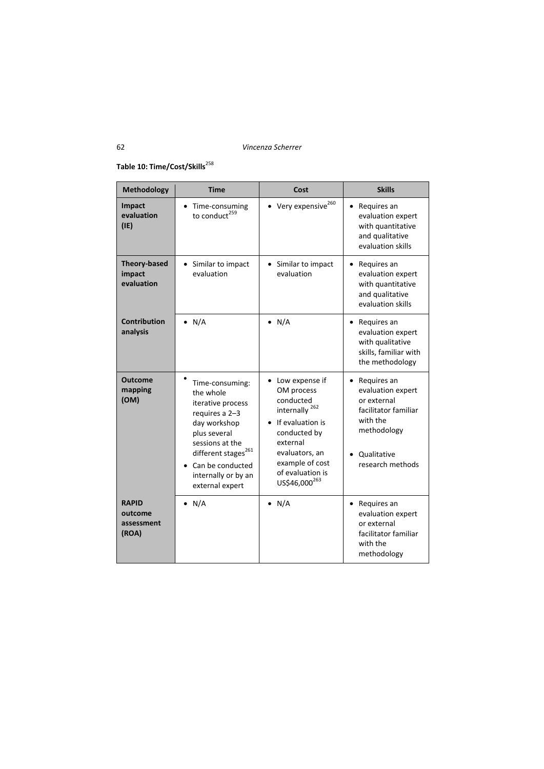**Table 10: Time/Cost/Skills**[258]

| Methodology | Time | Cost | Skills |
| --- | --- | --- | --- |
| **Impact evaluation (IE)** | • Time-consuming to conduct[259] | • Very expensive[260] | • Requires an evaluation expert with quantitative and qualitative evaluation skills |
| **Theory-based impact evaluation** | • Similar to impact evaluation | • Similar to impact evaluation | • Requires an evaluation expert with quantitative and qualitative evaluation skills |
| **Contribution analysis** | • N/A | • N/A | • Requires an evaluation expert with qualitative skills, familiar with the methodology |
| **Outcome mapping (OM)** | • Time-consuming: the whole iterative process requires a 2–3 day workshop plus several sessions at the different stages[261] <br> • Can be conducted internally or by an external expert | • Low expense if OM process conducted internally [262] <br> • If evaluation is conducted by external evaluators, an example of cost of evaluation is US$46,000[263] | • Requires an evaluation expert or external facilitator familiar with the methodology <br> • Qualitative research methods |
| **RAPID outcome assessment (ROA)** | • N/A | • N/A | • Requires an evaluation expert or external facilitator familiar with the methodology |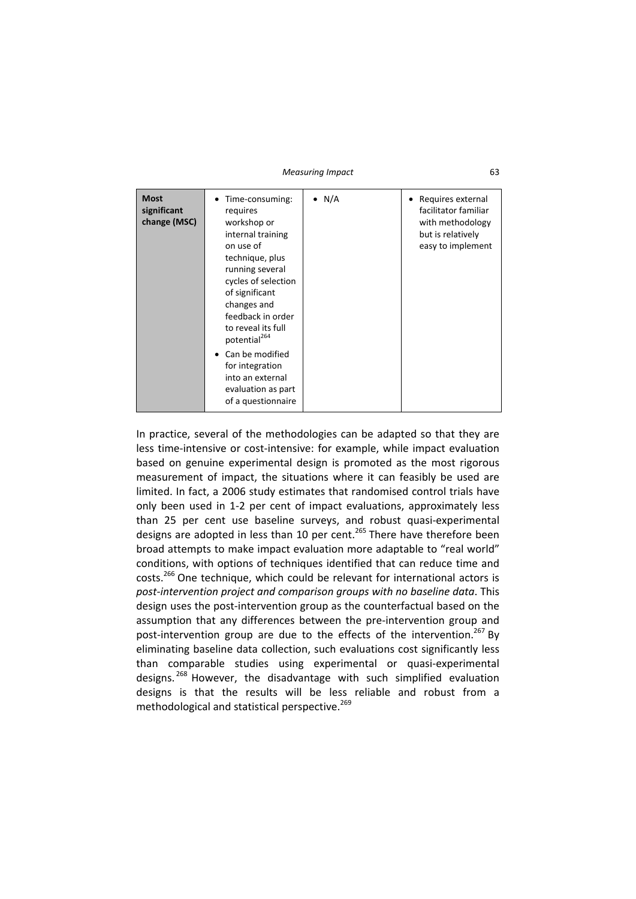| | | | |
|---|---|---|---|
| **Most significant change (MSC)** | • Time-consuming: requires workshop or internal training on use of technique, plus running several cycles of selection of significant changes and feedback in order to reveal its full potential[264]<br>• Can be modified for integration into an external evaluation as part of a questionnaire | • N/A | • Requires external facilitator familiar with methodology but is relatively easy to implement |

In practice, several of the methodologies can be adapted so that they are less time-intensive or cost-intensive: for example, while impact evaluation based on genuine experimental design is promoted as the most rigorous measurement of impact, the situations where it can feasibly be used are limited. In fact, a 2006 study estimates that randomised control trials have only been used in 1-2 per cent of impact evaluations, approximately less than 25 per cent use baseline surveys, and robust quasi-experimental designs are adopted in less than 10 per cent.[265] There have therefore been broad attempts to make impact evaluation more adaptable to "real world" conditions, with options of techniques identified that can reduce time and costs.[266] One technique, which could be relevant for international actors is *post-intervention project and comparison groups with no baseline data*. This design uses the post-intervention group as the counterfactual based on the assumption that any differences between the pre-intervention group and post-intervention group are due to the effects of the intervention.[267] By eliminating baseline data collection, such evaluations cost significantly less than comparable studies using experimental or quasi-experimental designs.[268] However, the disadvantage with such simplified evaluation designs is that the results will be less reliable and robust from a methodological and statistical perspective.[269]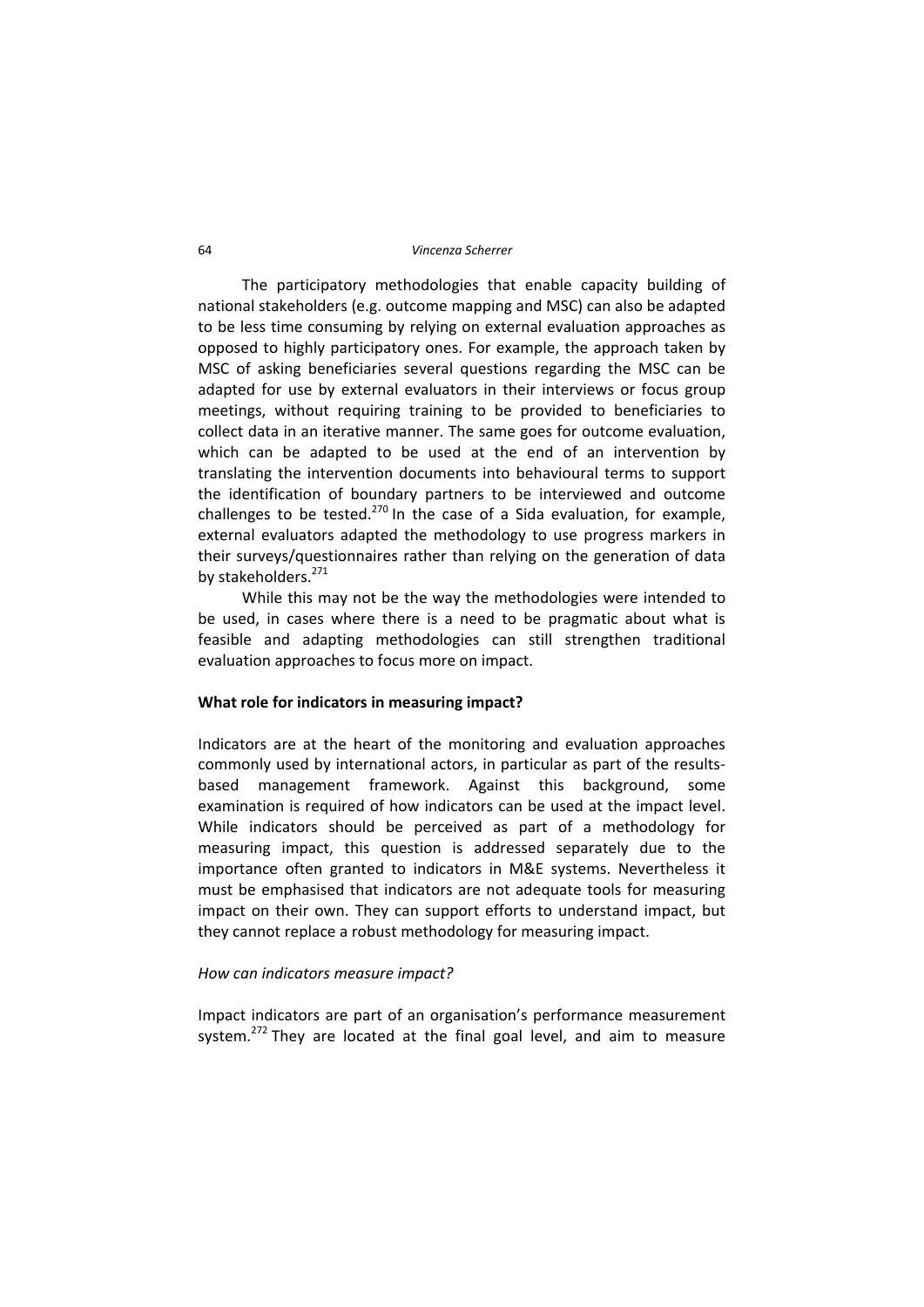The participatory methodologies that enable capacity building of national stakeholders (e.g. outcome mapping and MSC) can also be adapted to be less time consuming by relying on external evaluation approaches as opposed to highly participatory ones. For example, the approach taken by MSC of asking beneficiaries several questions regarding the MSC can be adapted for use by external evaluators in their interviews or focus group meetings, without requiring training to be provided to beneficiaries to collect data in an iterative manner. The same goes for outcome evaluation, which can be adapted to be used at the end of an intervention by translating the intervention documents into behavioural terms to support the identification of boundary partners to be interviewed and outcome challenges to be tested.[270] In the case of a Sida evaluation, for example, external evaluators adapted the methodology to use progress markers in their surveys/questionnaires rather than relying on the generation of data by stakeholders.[271]

While this may not be the way the methodologies were intended to be used, in cases where there is a need to be pragmatic about what is feasible and adapting methodologies can still strengthen traditional evaluation approaches to focus more on impact.

**What role for indicators in measuring impact?**

Indicators are at the heart of the monitoring and evaluation approaches commonly used by international actors, in particular as part of the results-based management framework. Against this background, some examination is required of how indicators can be used at the impact level. While indicators should be perceived as part of a methodology for measuring impact, this question is addressed separately due to the importance often granted to indicators in M&E systems. Nevertheless it must be emphasised that indicators are not adequate tools for measuring impact on their own. They can support efforts to understand impact, but they cannot replace a robust methodology for measuring impact.

*How can indicators measure impact?*

Impact indicators are part of an organisation's performance measurement system.[272] They are located at the final goal level, and aim to measure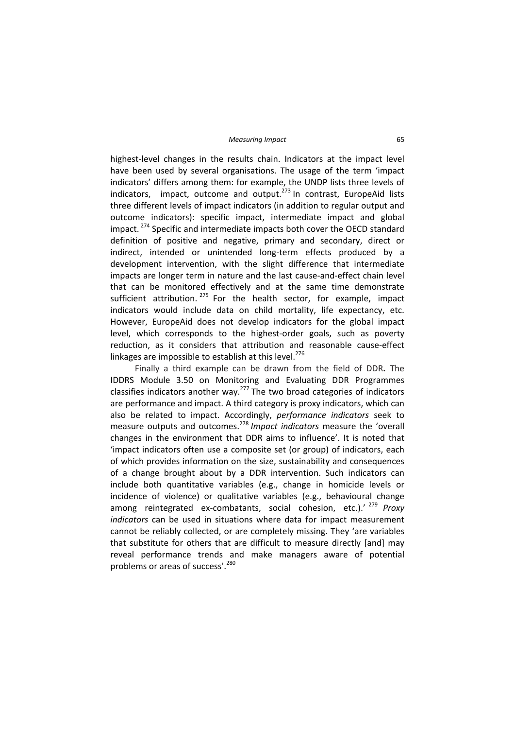highest-level changes in the results chain. Indicators at the impact level have been used by several organisations. The usage of the term 'impact indicators' differs among them: for example, the UNDP lists three levels of indicators, impact, outcome and output.[273] In contrast, EuropeAid lists three different levels of impact indicators (in addition to regular output and outcome indicators): specific impact, intermediate impact and global impact.[274] Specific and intermediate impacts both cover the OECD standard definition of positive and negative, primary and secondary, direct or indirect, intended or unintended long-term effects produced by a development intervention, with the slight difference that intermediate impacts are longer term in nature and the last cause-and-effect chain level that can be monitored effectively and at the same time demonstrate sufficient attribution.[275] For the health sector, for example, impact indicators would include data on child mortality, life expectancy, etc. However, EuropeAid does not develop indicators for the global impact level, which corresponds to the highest-order goals, such as poverty reduction, as it considers that attribution and reasonable cause-effect linkages are impossible to establish at this level.[276]

Finally a third example can be drawn from the field of DDR**.** The IDDRS Module 3.50 on Monitoring and Evaluating DDR Programmes classifies indicators another way.[277] The two broad categories of indicators are performance and impact. A third category is proxy indicators, which can also be related to impact. Accordingly, *performance indicators* seek to measure outputs and outcomes.[278] *Impact indicators* measure the 'overall changes in the environment that DDR aims to influence'. It is noted that 'impact indicators often use a composite set (or group) of indicators, each of which provides information on the size, sustainability and consequences of a change brought about by a DDR intervention. Such indicators can include both quantitative variables (e.g., change in homicide levels or incidence of violence) or qualitative variables (e.g., behavioural change among reintegrated ex-combatants, social cohesion, etc.).'[279] *Proxy indicators* can be used in situations where data for impact measurement cannot be reliably collected, or are completely missing. They 'are variables that substitute for others that are difficult to measure directly [and] may reveal performance trends and make managers aware of potential problems or areas of success'.[280]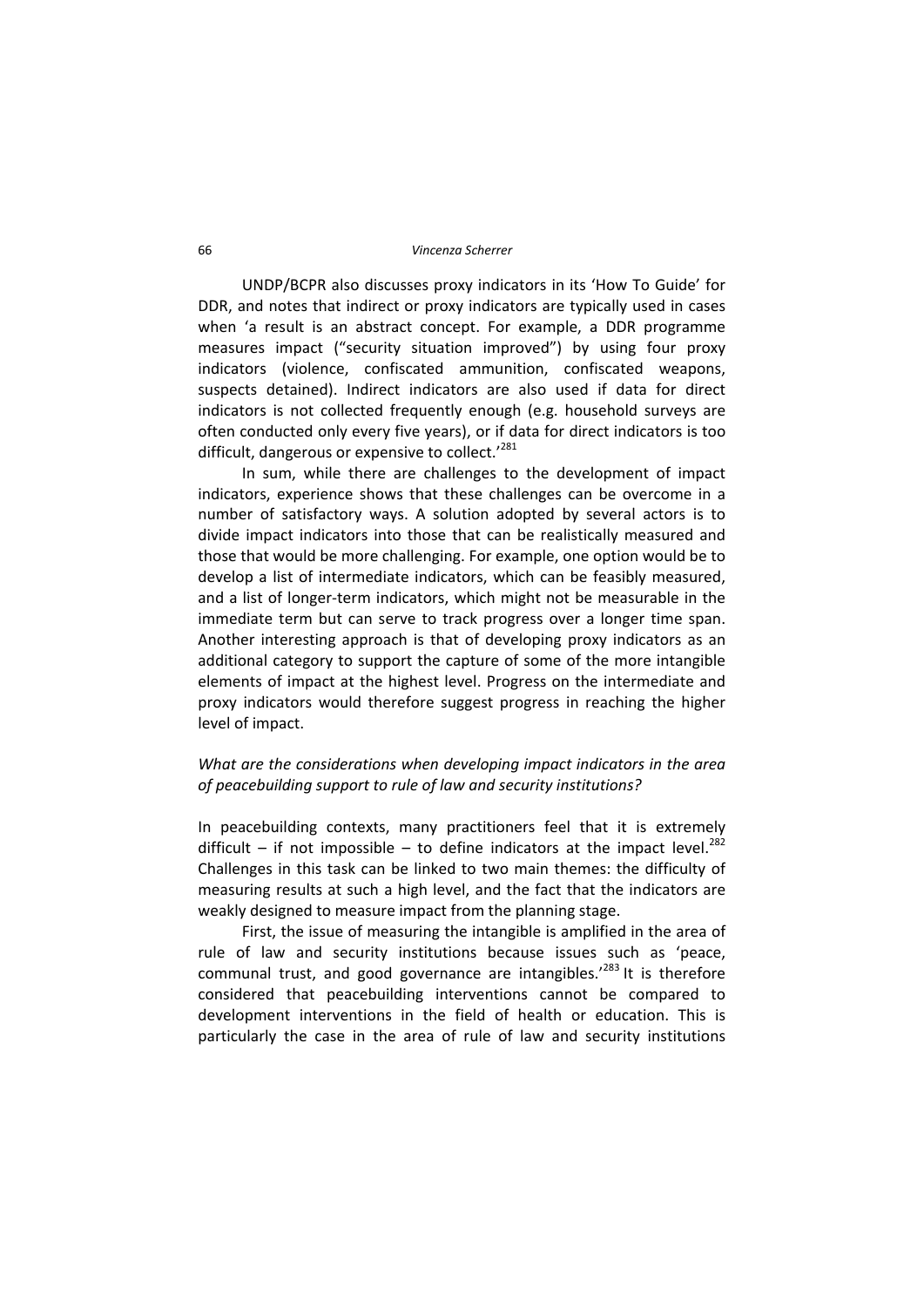UNDP/BCPR also discusses proxy indicators in its 'How To Guide' for DDR, and notes that indirect or proxy indicators are typically used in cases when 'a result is an abstract concept. For example, a DDR programme measures impact ("security situation improved") by using four proxy indicators (violence, confiscated ammunition, confiscated weapons, suspects detained). Indirect indicators are also used if data for direct indicators is not collected frequently enough (e.g. household surveys are often conducted only every five years), or if data for direct indicators is too difficult, dangerous or expensive to collect.'[281]

In sum, while there are challenges to the development of impact indicators, experience shows that these challenges can be overcome in a number of satisfactory ways. A solution adopted by several actors is to divide impact indicators into those that can be realistically measured and those that would be more challenging. For example, one option would be to develop a list of intermediate indicators, which can be feasibly measured, and a list of longer-term indicators, which might not be measurable in the immediate term but can serve to track progress over a longer time span. Another interesting approach is that of developing proxy indicators as an additional category to support the capture of some of the more intangible elements of impact at the highest level. Progress on the intermediate and proxy indicators would therefore suggest progress in reaching the higher level of impact.

*What are the considerations when developing impact indicators in the area of peacebuilding support to rule of law and security institutions?*

In peacebuilding contexts, many practitioners feel that it is extremely difficult – if not impossible – to define indicators at the impact level.[282] Challenges in this task can be linked to two main themes: the difficulty of measuring results at such a high level, and the fact that the indicators are weakly designed to measure impact from the planning stage.

First, the issue of measuring the intangible is amplified in the area of rule of law and security institutions because issues such as 'peace, communal trust, and good governance are intangibles.'[283] It is therefore considered that peacebuilding interventions cannot be compared to development interventions in the field of health or education. This is particularly the case in the area of rule of law and security institutions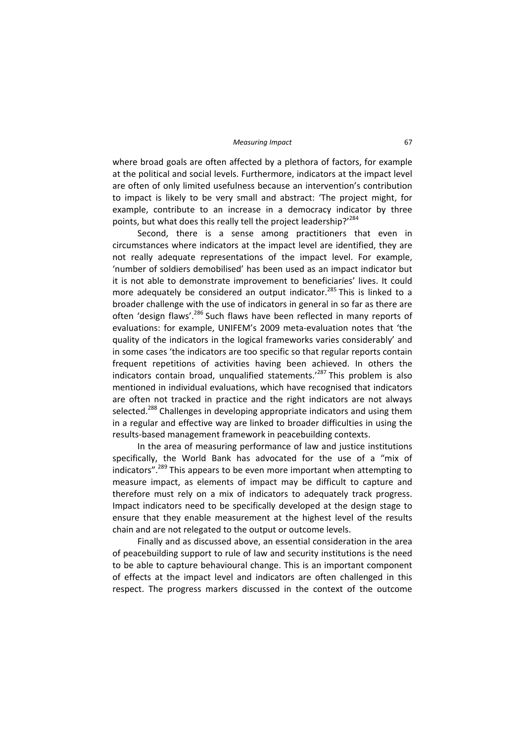where broad goals are often affected by a plethora of factors, for example at the political and social levels. Furthermore, indicators at the impact level are often of only limited usefulness because an intervention's contribution to impact is likely to be very small and abstract: 'The project might, for example, contribute to an increase in a democracy indicator by three points, but what does this really tell the project leadership?'[284]

Second, there is a sense among practitioners that even in circumstances where indicators at the impact level are identified, they are not really adequate representations of the impact level. For example, 'number of soldiers demobilised' has been used as an impact indicator but it is not able to demonstrate improvement to beneficiaries' lives. It could more adequately be considered an output indicator.[285] This is linked to a broader challenge with the use of indicators in general in so far as there are often 'design flaws'.[286] Such flaws have been reflected in many reports of evaluations: for example, UNIFEM's 2009 meta-evaluation notes that 'the quality of the indicators in the logical frameworks varies considerably' and in some cases 'the indicators are too specific so that regular reports contain frequent repetitions of activities having been achieved. In others the indicators contain broad, unqualified statements.'[287] This problem is also mentioned in individual evaluations, which have recognised that indicators are often not tracked in practice and the right indicators are not always selected.[288] Challenges in developing appropriate indicators and using them in a regular and effective way are linked to broader difficulties in using the results-based management framework in peacebuilding contexts.

In the area of measuring performance of law and justice institutions specifically, the World Bank has advocated for the use of a "mix of indicators".[289] This appears to be even more important when attempting to measure impact, as elements of impact may be difficult to capture and therefore must rely on a mix of indicators to adequately track progress. Impact indicators need to be specifically developed at the design stage to ensure that they enable measurement at the highest level of the results chain and are not relegated to the output or outcome levels.

Finally and as discussed above, an essential consideration in the area of peacebuilding support to rule of law and security institutions is the need to be able to capture behavioural change. This is an important component of effects at the impact level and indicators are often challenged in this respect. The progress markers discussed in the context of the outcome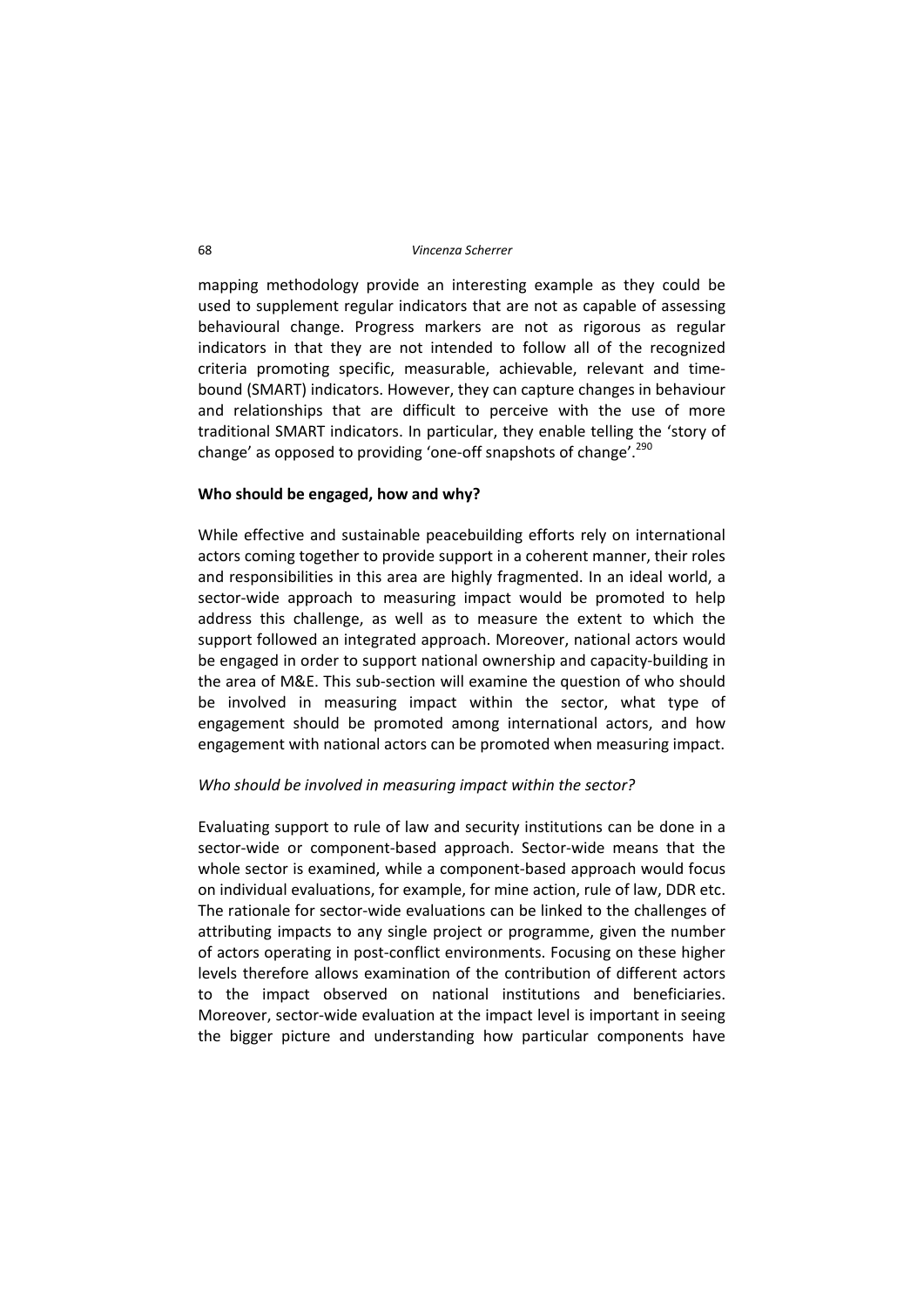mapping methodology provide an interesting example as they could be used to supplement regular indicators that are not as capable of assessing behavioural change. Progress markers are not as rigorous as regular indicators in that they are not intended to follow all of the recognized criteria promoting specific, measurable, achievable, relevant and time-bound (SMART) indicators. However, they can capture changes in behaviour and relationships that are difficult to perceive with the use of more traditional SMART indicators. In particular, they enable telling the 'story of change' as opposed to providing 'one-off snapshots of change'.[290]

### Who should be engaged, how and why?

While effective and sustainable peacebuilding efforts rely on international actors coming together to provide support in a coherent manner, their roles and responsibilities in this area are highly fragmented. In an ideal world, a sector-wide approach to measuring impact would be promoted to help address this challenge, as well as to measure the extent to which the support followed an integrated approach. Moreover, national actors would be engaged in order to support national ownership and capacity-building in the area of M&E. This sub-section will examine the question of who should be involved in measuring impact within the sector, what type of engagement should be promoted among international actors, and how engagement with national actors can be promoted when measuring impact.

#### *Who should be involved in measuring impact within the sector?*

Evaluating support to rule of law and security institutions can be done in a sector-wide or component-based approach. Sector-wide means that the whole sector is examined, while a component-based approach would focus on individual evaluations, for example, for mine action, rule of law, DDR etc. The rationale for sector-wide evaluations can be linked to the challenges of attributing impacts to any single project or programme, given the number of actors operating in post-conflict environments. Focusing on these higher levels therefore allows examination of the contribution of different actors to the impact observed on national institutions and beneficiaries. Moreover, sector-wide evaluation at the impact level is important in seeing the bigger picture and understanding how particular components have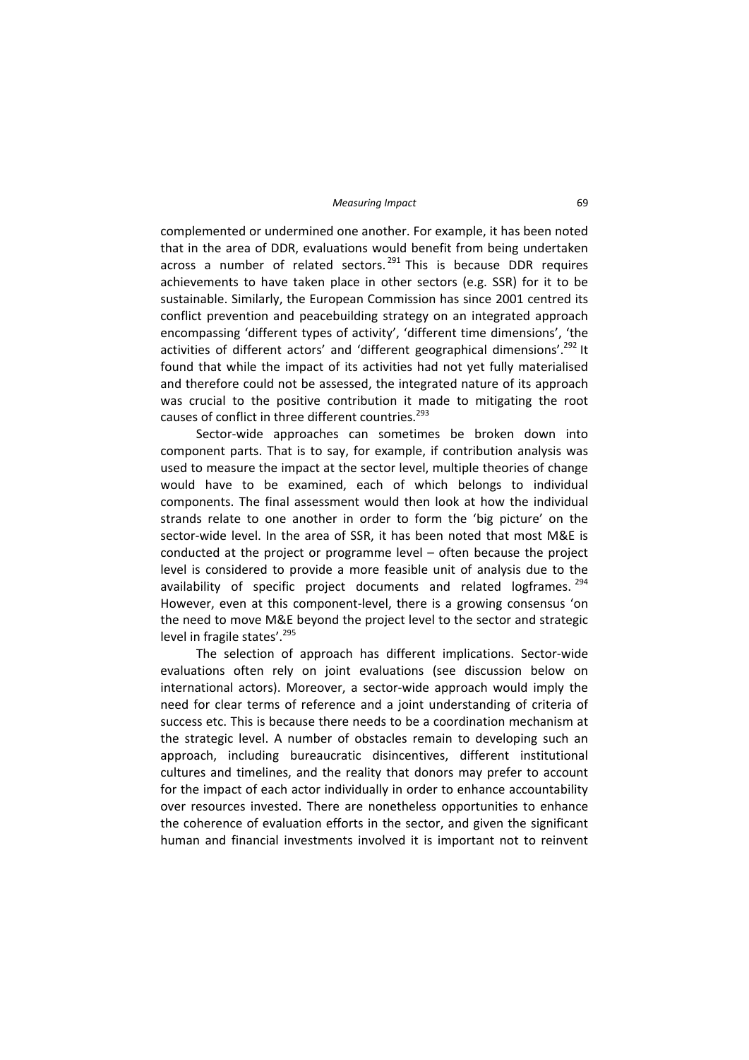complemented or undermined one another. For example, it has been noted that in the area of DDR, evaluations would benefit from being undertaken across a number of related sectors.[291] This is because DDR requires achievements to have taken place in other sectors (e.g. SSR) for it to be sustainable. Similarly, the European Commission has since 2001 centred its conflict prevention and peacebuilding strategy on an integrated approach encompassing 'different types of activity', 'different time dimensions', 'the activities of different actors' and 'different geographical dimensions'.[292] It found that while the impact of its activities had not yet fully materialised and therefore could not be assessed, the integrated nature of its approach was crucial to the positive contribution it made to mitigating the root causes of conflict in three different countries.[293]

Sector-wide approaches can sometimes be broken down into component parts. That is to say, for example, if contribution analysis was used to measure the impact at the sector level, multiple theories of change would have to be examined, each of which belongs to individual components. The final assessment would then look at how the individual strands relate to one another in order to form the 'big picture' on the sector-wide level. In the area of SSR, it has been noted that most M&E is conducted at the project or programme level – often because the project level is considered to provide a more feasible unit of analysis due to the availability of specific project documents and related logframes.[294] However, even at this component-level, there is a growing consensus 'on the need to move M&E beyond the project level to the sector and strategic level in fragile states'.[295]

The selection of approach has different implications. Sector-wide evaluations often rely on joint evaluations (see discussion below on international actors). Moreover, a sector-wide approach would imply the need for clear terms of reference and a joint understanding of criteria of success etc. This is because there needs to be a coordination mechanism at the strategic level. A number of obstacles remain to developing such an approach, including bureaucratic disincentives, different institutional cultures and timelines, and the reality that donors may prefer to account for the impact of each actor individually in order to enhance accountability over resources invested. There are nonetheless opportunities to enhance the coherence of evaluation efforts in the sector, and given the significant human and financial investments involved it is important not to reinvent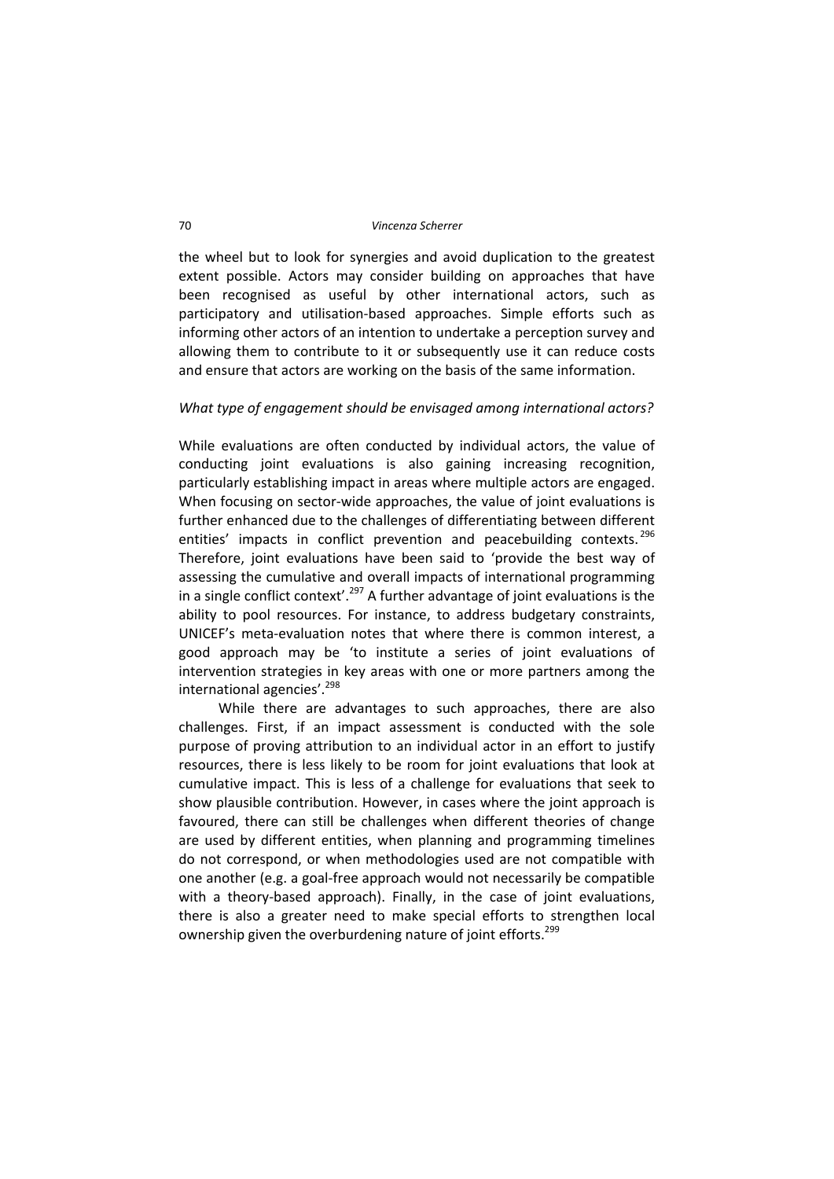the wheel but to look for synergies and avoid duplication to the greatest extent possible. Actors may consider building on approaches that have been recognised as useful by other international actors, such as participatory and utilisation-based approaches. Simple efforts such as informing other actors of an intention to undertake a perception survey and allowing them to contribute to it or subsequently use it can reduce costs and ensure that actors are working on the basis of the same information.

*What type of engagement should be envisaged among international actors?*

While evaluations are often conducted by individual actors, the value of conducting joint evaluations is also gaining increasing recognition, particularly establishing impact in areas where multiple actors are engaged. When focusing on sector-wide approaches, the value of joint evaluations is further enhanced due to the challenges of differentiating between different entities' impacts in conflict prevention and peacebuilding contexts.[296] Therefore, joint evaluations have been said to 'provide the best way of assessing the cumulative and overall impacts of international programming in a single conflict context'.[297] A further advantage of joint evaluations is the ability to pool resources. For instance, to address budgetary constraints, UNICEF's meta-evaluation notes that where there is common interest, a good approach may be 'to institute a series of joint evaluations of intervention strategies in key areas with one or more partners among the international agencies'.[298]

While there are advantages to such approaches, there are also challenges. First, if an impact assessment is conducted with the sole purpose of proving attribution to an individual actor in an effort to justify resources, there is less likely to be room for joint evaluations that look at cumulative impact. This is less of a challenge for evaluations that seek to show plausible contribution. However, in cases where the joint approach is favoured, there can still be challenges when different theories of change are used by different entities, when planning and programming timelines do not correspond, or when methodologies used are not compatible with one another (e.g. a goal-free approach would not necessarily be compatible with a theory-based approach). Finally, in the case of joint evaluations, there is also a greater need to make special efforts to strengthen local ownership given the overburdening nature of joint efforts.[299]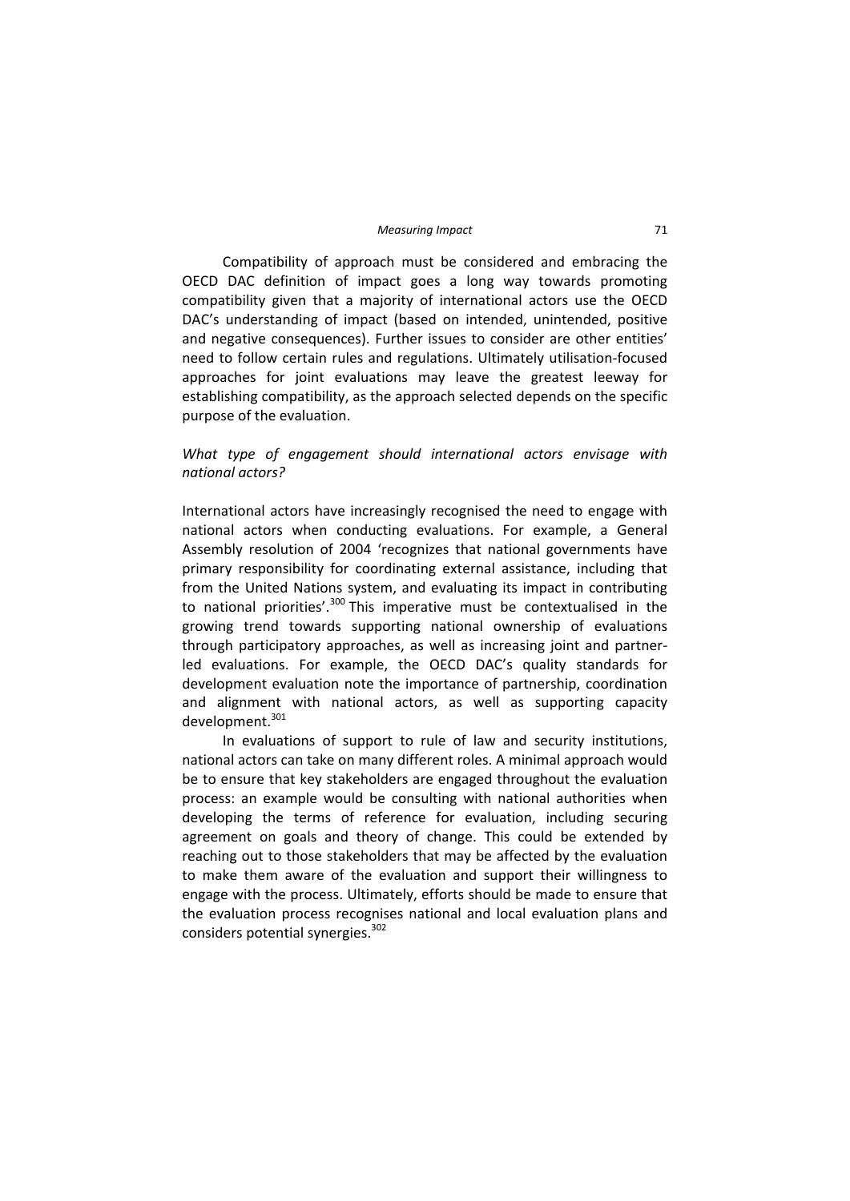Compatibility of approach must be considered and embracing the OECD DAC definition of impact goes a long way towards promoting compatibility given that a majority of international actors use the OECD DAC's understanding of impact (based on intended, unintended, positive and negative consequences). Further issues to consider are other entities' need to follow certain rules and regulations. Ultimately utilisation-focused approaches for joint evaluations may leave the greatest leeway for establishing compatibility, as the approach selected depends on the specific purpose of the evaluation.

*What type of engagement should international actors envisage with national actors?*

International actors have increasingly recognised the need to engage with national actors when conducting evaluations. For example, a General Assembly resolution of 2004 'recognizes that national governments have primary responsibility for coordinating external assistance, including that from the United Nations system, and evaluating its impact in contributing to national priorities'.[300] This imperative must be contextualised in the growing trend towards supporting national ownership of evaluations through participatory approaches, as well as increasing joint and partner-led evaluations. For example, the OECD DAC's quality standards for development evaluation note the importance of partnership, coordination and alignment with national actors, as well as supporting capacity development.[301]

In evaluations of support to rule of law and security institutions, national actors can take on many different roles. A minimal approach would be to ensure that key stakeholders are engaged throughout the evaluation process: an example would be consulting with national authorities when developing the terms of reference for evaluation, including securing agreement on goals and theory of change. This could be extended by reaching out to those stakeholders that may be affected by the evaluation to make them aware of the evaluation and support their willingness to engage with the process. Ultimately, efforts should be made to ensure that the evaluation process recognises national and local evaluation plans and considers potential synergies.[302]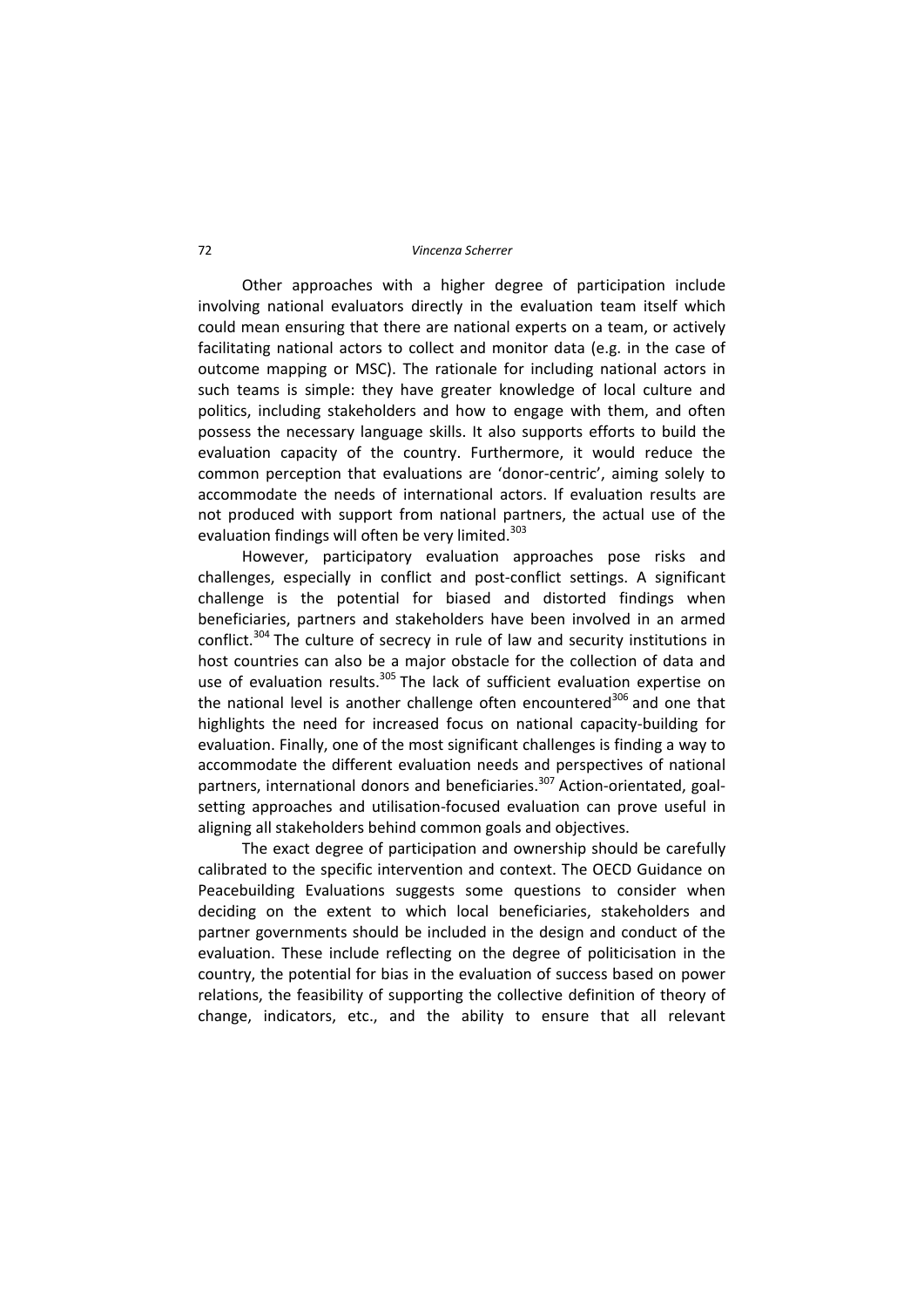Other approaches with a higher degree of participation include involving national evaluators directly in the evaluation team itself which could mean ensuring that there are national experts on a team, or actively facilitating national actors to collect and monitor data (e.g. in the case of outcome mapping or MSC). The rationale for including national actors in such teams is simple: they have greater knowledge of local culture and politics, including stakeholders and how to engage with them, and often possess the necessary language skills. It also supports efforts to build the evaluation capacity of the country. Furthermore, it would reduce the common perception that evaluations are 'donor-centric', aiming solely to accommodate the needs of international actors. If evaluation results are not produced with support from national partners, the actual use of the evaluation findings will often be very limited.[303]

However, participatory evaluation approaches pose risks and challenges, especially in conflict and post-conflict settings. A significant challenge is the potential for biased and distorted findings when beneficiaries, partners and stakeholders have been involved in an armed conflict.[304] The culture of secrecy in rule of law and security institutions in host countries can also be a major obstacle for the collection of data and use of evaluation results.[305] The lack of sufficient evaluation expertise on the national level is another challenge often encountered[306] and one that highlights the need for increased focus on national capacity-building for evaluation. Finally, one of the most significant challenges is finding a way to accommodate the different evaluation needs and perspectives of national partners, international donors and beneficiaries.[307] Action-orientated, goal-setting approaches and utilisation-focused evaluation can prove useful in aligning all stakeholders behind common goals and objectives.

The exact degree of participation and ownership should be carefully calibrated to the specific intervention and context. The OECD Guidance on Peacebuilding Evaluations suggests some questions to consider when deciding on the extent to which local beneficiaries, stakeholders and partner governments should be included in the design and conduct of the evaluation. These include reflecting on the degree of politicisation in the country, the potential for bias in the evaluation of success based on power relations, the feasibility of supporting the collective definition of theory of change, indicators, etc., and the ability to ensure that all relevant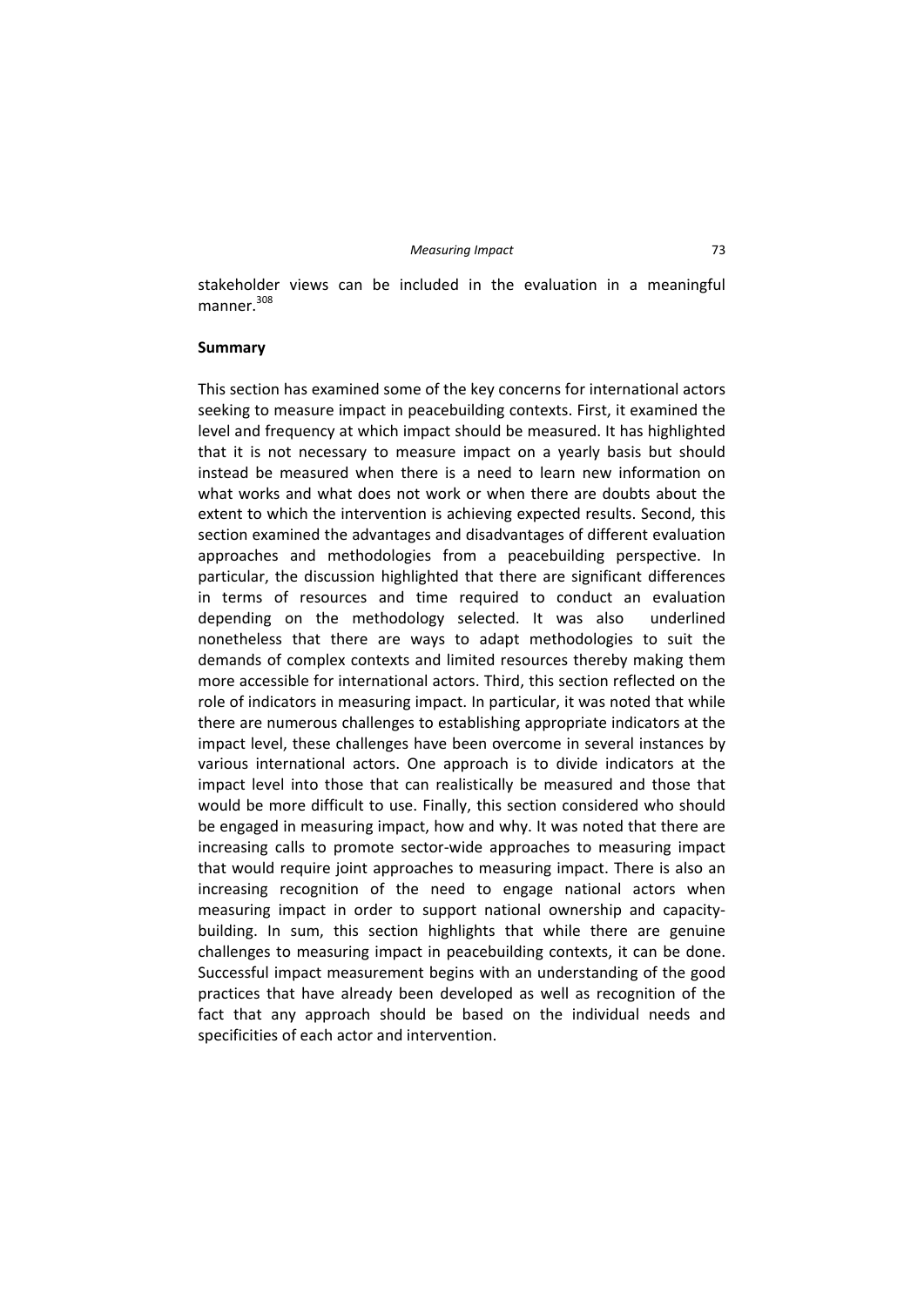stakeholder views can be included in the evaluation in a meaningful manner.[308]

**Summary**

This section has examined some of the key concerns for international actors seeking to measure impact in peacebuilding contexts. First, it examined the level and frequency at which impact should be measured. It has highlighted that it is not necessary to measure impact on a yearly basis but should instead be measured when there is a need to learn new information on what works and what does not work or when there are doubts about the extent to which the intervention is achieving expected results. Second, this section examined the advantages and disadvantages of different evaluation approaches and methodologies from a peacebuilding perspective. In particular, the discussion highlighted that there are significant differences in terms of resources and time required to conduct an evaluation depending on the methodology selected. It was also underlined nonetheless that there are ways to adapt methodologies to suit the demands of complex contexts and limited resources thereby making them more accessible for international actors. Third, this section reflected on the role of indicators in measuring impact. In particular, it was noted that while there are numerous challenges to establishing appropriate indicators at the impact level, these challenges have been overcome in several instances by various international actors. One approach is to divide indicators at the impact level into those that can realistically be measured and those that would be more difficult to use. Finally, this section considered who should be engaged in measuring impact, how and why. It was noted that there are increasing calls to promote sector-wide approaches to measuring impact that would require joint approaches to measuring impact. There is also an increasing recognition of the need to engage national actors when measuring impact in order to support national ownership and capacity-building. In sum, this section highlights that while there are genuine challenges to measuring impact in peacebuilding contexts, it can be done. Successful impact measurement begins with an understanding of the good practices that have already been developed as well as recognition of the fact that any approach should be based on the individual needs and specificities of each actor and intervention.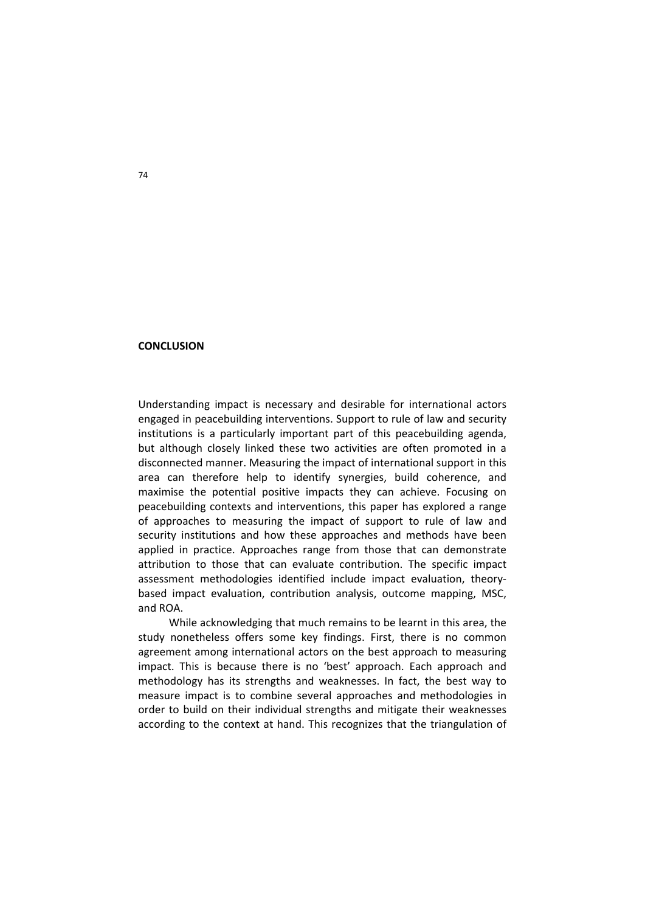## CONCLUSION

Understanding impact is necessary and desirable for international actors engaged in peacebuilding interventions. Support to rule of law and security institutions is a particularly important part of this peacebuilding agenda, but although closely linked these two activities are often promoted in a disconnected manner. Measuring the impact of international support in this area can therefore help to identify synergies, build coherence, and maximise the potential positive impacts they can achieve. Focusing on peacebuilding contexts and interventions, this paper has explored a range of approaches to measuring the impact of support to rule of law and security institutions and how these approaches and methods have been applied in practice. Approaches range from those that can demonstrate attribution to those that can evaluate contribution. The specific impact assessment methodologies identified include impact evaluation, theory-based impact evaluation, contribution analysis, outcome mapping, MSC, and ROA.

While acknowledging that much remains to be learnt in this area, the study nonetheless offers some key findings. First, there is no common agreement among international actors on the best approach to measuring impact. This is because there is no 'best' approach. Each approach and methodology has its strengths and weaknesses. In fact, the best way to measure impact is to combine several approaches and methodologies in order to build on their individual strengths and mitigate their weaknesses according to the context at hand. This recognizes that the triangulation of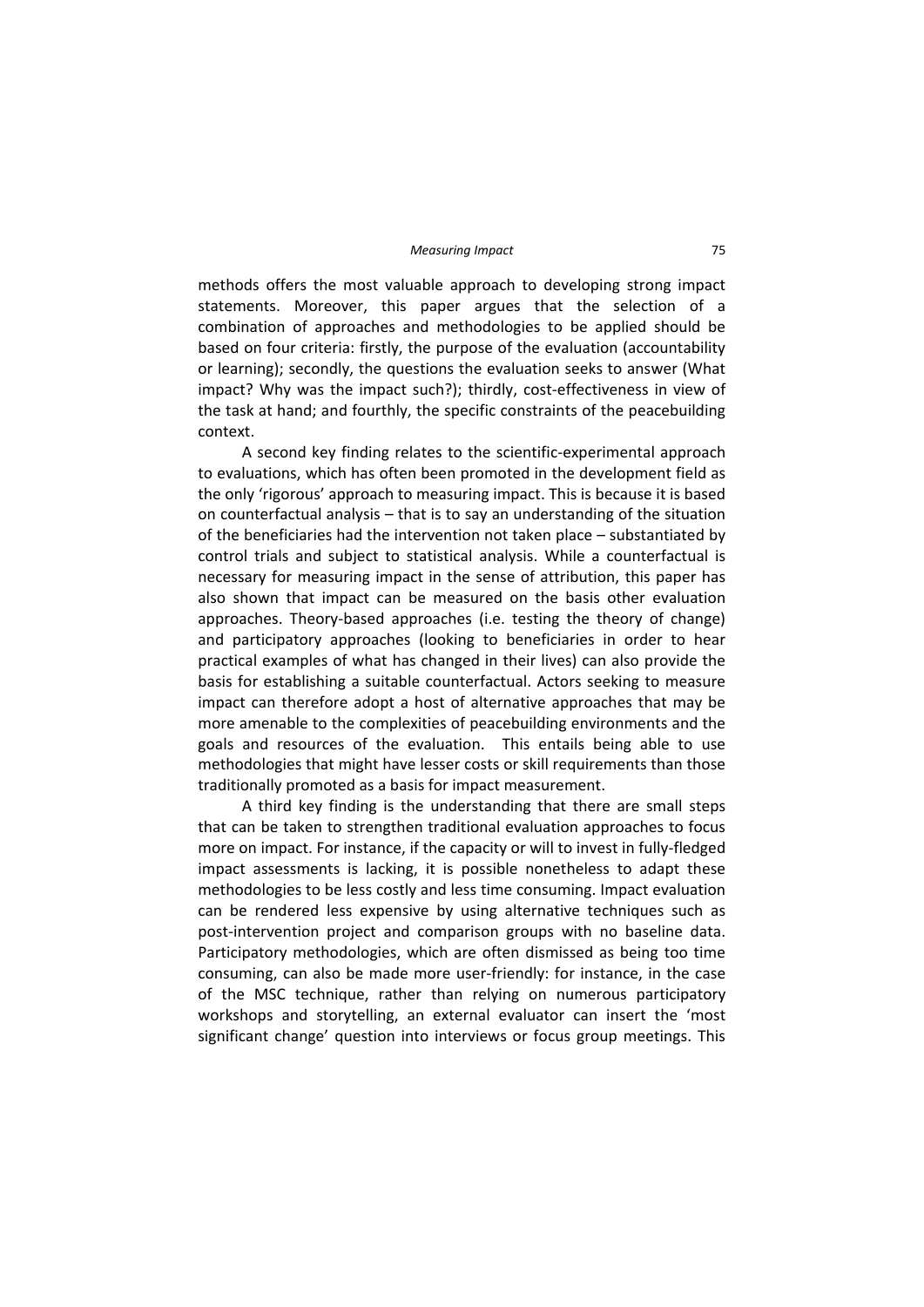methods offers the most valuable approach to developing strong impact statements. Moreover, this paper argues that the selection of a combination of approaches and methodologies to be applied should be based on four criteria: firstly, the purpose of the evaluation (accountability or learning); secondly, the questions the evaluation seeks to answer (What impact? Why was the impact such?); thirdly, cost-effectiveness in view of the task at hand; and fourthly, the specific constraints of the peacebuilding context.

A second key finding relates to the scientific-experimental approach to evaluations, which has often been promoted in the development field as the only 'rigorous' approach to measuring impact. This is because it is based on counterfactual analysis – that is to say an understanding of the situation of the beneficiaries had the intervention not taken place – substantiated by control trials and subject to statistical analysis. While a counterfactual is necessary for measuring impact in the sense of attribution, this paper has also shown that impact can be measured on the basis other evaluation approaches. Theory-based approaches (i.e. testing the theory of change) and participatory approaches (looking to beneficiaries in order to hear practical examples of what has changed in their lives) can also provide the basis for establishing a suitable counterfactual. Actors seeking to measure impact can therefore adopt a host of alternative approaches that may be more amenable to the complexities of peacebuilding environments and the goals and resources of the evaluation. This entails being able to use methodologies that might have lesser costs or skill requirements than those traditionally promoted as a basis for impact measurement.

A third key finding is the understanding that there are small steps that can be taken to strengthen traditional evaluation approaches to focus more on impact. For instance, if the capacity or will to invest in fully-fledged impact assessments is lacking, it is possible nonetheless to adapt these methodologies to be less costly and less time consuming. Impact evaluation can be rendered less expensive by using alternative techniques such as post-intervention project and comparison groups with no baseline data. Participatory methodologies, which are often dismissed as being too time consuming, can also be made more user-friendly: for instance, in the case of the MSC technique, rather than relying on numerous participatory workshops and storytelling, an external evaluator can insert the 'most significant change' question into interviews or focus group meetings. This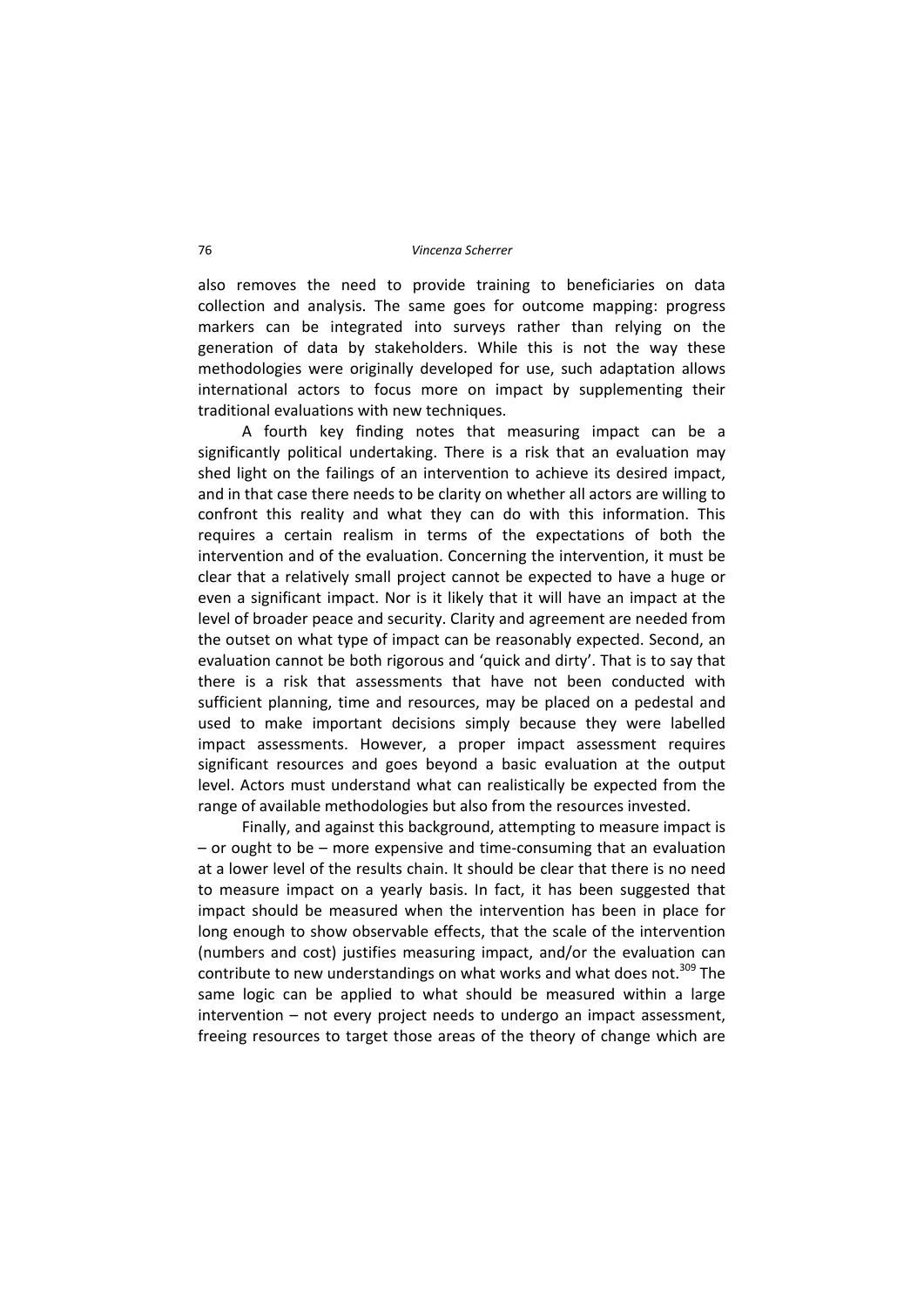also removes the need to provide training to beneficiaries on data collection and analysis. The same goes for outcome mapping: progress markers can be integrated into surveys rather than relying on the generation of data by stakeholders. While this is not the way these methodologies were originally developed for use, such adaptation allows international actors to focus more on impact by supplementing their traditional evaluations with new techniques.

A fourth key finding notes that measuring impact can be a significantly political undertaking. There is a risk that an evaluation may shed light on the failings of an intervention to achieve its desired impact, and in that case there needs to be clarity on whether all actors are willing to confront this reality and what they can do with this information. This requires a certain realism in terms of the expectations of both the intervention and of the evaluation. Concerning the intervention, it must be clear that a relatively small project cannot be expected to have a huge or even a significant impact. Nor is it likely that it will have an impact at the level of broader peace and security. Clarity and agreement are needed from the outset on what type of impact can be reasonably expected. Second, an evaluation cannot be both rigorous and 'quick and dirty'. That is to say that there is a risk that assessments that have not been conducted with sufficient planning, time and resources, may be placed on a pedestal and used to make important decisions simply because they were labelled impact assessments. However, a proper impact assessment requires significant resources and goes beyond a basic evaluation at the output level. Actors must understand what can realistically be expected from the range of available methodologies but also from the resources invested.

Finally, and against this background, attempting to measure impact is – or ought to be – more expensive and time-consuming that an evaluation at a lower level of the results chain. It should be clear that there is no need to measure impact on a yearly basis. In fact, it has been suggested that impact should be measured when the intervention has been in place for long enough to show observable effects, that the scale of the intervention (numbers and cost) justifies measuring impact, and/or the evaluation can contribute to new understandings on what works and what does not.[309] The same logic can be applied to what should be measured within a large intervention – not every project needs to undergo an impact assessment, freeing resources to target those areas of the theory of change which are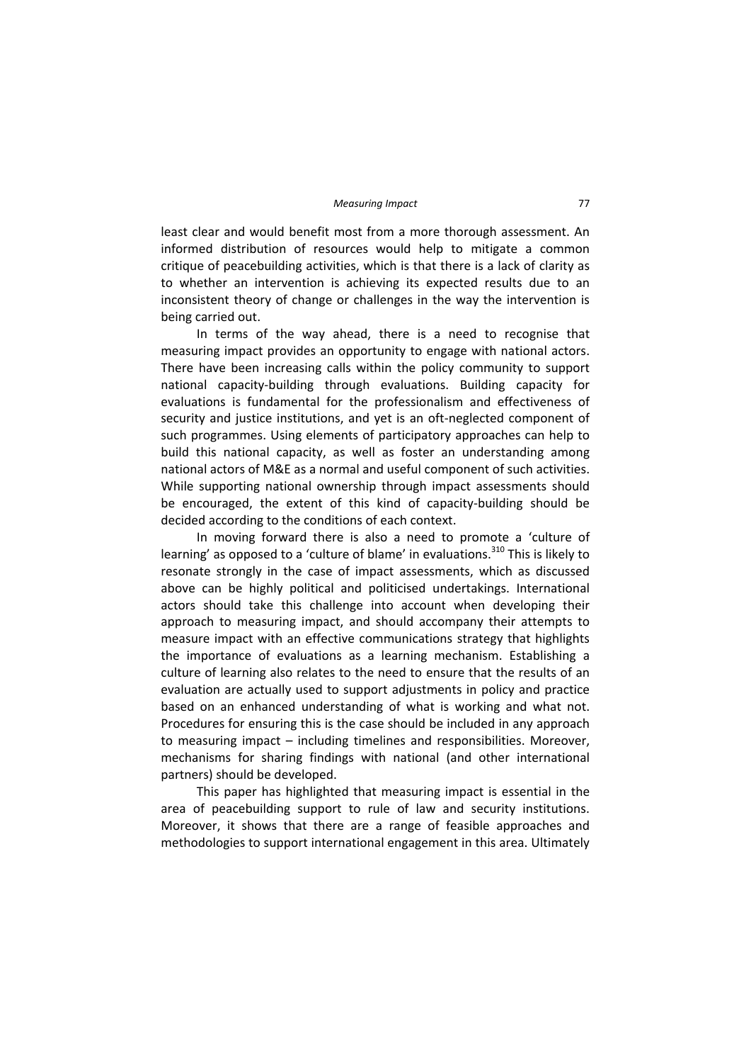least clear and would benefit most from a more thorough assessment. An informed distribution of resources would help to mitigate a common critique of peacebuilding activities, which is that there is a lack of clarity as to whether an intervention is achieving its expected results due to an inconsistent theory of change or challenges in the way the intervention is being carried out.

In terms of the way ahead, there is a need to recognise that measuring impact provides an opportunity to engage with national actors. There have been increasing calls within the policy community to support national capacity-building through evaluations. Building capacity for evaluations is fundamental for the professionalism and effectiveness of security and justice institutions, and yet is an oft-neglected component of such programmes. Using elements of participatory approaches can help to build this national capacity, as well as foster an understanding among national actors of M&E as a normal and useful component of such activities. While supporting national ownership through impact assessments should be encouraged, the extent of this kind of capacity-building should be decided according to the conditions of each context.

In moving forward there is also a need to promote a 'culture of learning' as opposed to a 'culture of blame' in evaluations.[310] This is likely to resonate strongly in the case of impact assessments, which as discussed above can be highly political and politicised undertakings. International actors should take this challenge into account when developing their approach to measuring impact, and should accompany their attempts to measure impact with an effective communications strategy that highlights the importance of evaluations as a learning mechanism. Establishing a culture of learning also relates to the need to ensure that the results of an evaluation are actually used to support adjustments in policy and practice based on an enhanced understanding of what is working and what not. Procedures for ensuring this is the case should be included in any approach to measuring impact – including timelines and responsibilities. Moreover, mechanisms for sharing findings with national (and other international partners) should be developed.

This paper has highlighted that measuring impact is essential in the area of peacebuilding support to rule of law and security institutions. Moreover, it shows that there are a range of feasible approaches and methodologies to support international engagement in this area. Ultimately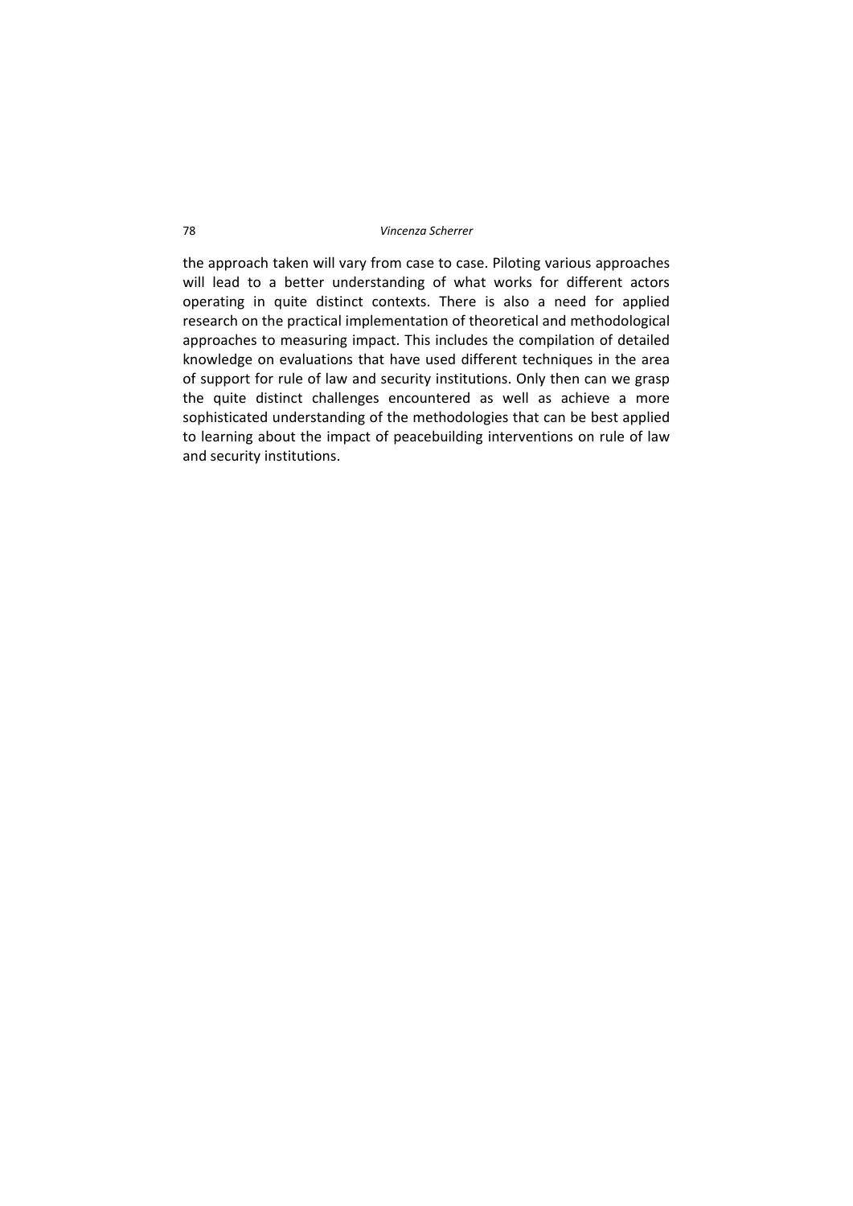the approach taken will vary from case to case. Piloting various approaches will lead to a better understanding of what works for different actors operating in quite distinct contexts. There is also a need for applied research on the practical implementation of theoretical and methodological approaches to measuring impact. This includes the compilation of detailed knowledge on evaluations that have used different techniques in the area of support for rule of law and security institutions. Only then can we grasp the quite distinct challenges encountered as well as achieve a more sophisticated understanding of the methodologies that can be best applied to learning about the impact of peacebuilding interventions on rule of law and security institutions.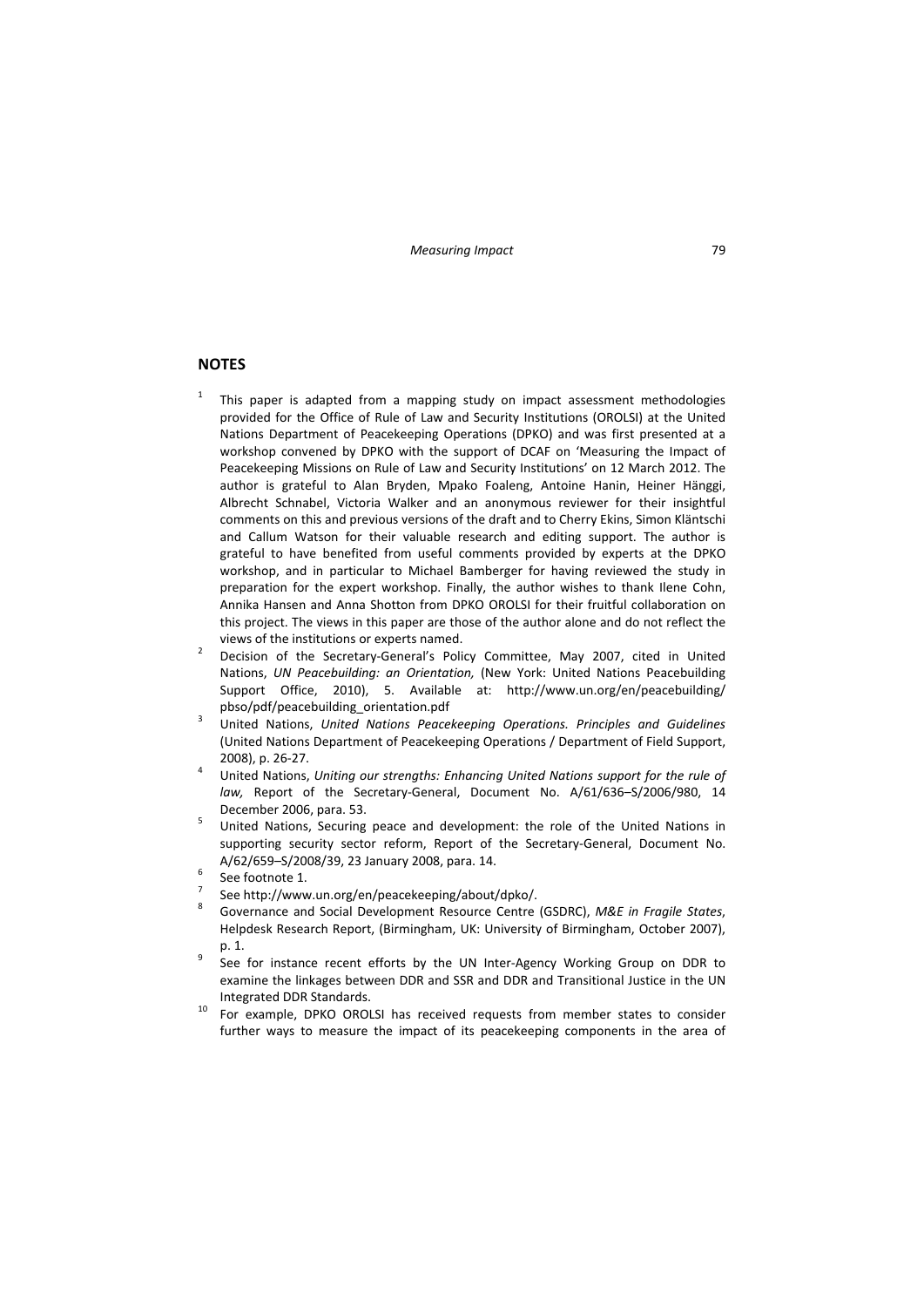## NOTES

1 This paper is adapted from a mapping study on impact assessment methodologies provided for the Office of Rule of Law and Security Institutions (OROLSI) at the United Nations Department of Peacekeeping Operations (DPKO) and was first presented at a workshop convened by DPKO with the support of DCAF on 'Measuring the Impact of Peacekeeping Missions on Rule of Law and Security Institutions' on 12 March 2012. The author is grateful to Alan Bryden, Mpako Foaleng, Antoine Hanin, Heiner Hänggi, Albrecht Schnabel, Victoria Walker and an anonymous reviewer for their insightful comments on this and previous versions of the draft and to Cherry Ekins, Simon Kläntschi and Callum Watson for their valuable research and editing support. The author is grateful to have benefited from useful comments provided by experts at the DPKO workshop, and in particular to Michael Bamberger for having reviewed the study in preparation for the expert workshop. Finally, the author wishes to thank Ilene Cohn, Annika Hansen and Anna Shotton from DPKO OROLSI for their fruitful collaboration on this project. The views in this paper are those of the author alone and do not reflect the views of the institutions or experts named.

2 Decision of the Secretary-General's Policy Committee, May 2007, cited in United Nations, *UN Peacebuilding: an Orientation,* (New York: United Nations Peacebuilding Support Office, 2010), 5. Available at: http://www.un.org/en/peacebuilding/pbso/pdf/peacebuilding_orientation.pdf

3 United Nations, *United Nations Peacekeeping Operations. Principles and Guidelines* (United Nations Department of Peacekeeping Operations / Department of Field Support, 2008), p. 26-27.

4 United Nations, *Uniting our strengths: Enhancing United Nations support for the rule of law,* Report of the Secretary-General, Document No. A/61/636–S/2006/980, 14 December 2006, para. 53.

5 United Nations, Securing peace and development: the role of the United Nations in supporting security sector reform, Report of the Secretary-General, Document No. A/62/659–S/2008/39, 23 January 2008, para. 14.

6 See footnote 1.

7 See http://www.un.org/en/peacekeeping/about/dpko/.

8 Governance and Social Development Resource Centre (GSDRC), *M&E in Fragile States*, Helpdesk Research Report, (Birmingham, UK: University of Birmingham, October 2007), p. 1.

9 See for instance recent efforts by the UN Inter-Agency Working Group on DDR to examine the linkages between DDR and SSR and DDR and Transitional Justice in the UN Integrated DDR Standards.

10 For example, DPKO OROLSI has received requests from member states to consider further ways to measure the impact of its peacekeeping components in the area of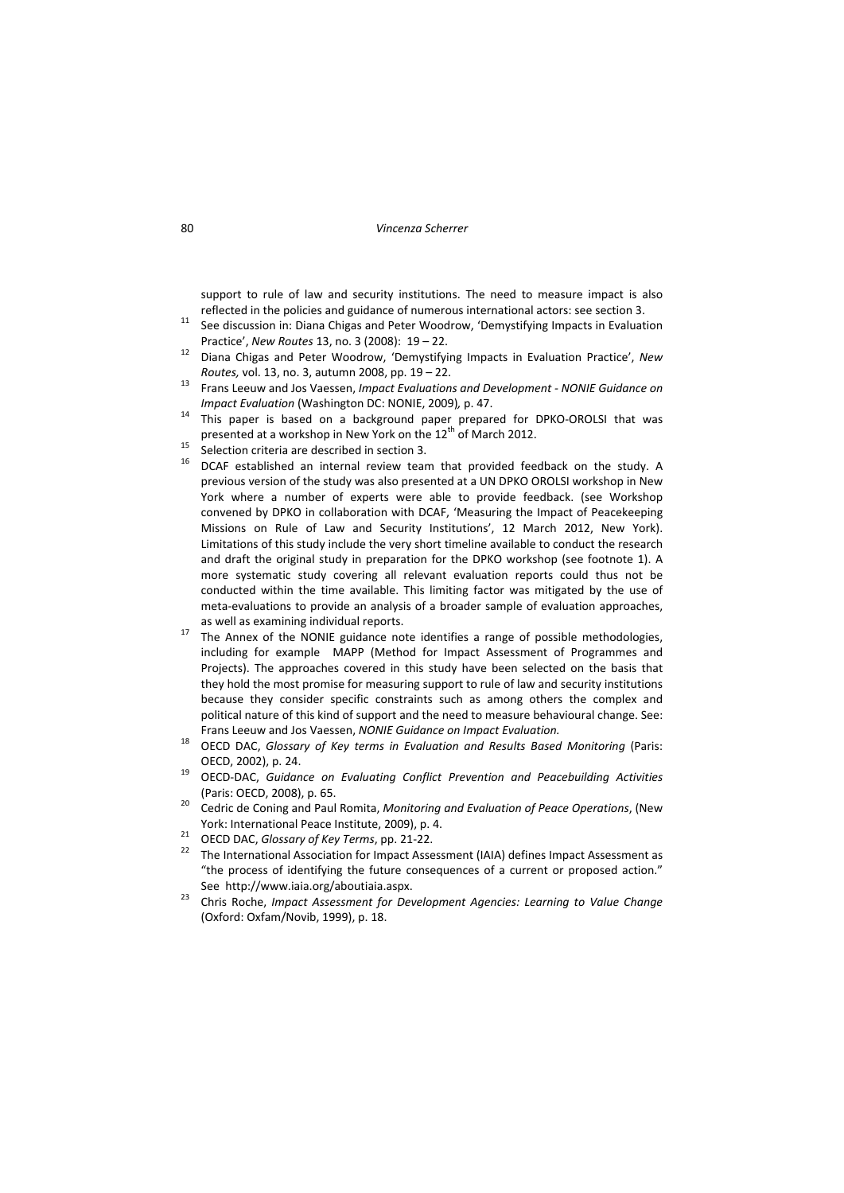support to rule of law and security institutions. The need to measure impact is also reflected in the policies and guidance of numerous international actors: see section 3.

[11] See discussion in: Diana Chigas and Peter Woodrow, 'Demystifying Impacts in Evaluation Practice', *New Routes* 13, no. 3 (2008): 19 – 22.

[12] Diana Chigas and Peter Woodrow, 'Demystifying Impacts in Evaluation Practice', *New Routes,* vol. 13, no. 3, autumn 2008, pp. 19 – 22.

[13] Frans Leeuw and Jos Vaessen, *Impact Evaluations and Development - NONIE Guidance on Impact Evaluation* (Washington DC: NONIE, 2009)*,* p. 47.

[14] This paper is based on a background paper prepared for DPKO-OROLSI that was presented at a workshop in New York on the 12th of March 2012.

[15] Selection criteria are described in section 3.

[16] DCAF established an internal review team that provided feedback on the study. A previous version of the study was also presented at a UN DPKO OROLSI workshop in New York where a number of experts were able to provide feedback. (see Workshop convened by DPKO in collaboration with DCAF, 'Measuring the Impact of Peacekeeping Missions on Rule of Law and Security Institutions', 12 March 2012, New York). Limitations of this study include the very short timeline available to conduct the research and draft the original study in preparation for the DPKO workshop (see footnote 1). A more systematic study covering all relevant evaluation reports could thus not be conducted within the time available. This limiting factor was mitigated by the use of meta-evaluations to provide an analysis of a broader sample of evaluation approaches, as well as examining individual reports.

[17] The Annex of the NONIE guidance note identifies a range of possible methodologies, including for example MAPP (Method for Impact Assessment of Programmes and Projects). The approaches covered in this study have been selected on the basis that they hold the most promise for measuring support to rule of law and security institutions because they consider specific constraints such as among others the complex and political nature of this kind of support and the need to measure behavioural change. See: Frans Leeuw and Jos Vaessen, *NONIE Guidance on Impact Evaluation.*

[18] OECD DAC, *Glossary of Key terms in Evaluation and Results Based Monitoring* (Paris: OECD, 2002), p. 24.

[19] OECD-DAC, *Guidance on Evaluating Conflict Prevention and Peacebuilding Activities* (Paris: OECD, 2008), p. 65.

[20] Cedric de Coning and Paul Romita, *Monitoring and Evaluation of Peace Operations*, (New York: International Peace Institute, 2009), p. 4.

[21] OECD DAC, *Glossary of Key Terms*, pp. 21-22.

[22] The International Association for Impact Assessment (IAIA) defines Impact Assessment as "the process of identifying the future consequences of a current or proposed action." See http://www.iaia.org/aboutiaia.aspx.

[23] Chris Roche, *Impact Assessment for Development Agencies: Learning to Value Change* (Oxford: Oxfam/Novib, 1999), p. 18.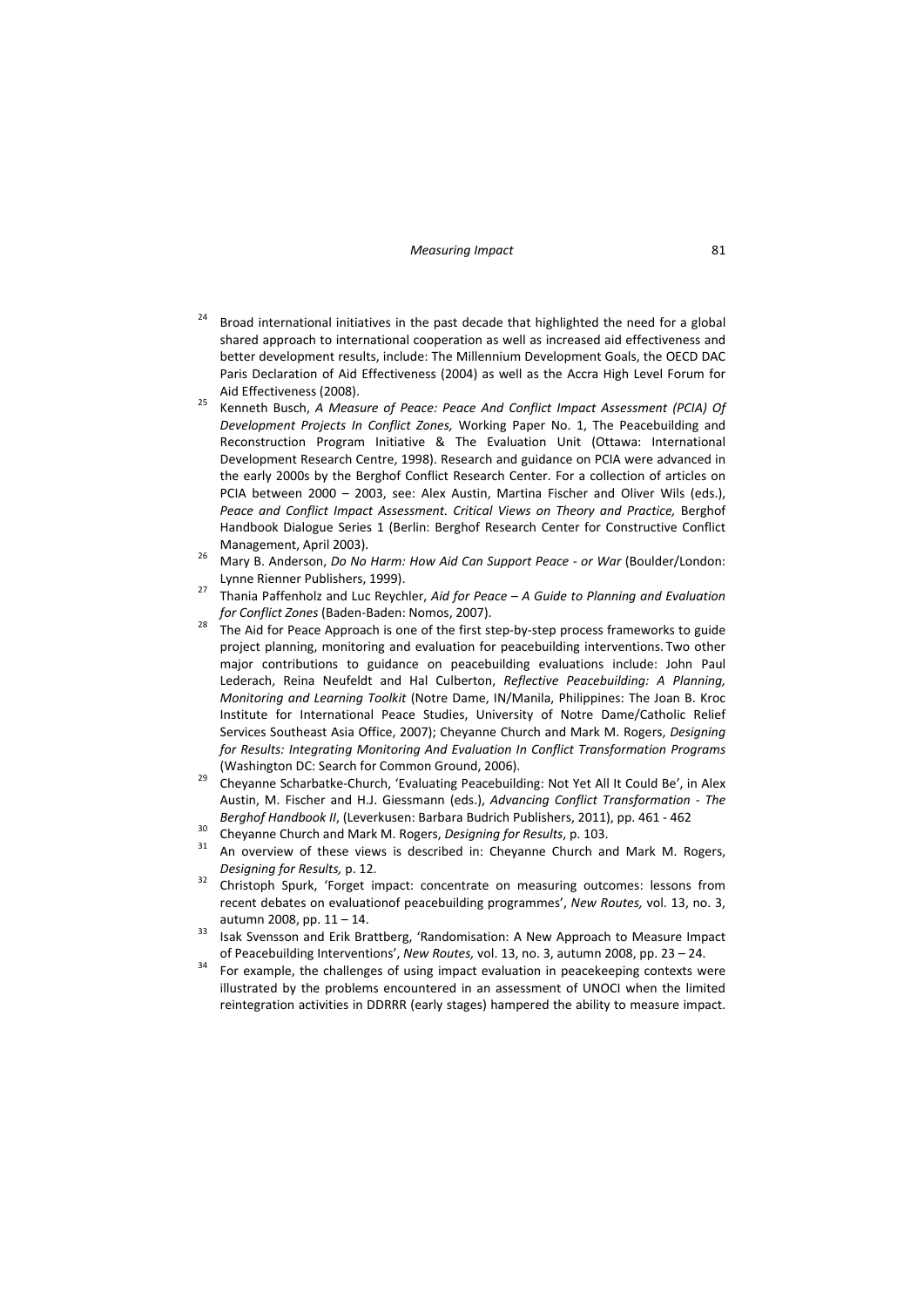[24] Broad international initiatives in the past decade that highlighted the need for a global shared approach to international cooperation as well as increased aid effectiveness and better development results, include: The Millennium Development Goals, the OECD DAC Paris Declaration of Aid Effectiveness (2004) as well as the Accra High Level Forum for Aid Effectiveness (2008).

[25] Kenneth Busch, *A Measure of Peace: Peace And Conflict Impact Assessment (PCIA) Of Development Projects In Conflict Zones,* Working Paper No. 1, The Peacebuilding and Reconstruction Program Initiative & The Evaluation Unit (Ottawa: International Development Research Centre, 1998). Research and guidance on PCIA were advanced in the early 2000s by the Berghof Conflict Research Center. For a collection of articles on PCIA between 2000 – 2003, see: Alex Austin, Martina Fischer and Oliver Wils (eds.), *Peace and Conflict Impact Assessment. Critical Views on Theory and Practice,* Berghof Handbook Dialogue Series 1 (Berlin: Berghof Research Center for Constructive Conflict Management, April 2003).

[26] Mary B. Anderson, *Do No Harm: How Aid Can Support Peace - or War* (Boulder/London: Lynne Rienner Publishers, 1999).

[27] Thania Paffenholz and Luc Reychler, *Aid for Peace – A Guide to Planning and Evaluation for Conflict Zones* (Baden-Baden: Nomos, 2007).

[28] The Aid for Peace Approach is one of the first step-by-step process frameworks to guide project planning, monitoring and evaluation for peacebuilding interventions. Two other major contributions to guidance on peacebuilding evaluations include: John Paul Lederach, Reina Neufeldt and Hal Culberton, *Reflective Peacebuilding: A Planning, Monitoring and Learning Toolkit* (Notre Dame, IN/Manila, Philippines: The Joan B. Kroc Institute for International Peace Studies, University of Notre Dame/Catholic Relief Services Southeast Asia Office, 2007); Cheyanne Church and Mark M. Rogers, *Designing for Results: Integrating Monitoring And Evaluation In Conflict Transformation Programs* (Washington DC: Search for Common Ground, 2006).

[29] Cheyanne Scharbatke-Church, 'Evaluating Peacebuilding: Not Yet All It Could Be', in Alex Austin, M. Fischer and H.J. Giessmann (eds.), *Advancing Conflict Transformation - The Berghof Handbook II*, (Leverkusen: Barbara Budrich Publishers, 2011), pp. 461 - 462

[30] Cheyanne Church and Mark M. Rogers, *Designing for Results*, p. 103.

[31] An overview of these views is described in: Cheyanne Church and Mark M. Rogers, *Designing for Results,* p. 12.

[32] Christoph Spurk, 'Forget impact: concentrate on measuring outcomes: lessons from recent debates on evaluationof peacebuilding programmes', *New Routes,* vol. 13, no. 3, autumn 2008, pp. 11 – 14.

[33] Isak Svensson and Erik Brattberg, 'Randomisation: A New Approach to Measure Impact of Peacebuilding Interventions', *New Routes,* vol. 13, no. 3, autumn 2008, pp. 23 – 24.

[34] For example, the challenges of using impact evaluation in peacekeeping contexts were illustrated by the problems encountered in an assessment of UNOCI when the limited reintegration activities in DDRRR (early stages) hampered the ability to measure impact.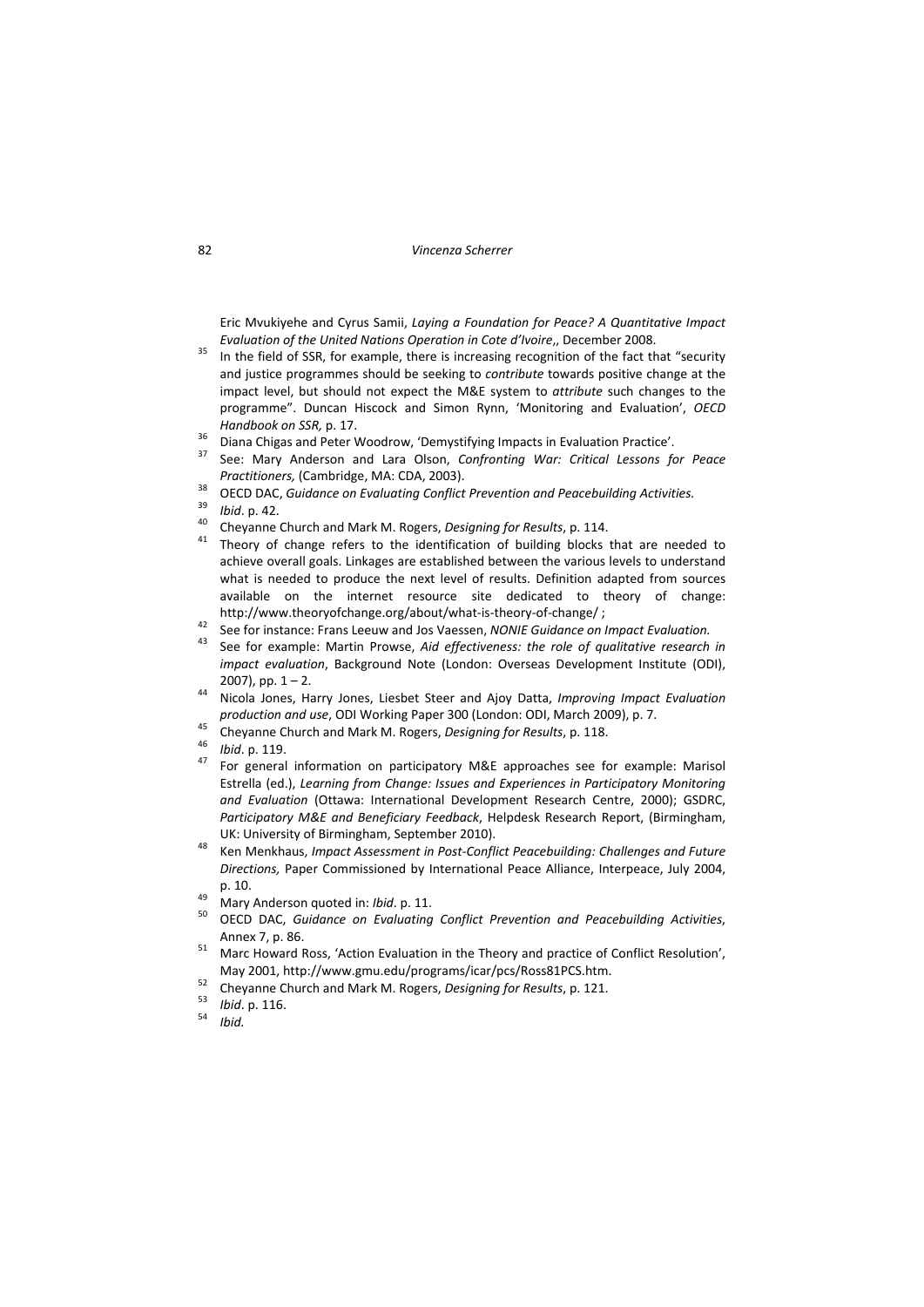Eric Mvukiyehe and Cyrus Samii, *Laying a Foundation for Peace? A Quantitative Impact Evaluation of the United Nations Operation in Cote d'Ivoire*,, December 2008.

[35] In the field of SSR, for example, there is increasing recognition of the fact that "security and justice programmes should be seeking to *contribute* towards positive change at the impact level, but should not expect the M&E system to *attribute* such changes to the programme". Duncan Hiscock and Simon Rynn, 'Monitoring and Evaluation', *OECD Handbook on SSR,* p. 17.

[36] Diana Chigas and Peter Woodrow, 'Demystifying Impacts in Evaluation Practice'.

[37] See: Mary Anderson and Lara Olson, *Confronting War: Critical Lessons for Peace Practitioners,* (Cambridge, MA: CDA, 2003).

[38] OECD DAC, *Guidance on Evaluating Conflict Prevention and Peacebuilding Activities.*

[39] *Ibid*. p. 42.

[40] Cheyanne Church and Mark M. Rogers, *Designing for Results*, p. 114.

[41] Theory of change refers to the identification of building blocks that are needed to achieve overall goals. Linkages are established between the various levels to understand what is needed to produce the next level of results. Definition adapted from sources available on the internet resource site dedicated to theory of change: http://www.theoryofchange.org/about/what-is-theory-of-change/ ;

[42] See for instance: Frans Leeuw and Jos Vaessen, *NONIE Guidance on Impact Evaluation.*

[43] See for example: Martin Prowse, *Aid effectiveness: the role of qualitative research in impact evaluation*, Background Note (London: Overseas Development Institute (ODI), 2007), pp. 1 – 2.

[44] Nicola Jones, Harry Jones, Liesbet Steer and Ajoy Datta, *Improving Impact Evaluation production and use*, ODI Working Paper 300 (London: ODI, March 2009), p. 7.

[45] Cheyanne Church and Mark M. Rogers, *Designing for Results*, p. 118.

[46] *Ibid*. p. 119.

[47] For general information on participatory M&E approaches see for example: Marisol Estrella (ed.), *Learning from Change: Issues and Experiences in Participatory Monitoring and Evaluation* (Ottawa: International Development Research Centre, 2000); GSDRC, *Participatory M&E and Beneficiary Feedback*, Helpdesk Research Report, (Birmingham, UK: University of Birmingham, September 2010).

[48] Ken Menkhaus, *Impact Assessment in Post-Conflict Peacebuilding: Challenges and Future Directions,* Paper Commissioned by International Peace Alliance, Interpeace, July 2004, p. 10.

[49] Mary Anderson quoted in: *Ibid*. p. 11.

[50] OECD DAC, *Guidance on Evaluating Conflict Prevention and Peacebuilding Activities*, Annex 7, p. 86.

[51] Marc Howard Ross, 'Action Evaluation in the Theory and practice of Conflict Resolution', May 2001, http://www.gmu.edu/programs/icar/pcs/Ross81PCS.htm.

[52] Cheyanne Church and Mark M. Rogers, *Designing for Results*, p. 121.

[53] *Ibid*. p. 116.

[54] *Ibid.*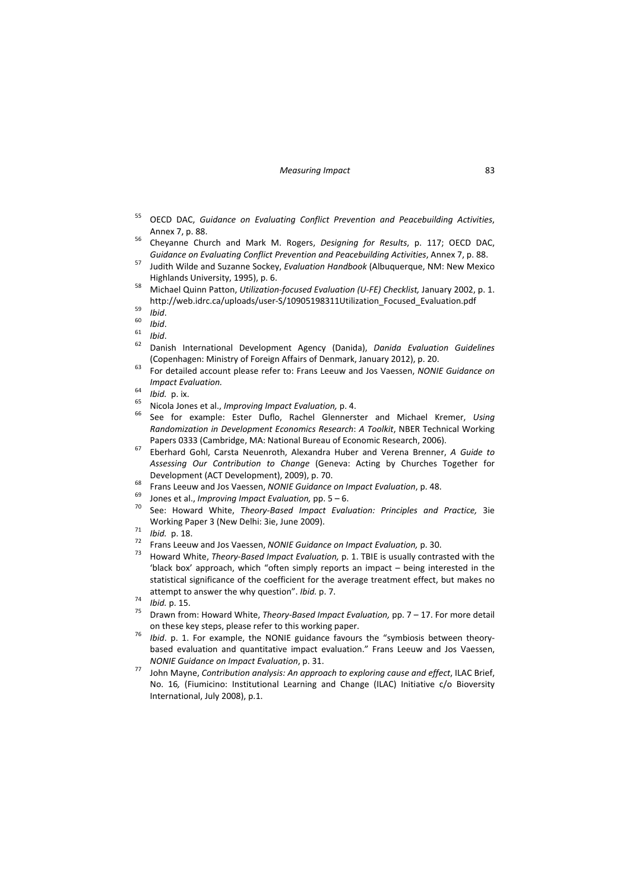[55] OECD DAC, *Guidance on Evaluating Conflict Prevention and Peacebuilding Activities*, Annex 7, p. 88.

[56] Cheyanne Church and Mark M. Rogers, *Designing for Results*, p. 117; OECD DAC, *Guidance on Evaluating Conflict Prevention and Peacebuilding Activities*, Annex 7, p. 88.

[57] Judith Wilde and Suzanne Sockey, *Evaluation Handbook* (Albuquerque, NM: New Mexico Highlands University, 1995), p. 6.

[58] Michael Quinn Patton, *Utilization-focused Evaluation (U-FE) Checklist,* January 2002, p. 1. http://web.idrc.ca/uploads/user-S/10905198311Utilization_Focused_Evaluation.pdf

[59] *Ibid*.

[60] *Ibid*.

[61] *Ibid*.

[62] Danish International Development Agency (Danida), *Danida Evaluation Guidelines* (Copenhagen: Ministry of Foreign Affairs of Denmark, January 2012), p. 20.

[63] For detailed account please refer to: Frans Leeuw and Jos Vaessen, *NONIE Guidance on Impact Evaluation.*

[64] *Ibid.* p. ix.

[65] Nicola Jones et al., *Improving Impact Evaluation,* p. 4.

[66] See for example: Ester Duflo, Rachel Glennerster and Michael Kremer, *Using Randomization in Development Economics Research*: *A Toolkit*, NBER Technical Working Papers 0333 (Cambridge, MA: National Bureau of Economic Research, 2006).

[67] Eberhard Gohl, Carsta Neuenroth, Alexandra Huber and Verena Brenner, *A Guide to Assessing Our Contribution to Change* (Geneva: Acting by Churches Together for Development (ACT Development), 2009), p. 70.

[68] Frans Leeuw and Jos Vaessen, *NONIE Guidance on Impact Evaluation*, p. 48.

[69] Jones et al., *Improving Impact Evaluation,* pp. 5 – 6.

[70] See: Howard White, *Theory-Based Impact Evaluation: Principles and Practice,* 3ie Working Paper 3 (New Delhi: 3ie, June 2009).

[71] *Ibid.* p. 18.

[72] Frans Leeuw and Jos Vaessen, *NONIE Guidance on Impact Evaluation,* p. 30.

[73] Howard White, *Theory-Based Impact Evaluation,* p. 1. TBIE is usually contrasted with the 'black box' approach, which "often simply reports an impact – being interested in the statistical significance of the coefficient for the average treatment effect, but makes no attempt to answer the why question". *Ibid.* p. 7.

[74] *Ibid.* p. 15.

[75] Drawn from: Howard White, *Theory-Based Impact Evaluation,* pp. 7 – 17. For more detail on these key steps, please refer to this working paper.

[76] *Ibid*. p. 1. For example, the NONIE guidance favours the "symbiosis between theory-based evaluation and quantitative impact evaluation." Frans Leeuw and Jos Vaessen, *NONIE Guidance on Impact Evaluation*, p. 31.

[77] John Mayne, *Contribution analysis: An approach to exploring cause and effect*, ILAC Brief, No. 16*,* (Fiumicino: Institutional Learning and Change (ILAC) Initiative c/o Bioversity International, July 2008), p.1.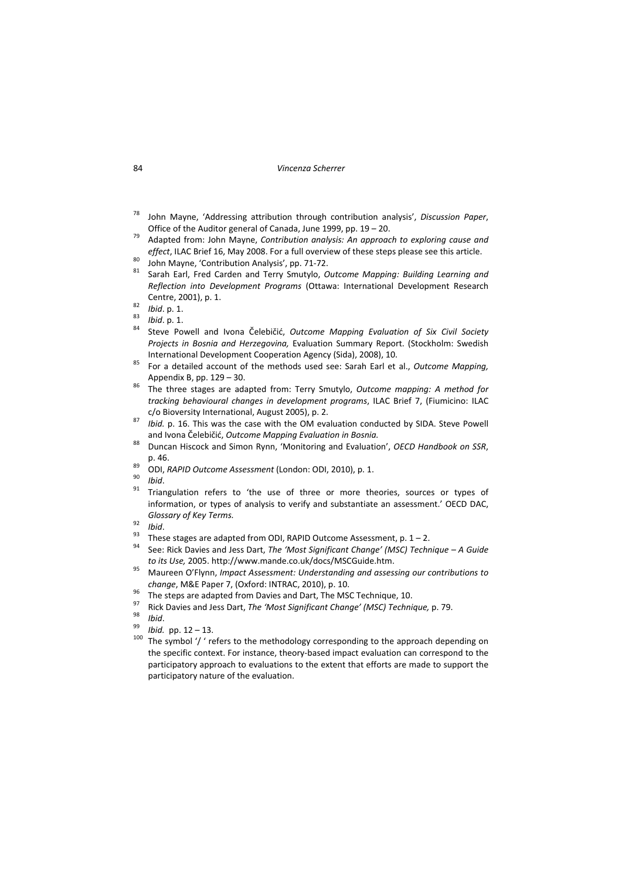[78] John Mayne, 'Addressing attribution through contribution analysis', *Discussion Paper*, Office of the Auditor general of Canada, June 1999, pp. 19 – 20.

[79] Adapted from: John Mayne, *Contribution analysis: An approach to exploring cause and effect*, ILAC Brief 16, May 2008. For a full overview of these steps please see this article.

[80] John Mayne, 'Contribution Analysis', pp. 71-72.

[81] Sarah Earl, Fred Carden and Terry Smutylo, *Outcome Mapping: Building Learning and Reflection into Development Programs* (Ottawa: International Development Research Centre, 2001), p. 1.

[82] *Ibid*. p. 1.

[83] *Ibid*. p. 1.

[84] Steve Powell and Ivona Čelebičić, *Outcome Mapping Evaluation of Six Civil Society Projects in Bosnia and Herzegovina,* Evaluation Summary Report. (Stockholm: Swedish International Development Cooperation Agency (Sida), 2008), 10.

[85] For a detailed account of the methods used see: Sarah Earl et al., *Outcome Mapping,* Appendix B, pp. 129 – 30.

[86] The three stages are adapted from: Terry Smutylo, *Outcome mapping: A method for tracking behavioural changes in development programs*, ILAC Brief 7, (Fiumicino: ILAC c/o Bioversity International, August 2005), p. 2.

[87] *Ibid.* p. 16. This was the case with the OM evaluation conducted by SIDA. Steve Powell and Ivona Čelebičić, *Outcome Mapping Evaluation in Bosnia.*

[88] Duncan Hiscock and Simon Rynn, 'Monitoring and Evaluation', *OECD Handbook on SSR*, p. 46.

[89] ODI, *RAPID Outcome Assessment* (London: ODI, 2010), p. 1.

[90] *Ibid*.

[91] Triangulation refers to 'the use of three or more theories, sources or types of information, or types of analysis to verify and substantiate an assessment.' OECD DAC, *Glossary of Key Terms.*

[92] *Ibid*.

[93] These stages are adapted from ODI, RAPID Outcome Assessment, p. 1 – 2.

[94] See: Rick Davies and Jess Dart, *The 'Most Significant Change' (MSC) Technique – A Guide to its Use,* 2005. http://www.mande.co.uk/docs/MSCGuide.htm.

[95] Maureen O'Flynn, *Impact Assessment: Understanding and assessing our contributions to change*, M&E Paper 7, (Oxford: INTRAC, 2010), p. 10.

[96] The steps are adapted from Davies and Dart, The MSC Technique, 10.

[97] Rick Davies and Jess Dart, *The 'Most Significant Change' (MSC) Technique,* p. 79.

[98] *Ibid*.

[99] *Ibid.* pp. 12 – 13.

[100] The symbol '/ ' refers to the methodology corresponding to the approach depending on the specific context. For instance, theory-based impact evaluation can correspond to the participatory approach to evaluations to the extent that efforts are made to support the participatory nature of the evaluation.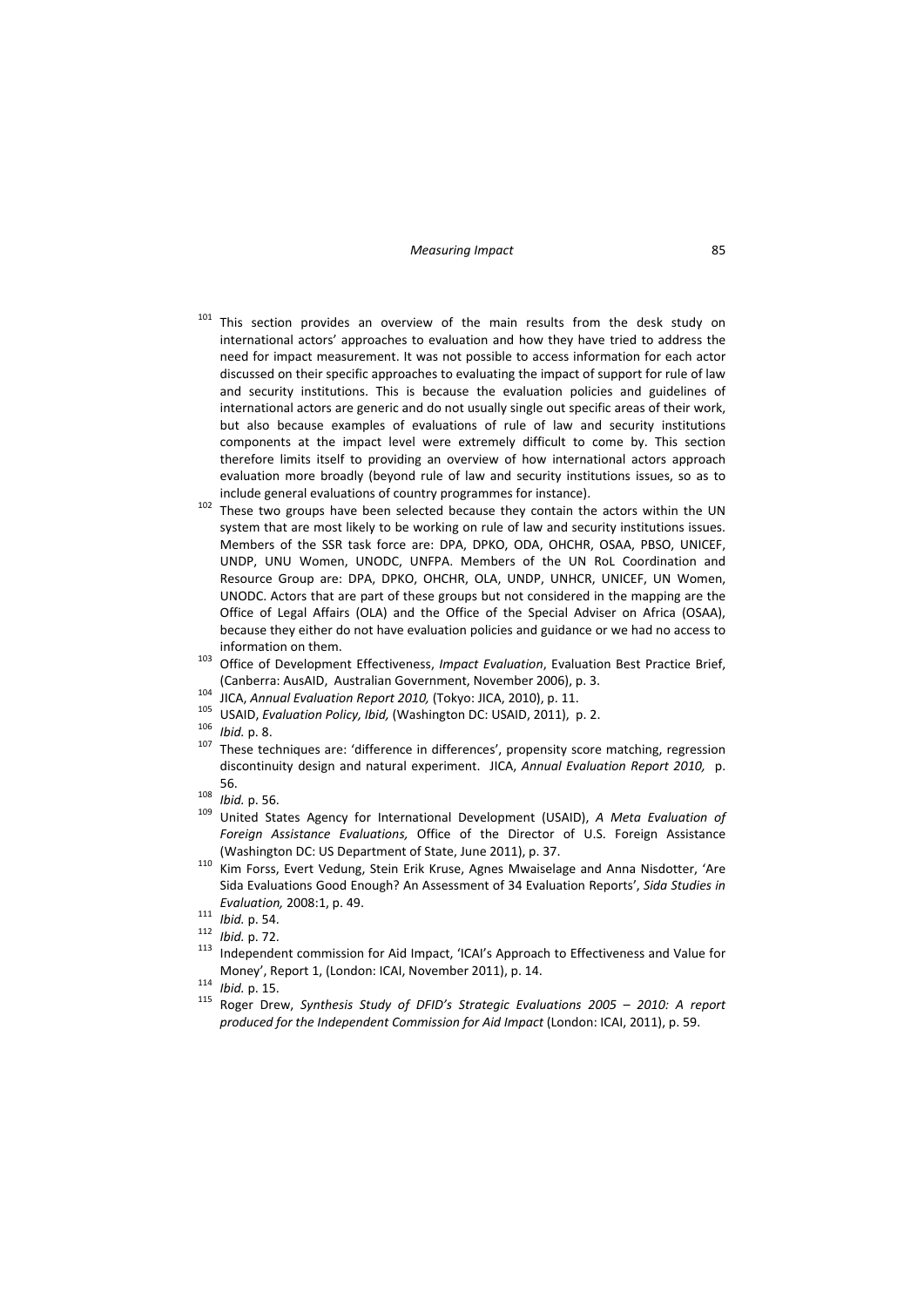[101] This section provides an overview of the main results from the desk study on international actors' approaches to evaluation and how they have tried to address the need for impact measurement. It was not possible to access information for each actor discussed on their specific approaches to evaluating the impact of support for rule of law and security institutions. This is because the evaluation policies and guidelines of international actors are generic and do not usually single out specific areas of their work, but also because examples of evaluations of rule of law and security institutions components at the impact level were extremely difficult to come by. This section therefore limits itself to providing an overview of how international actors approach evaluation more broadly (beyond rule of law and security institutions issues, so as to include general evaluations of country programmes for instance).

[102] These two groups have been selected because they contain the actors within the UN system that are most likely to be working on rule of law and security institutions issues. Members of the SSR task force are: DPA, DPKO, ODA, OHCHR, OSAA, PBSO, UNICEF, UNDP, UNU Women, UNODC, UNFPA. Members of the UN RoL Coordination and Resource Group are: DPA, DPKO, OHCHR, OLA, UNDP, UNHCR, UNICEF, UN Women, UNODC. Actors that are part of these groups but not considered in the mapping are the Office of Legal Affairs (OLA) and the Office of the Special Adviser on Africa (OSAA), because they either do not have evaluation policies and guidance or we had no access to information on them.

[103] Office of Development Effectiveness, *Impact Evaluation*, Evaluation Best Practice Brief, (Canberra: AusAID, Australian Government, November 2006), p. 3.

[104] JICA, *Annual Evaluation Report 2010,* (Tokyo: JICA, 2010), p. 11.

[105] USAID, *Evaluation Policy, Ibid,* (Washington DC: USAID, 2011), p. 2.

[106] *Ibid.* p. 8.

[107] These techniques are: 'difference in differences', propensity score matching, regression discontinuity design and natural experiment. JICA, *Annual Evaluation Report 2010,* p. 56.

[108] *Ibid.* p. 56.

[109] United States Agency for International Development (USAID), *A Meta Evaluation of Foreign Assistance Evaluations,* Office of the Director of U.S. Foreign Assistance (Washington DC: US Department of State, June 2011), p. 37.

[110] Kim Forss, Evert Vedung, Stein Erik Kruse, Agnes Mwaiselage and Anna Nisdotter, 'Are Sida Evaluations Good Enough? An Assessment of 34 Evaluation Reports', *Sida Studies in Evaluation,* 2008:1, p. 49.

[111] *Ibid.* p. 54.

[112] *Ibid.* p. 72.

[113] Independent commission for Aid Impact, 'ICAI's Approach to Effectiveness and Value for Money', Report 1, (London: ICAI, November 2011), p. 14.

[114] *Ibid.* p. 15.

[115] Roger Drew, *Synthesis Study of DFID's Strategic Evaluations 2005 – 2010: A report produced for the Independent Commission for Aid Impact* (London: ICAI, 2011), p. 59.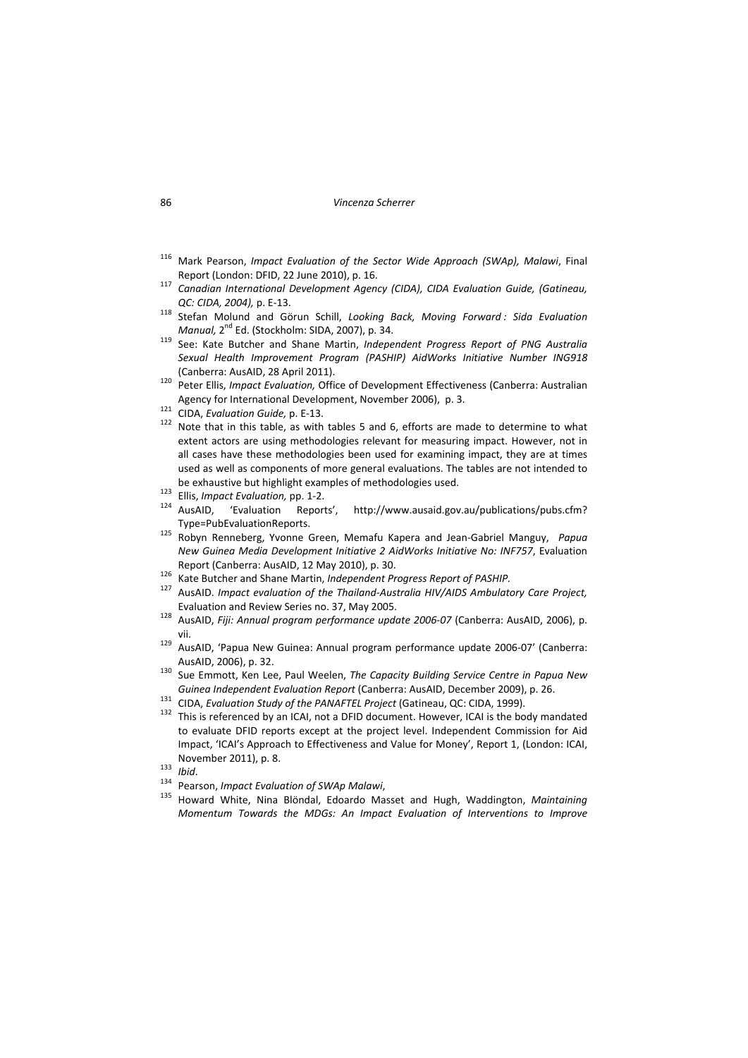[116] Mark Pearson, *Impact Evaluation of the Sector Wide Approach (SWAp), Malawi*, Final Report (London: DFID, 22 June 2010), p. 16.

[117] *Canadian International Development Agency (CIDA), CIDA Evaluation Guide, (Gatineau, QC: CIDA, 2004),* p. E-13.

[118] Stefan Molund and Görun Schill, *Looking Back, Moving Forward : Sida Evaluation Manual,* 2nd Ed. (Stockholm: SIDA, 2007), p. 34.

[119] See: Kate Butcher and Shane Martin, *Independent Progress Report of PNG Australia Sexual Health Improvement Program (PASHIP) AidWorks Initiative Number ING918* (Canberra: AusAID, 28 April 2011).

[120] Peter Ellis, *Impact Evaluation,* Office of Development Effectiveness (Canberra: Australian Agency for International Development, November 2006), p. 3.

[121] CIDA, *Evaluation Guide,* p. E-13.

[122] Note that in this table, as with tables 5 and 6, efforts are made to determine to what extent actors are using methodologies relevant for measuring impact. However, not in all cases have these methodologies been used for examining impact, they are at times used as well as components of more general evaluations. The tables are not intended to be exhaustive but highlight examples of methodologies used.

[123] Ellis, *Impact Evaluation,* pp. 1-2.

[124] AusAID, 'Evaluation Reports', http://www.ausaid.gov.au/publications/pubs.cfm?Type=PubEvaluationReports.

[125] Robyn Renneberg, Yvonne Green, Memafu Kapera and Jean-Gabriel Manguy, *Papua New Guinea Media Development Initiative 2 AidWorks Initiative No: INF757*, Evaluation Report (Canberra: AusAID, 12 May 2010), p. 30.

[126] Kate Butcher and Shane Martin, *Independent Progress Report of PASHIP.*

[127] AusAID. *Impact evaluation of the Thailand-Australia HIV/AIDS Ambulatory Care Project,* Evaluation and Review Series no. 37, May 2005.

[128] AusAID, *Fiji: Annual program performance update 2006-07* (Canberra: AusAID, 2006), p. vii.

[129] AusAID, 'Papua New Guinea: Annual program performance update 2006-07' (Canberra: AusAID, 2006), p. 32.

[130] Sue Emmott, Ken Lee, Paul Weelen, *The Capacity Building Service Centre in Papua New Guinea Independent Evaluation Report* (Canberra: AusAID, December 2009), p. 26.

[131] CIDA, *Evaluation Study of the PANAFTEL Project* (Gatineau, QC: CIDA, 1999).

[132] This is referenced by an ICAI, not a DFID document. However, ICAI is the body mandated to evaluate DFID reports except at the project level. Independent Commission for Aid Impact, 'ICAI's Approach to Effectiveness and Value for Money', Report 1, (London: ICAI, November 2011), p. 8.

[133] *Ibid*.

[134] Pearson, *Impact Evaluation of SWAp Malawi*,

[135] Howard White, Nina Blöndal, Edoardo Masset and Hugh, Waddington, *Maintaining Momentum Towards the MDGs: An Impact Evaluation of Interventions to Improve*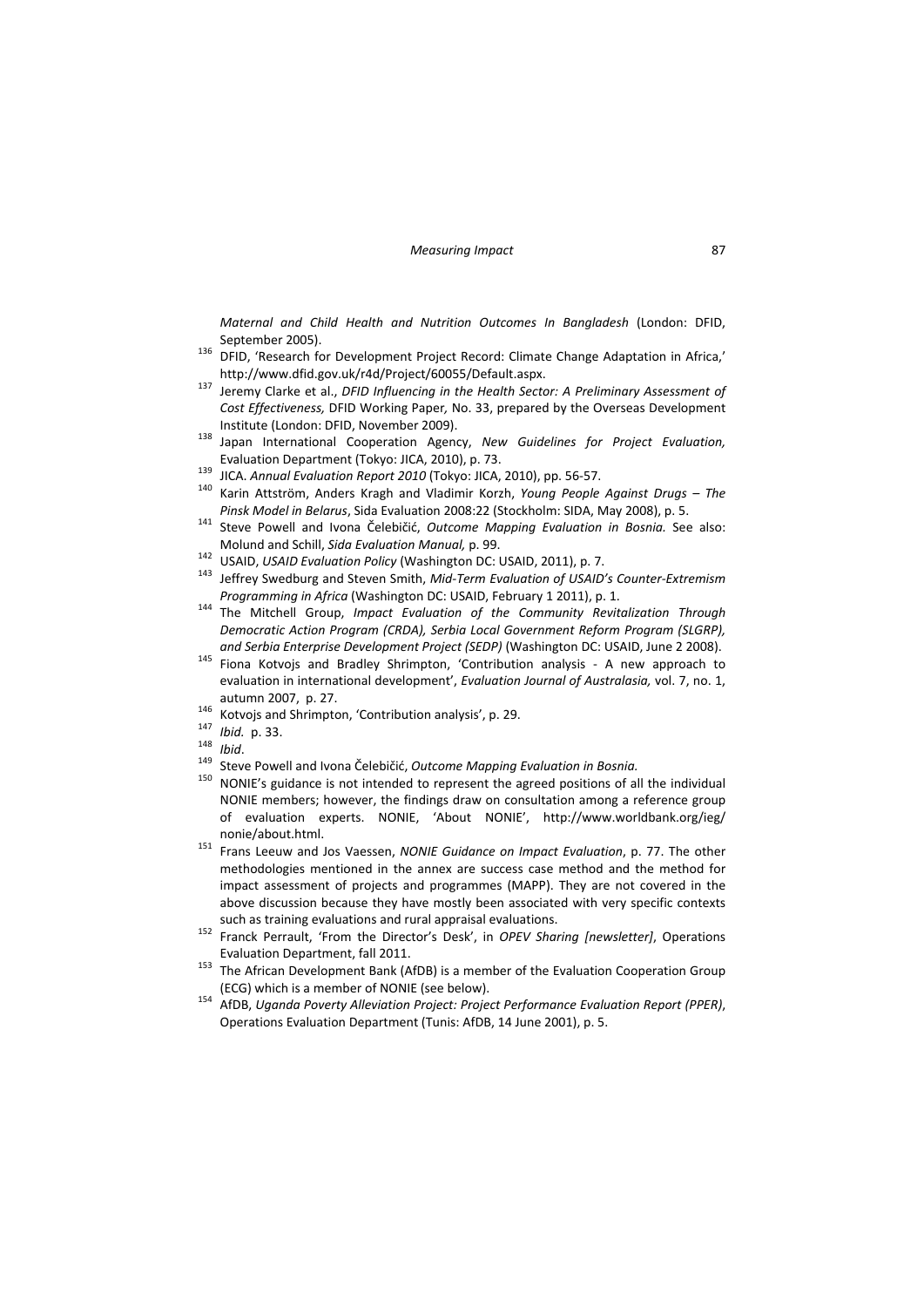*Maternal and Child Health and Nutrition Outcomes In Bangladesh* (London: DFID, September 2005).

[136] DFID, 'Research for Development Project Record: Climate Change Adaptation in Africa,' http://www.dfid.gov.uk/r4d/Project/60055/Default.aspx.

[137] Jeremy Clarke et al., *DFID Influencing in the Health Sector: A Preliminary Assessment of Cost Effectiveness,* DFID Working Paper*,* No. 33, prepared by the Overseas Development Institute (London: DFID, November 2009).

[138] Japan International Cooperation Agency, *New Guidelines for Project Evaluation,* Evaluation Department (Tokyo: JICA, 2010), p. 73.

[139] JICA. *Annual Evaluation Report 2010* (Tokyo: JICA, 2010), pp. 56-57.

[140] Karin Attström, Anders Kragh and Vladimir Korzh, *Young People Against Drugs – The Pinsk Model in Belarus*, Sida Evaluation 2008:22 (Stockholm: SIDA, May 2008), p. 5.

[141] Steve Powell and Ivona Čelebičić, *Outcome Mapping Evaluation in Bosnia.* See also: Molund and Schill, *Sida Evaluation Manual,* p. 99.

[142] USAID, *USAID Evaluation Policy* (Washington DC: USAID, 2011), p. 7.

[143] Jeffrey Swedburg and Steven Smith, *Mid-Term Evaluation of USAID's Counter-Extremism Programming in Africa* (Washington DC: USAID, February 1 2011), p. 1.

[144] The Mitchell Group, *Impact Evaluation of the Community Revitalization Through Democratic Action Program (CRDA), Serbia Local Government Reform Program (SLGRP), and Serbia Enterprise Development Project (SEDP)* (Washington DC: USAID, June 2 2008).

[145] Fiona Kotvojs and Bradley Shrimpton, 'Contribution analysis - A new approach to evaluation in international development', *Evaluation Journal of Australasia,* vol. 7, no. 1, autumn 2007, p. 27.

[146] Kotvojs and Shrimpton, 'Contribution analysis', p. 29.

[147] *Ibid.* p. 33.

[148] *Ibid*.

[149] Steve Powell and Ivona Čelebičić, *Outcome Mapping Evaluation in Bosnia.*

[150] NONIE's guidance is not intended to represent the agreed positions of all the individual NONIE members; however, the findings draw on consultation among a reference group of evaluation experts. NONIE, 'About NONIE', http://www.worldbank.org/ieg/nonie/about.html.

[151] Frans Leeuw and Jos Vaessen, *NONIE Guidance on Impact Evaluation*, p. 77. The other methodologies mentioned in the annex are success case method and the method for impact assessment of projects and programmes (MAPP). They are not covered in the above discussion because they have mostly been associated with very specific contexts such as training evaluations and rural appraisal evaluations.

[152] Franck Perrault, 'From the Director's Desk', in *OPEV Sharing [newsletter]*, Operations Evaluation Department, fall 2011.

[153] The African Development Bank (AfDB) is a member of the Evaluation Cooperation Group (ECG) which is a member of NONIE (see below).

[154] AfDB, *Uganda Poverty Alleviation Project: Project Performance Evaluation Report (PPER)*, Operations Evaluation Department (Tunis: AfDB, 14 June 2001), p. 5.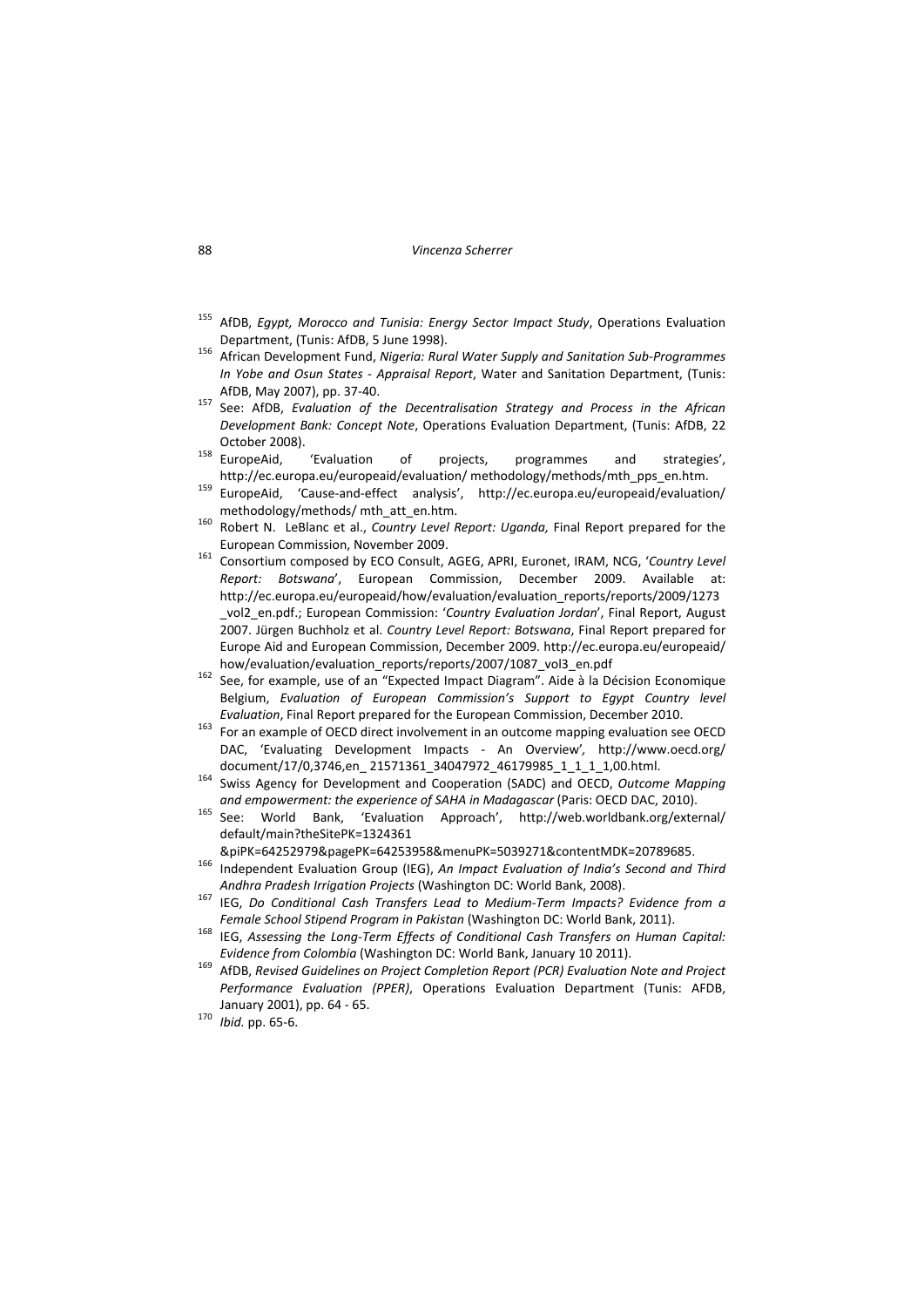[155] AfDB, *Egypt, Morocco and Tunisia: Energy Sector Impact Study*, Operations Evaluation Department, (Tunis: AfDB, 5 June 1998).

[156] African Development Fund, *Nigeria: Rural Water Supply and Sanitation Sub-Programmes In Yobe and Osun States - Appraisal Report*, Water and Sanitation Department, (Tunis: AfDB, May 2007), pp. 37-40.

[157] See: AfDB, *Evaluation of the Decentralisation Strategy and Process in the African Development Bank: Concept Note*, Operations Evaluation Department, (Tunis: AfDB, 22 October 2008).

[158] EuropeAid, 'Evaluation of projects, programmes and strategies', http://ec.europa.eu/europeaid/evaluation/ methodology/methods/mth_pps_en.htm.

[159] EuropeAid, 'Cause-and-effect analysis', http://ec.europa.eu/europeaid/evaluation/ methodology/methods/ mth_att_en.htm.

[160] Robert N. LeBlanc et al., *Country Level Report: Uganda,* Final Report prepared for the European Commission, November 2009.

[161] Consortium composed by ECO Consult, AGEG, APRI, Euronet, IRAM, NCG, '*Country Level Report: Botswana*', European Commission, December 2009. Available at: http://ec.europa.eu/europeaid/how/evaluation/evaluation_reports/reports/2009/1273 _vol2_en.pdf.; European Commission: '*Country Evaluation Jordan*', Final Report, August 2007. Jürgen Buchholz et al. *Country Level Report: Botswana*, Final Report prepared for Europe Aid and European Commission, December 2009. http://ec.europa.eu/europeaid/ how/evaluation/evaluation_reports/reports/2007/1087_vol3_en.pdf

[162] See, for example, use of an "Expected Impact Diagram". Aide à la Décision Economique Belgium, *Evaluation of European Commission's Support to Egypt Country level Evaluation*, Final Report prepared for the European Commission, December 2010.

[163] For an example of OECD direct involvement in an outcome mapping evaluation see OECD DAC, 'Evaluating Development Impacts - An Overview', http://www.oecd.org/ document/17/0,3746,en_ 21571361_34047972_46179985_1_1_1_1,00.html.

[164] Swiss Agency for Development and Cooperation (SADC) and OECD, *Outcome Mapping and empowerment: the experience of SAHA in Madagascar* (Paris: OECD DAC, 2010).

[165] See: World Bank, 'Evaluation Approach', http://web.worldbank.org/external/ default/main?theSitePK=1324361 &piPK=64252979&pagePK=64253958&menuPK=5039271&contentMDK=20789685.

[166] Independent Evaluation Group (IEG), *An Impact Evaluation of India's Second and Third Andhra Pradesh Irrigation Projects* (Washington DC: World Bank, 2008).

[167] IEG, *Do Conditional Cash Transfers Lead to Medium-Term Impacts? Evidence from a Female School Stipend Program in Pakistan* (Washington DC: World Bank, 2011).

[168] IEG, *Assessing the Long-Term Effects of Conditional Cash Transfers on Human Capital: Evidence from Colombia* (Washington DC: World Bank, January 10 2011).

[169] AfDB, *Revised Guidelines on Project Completion Report (PCR) Evaluation Note and Project Performance Evaluation (PPER)*, Operations Evaluation Department (Tunis: AFDB, January 2001), pp. 64 - 65.

[170] *Ibid.* pp. 65-6.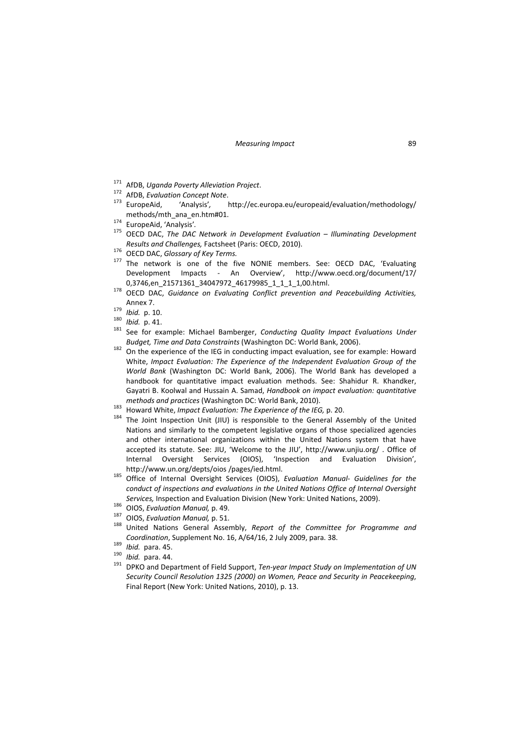[171] AfDB, *Uganda Poverty Alleviation Project*.

[172] AfDB, *Evaluation Concept Note*.

[173] EuropeAid, 'Analysis', http://ec.europa.eu/europeaid/evaluation/methodology/methods/mth_ana_en.htm#01.

[174] EuropeAid, 'Analysis'.

[175] OECD DAC, *The DAC Network in Development Evaluation – Illuminating Development Results and Challenges,* Factsheet (Paris: OECD, 2010).

[176] OECD DAC, *Glossary of Key Terms.*

[177] The network is one of the five NONIE members. See: OECD DAC, 'Evaluating Development Impacts - An Overview', http://www.oecd.org/document/17/0,3746,en_21571361_34047972_46179985_1_1_1_1,00.html.

[178] OECD DAC, *Guidance on Evaluating Conflict prevention and Peacebuilding Activities,* Annex 7.

[179] *Ibid.* p. 10.

[180] *Ibid.* p. 41.

[181] See for example: Michael Bamberger, *Conducting Quality Impact Evaluations Under Budget, Time and Data Constraints* (Washington DC: World Bank, 2006).

[182] On the experience of the IEG in conducting impact evaluation, see for example: Howard White, *Impact Evaluation: The Experience of the Independent Evaluation Group of the World Bank* (Washington DC: World Bank, 2006). The World Bank has developed a handbook for quantitative impact evaluation methods. See: Shahidur R. Khandker, Gayatri B. Koolwal and Hussain A. Samad, *Handbook on impact evaluation: quantitative methods and practices* (Washington DC: World Bank, 2010).

[183] Howard White, *Impact Evaluation: The Experience of the IEG,* p. 20.

[184] The Joint Inspection Unit (JIU) is responsible to the General Assembly of the United Nations and similarly to the competent legislative organs of those specialized agencies and other international organizations within the United Nations system that have accepted its statute. See: JIU, 'Welcome to the JIU', http://www.unjiu.org/ . Office of Internal Oversight Services (OIOS), 'Inspection and Evaluation Division', http://www.un.org/depts/oios /pages/ied.html.

[185] Office of Internal Oversight Services (OIOS), *Evaluation Manual- Guidelines for the conduct of inspections and evaluations in the United Nations Office of Internal Oversight Services,* Inspection and Evaluation Division (New York: United Nations, 2009).

[186] OIOS, *Evaluation Manual,* p. 49.

[187] OIOS, *Evaluation Manual,* p. 51.

[188] United Nations General Assembly, *Report of the Committee for Programme and Coordination*, Supplement No. 16, A/64/16, 2 July 2009, para. 38.

[189] *Ibid.* para. 45.

[190] *Ibid.* para. 44.

[191] DPKO and Department of Field Support, *Ten-year Impact Study on Implementation of UN Security Council Resolution 1325 (2000) on Women, Peace and Security in Peacekeeping*, Final Report (New York: United Nations, 2010), p. 13.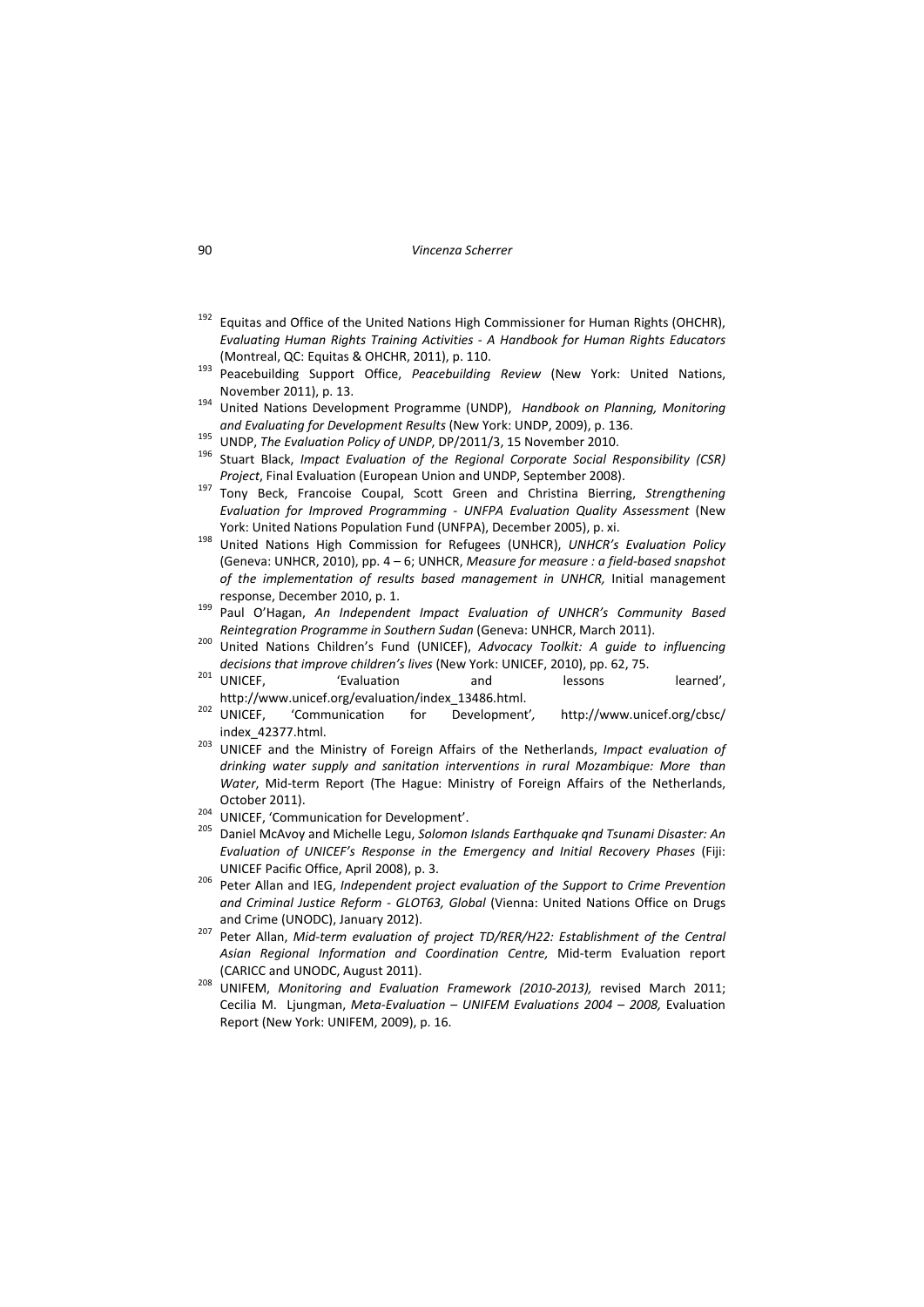[192] Equitas and Office of the United Nations High Commissioner for Human Rights (OHCHR), *Evaluating Human Rights Training Activities - A Handbook for Human Rights Educators* (Montreal, QC: Equitas & OHCHR, 2011), p. 110.

[193] Peacebuilding Support Office, *Peacebuilding Review* (New York: United Nations, November 2011), p. 13.

[194] United Nations Development Programme (UNDP), *Handbook on Planning, Monitoring and Evaluating for Development Results* (New York: UNDP, 2009), p. 136.

[195] UNDP, *The Evaluation Policy of UNDP*, DP/2011/3, 15 November 2010.

[196] Stuart Black, *Impact Evaluation of the Regional Corporate Social Responsibility (CSR) Project*, Final Evaluation (European Union and UNDP, September 2008).

[197] Tony Beck, Francoise Coupal, Scott Green and Christina Bierring, *Strengthening Evaluation for Improved Programming - UNFPA Evaluation Quality Assessment* (New York: United Nations Population Fund (UNFPA), December 2005), p. xi.

[198] United Nations High Commission for Refugees (UNHCR), *UNHCR's Evaluation Policy* (Geneva: UNHCR, 2010), pp. 4 – 6; UNHCR, *Measure for measure : a field-based snapshot of the implementation of results based management in UNHCR,* Initial management response, December 2010, p. 1.

[199] Paul O'Hagan, *An Independent Impact Evaluation of UNHCR's Community Based Reintegration Programme in Southern Sudan* (Geneva: UNHCR, March 2011).

[200] United Nations Children's Fund (UNICEF), *Advocacy Toolkit: A guide to influencing decisions that improve children's lives* (New York: UNICEF, 2010), pp. 62, 75.

[201] UNICEF, 'Evaluation and lessons learned', http://www.unicef.org/evaluation/index_13486.html.

[202] UNICEF, 'Communication for Development', http://www.unicef.org/cbsc/index_42377.html.

[203] UNICEF and the Ministry of Foreign Affairs of the Netherlands, *Impact evaluation of drinking water supply and sanitation interventions in rural Mozambique: More than Water*, Mid-term Report (The Hague: Ministry of Foreign Affairs of the Netherlands, October 2011).

[204] UNICEF, 'Communication for Development'.

[205] Daniel McAvoy and Michelle Legu, *Solomon Islands Earthquake qnd Tsunami Disaster: An Evaluation of UNICEF's Response in the Emergency and Initial Recovery Phases* (Fiji: UNICEF Pacific Office, April 2008), p. 3.

[206] Peter Allan and IEG, *Independent project evaluation of the Support to Crime Prevention and Criminal Justice Reform - GLOT63, Global* (Vienna: United Nations Office on Drugs and Crime (UNODC), January 2012).

[207] Peter Allan, *Mid-term evaluation of project TD/RER/H22: Establishment of the Central Asian Regional Information and Coordination Centre,* Mid-term Evaluation report (CARICC and UNODC, August 2011).

[208] UNIFEM, *Monitoring and Evaluation Framework (2010-2013),* revised March 2011; Cecilia M. Ljungman, *Meta-Evaluation – UNIFEM Evaluations 2004 – 2008,* Evaluation Report (New York: UNIFEM, 2009), p. 16.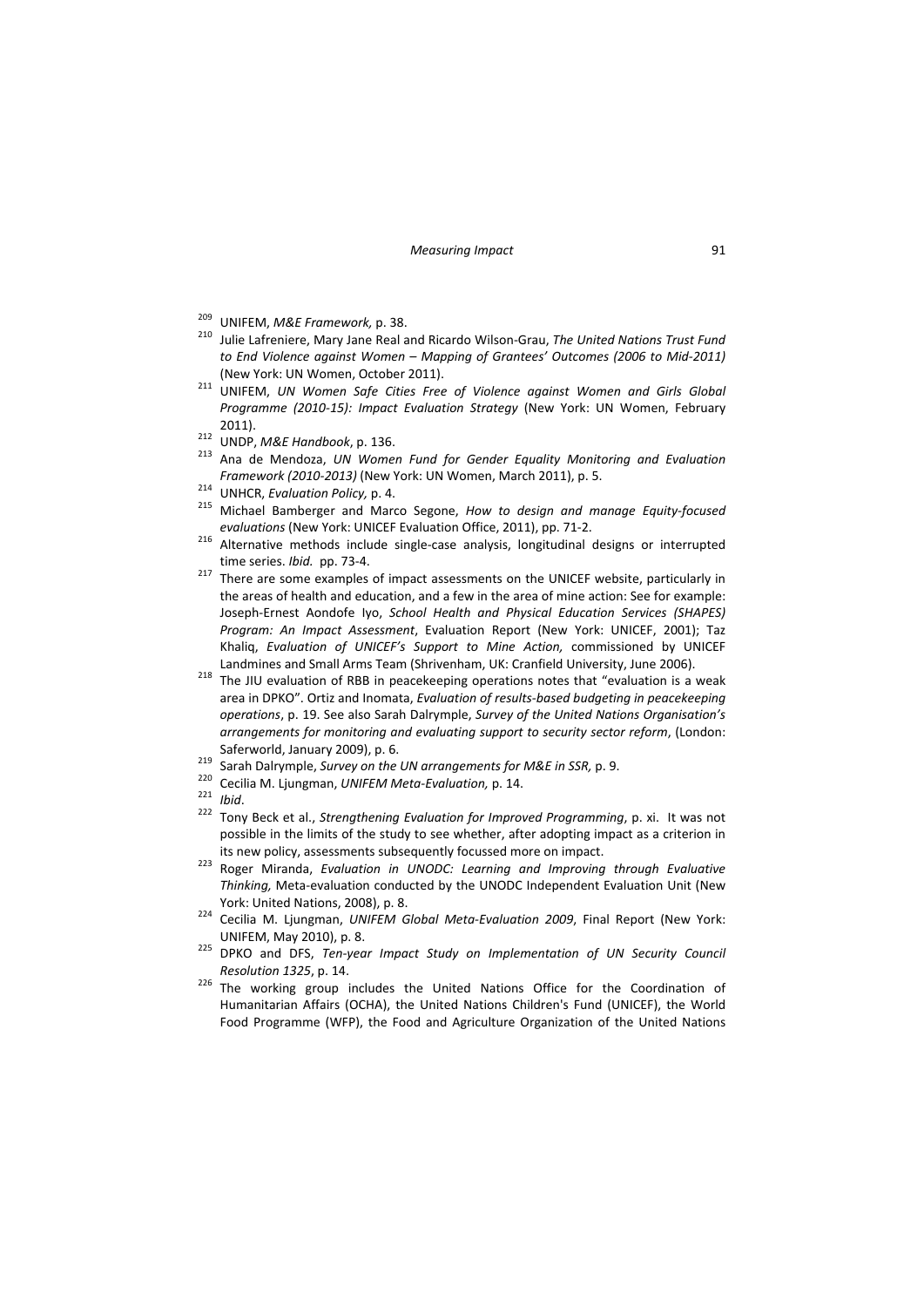[209] UNIFEM, *M&E Framework,* p. 38.

[210] Julie Lafreniere, Mary Jane Real and Ricardo Wilson-Grau, *The United Nations Trust Fund to End Violence against Women – Mapping of Grantees' Outcomes (2006 to Mid-2011)* (New York: UN Women, October 2011).

[211] UNIFEM, *UN Women Safe Cities Free of Violence against Women and Girls Global Programme (2010-15): Impact Evaluation Strategy* (New York: UN Women, February 2011).

[212] UNDP, *M&E Handbook*, p. 136.

[213] Ana de Mendoza, *UN Women Fund for Gender Equality Monitoring and Evaluation Framework (2010-2013)* (New York: UN Women, March 2011), p. 5.

[214] UNHCR, *Evaluation Policy,* p. 4.

[215] Michael Bamberger and Marco Segone, *How to design and manage Equity-focused evaluations* (New York: UNICEF Evaluation Office, 2011), pp. 71-2.

[216] Alternative methods include single-case analysis, longitudinal designs or interrupted time series. *Ibid.* pp. 73-4.

[217] There are some examples of impact assessments on the UNICEF website, particularly in the areas of health and education, and a few in the area of mine action: See for example: Joseph-Ernest Aondofe Iyo, *School Health and Physical Education Services (SHAPES) Program: An Impact Assessment*, Evaluation Report (New York: UNICEF, 2001); Taz Khaliq, *Evaluation of UNICEF's Support to Mine Action,* commissioned by UNICEF Landmines and Small Arms Team (Shrivenham, UK: Cranfield University, June 2006).

[218] The JIU evaluation of RBB in peacekeeping operations notes that "evaluation is a weak area in DPKO". Ortiz and Inomata, *Evaluation of results-based budgeting in peacekeeping operations*, p. 19. See also Sarah Dalrymple, *Survey of the United Nations Organisation's arrangements for monitoring and evaluating support to security sector reform*, (London: Saferworld, January 2009), p. 6.

[219] Sarah Dalrymple, *Survey on the UN arrangements for M&E in SSR,* p. 9.

[220] Cecilia M. Ljungman, *UNIFEM Meta-Evaluation,* p. 14.

[221] *Ibid*.

[222] Tony Beck et al., *Strengthening Evaluation for Improved Programming*, p. xi. It was not possible in the limits of the study to see whether, after adopting impact as a criterion in its new policy, assessments subsequently focussed more on impact.

[223] Roger Miranda, *Evaluation in UNODC: Learning and Improving through Evaluative Thinking,* Meta-evaluation conducted by the UNODC Independent Evaluation Unit (New York: United Nations, 2008), p. 8.

[224] Cecilia M. Ljungman, *UNIFEM Global Meta-Evaluation 2009*, Final Report (New York: UNIFEM, May 2010), p. 8.

[225] DPKO and DFS, *Ten-year Impact Study on Implementation of UN Security Council Resolution 1325*, p. 14.

[226] The working group includes the United Nations Office for the Coordination of Humanitarian Affairs (OCHA), the United Nations Children's Fund (UNICEF), the World Food Programme (WFP), the Food and Agriculture Organization of the United Nations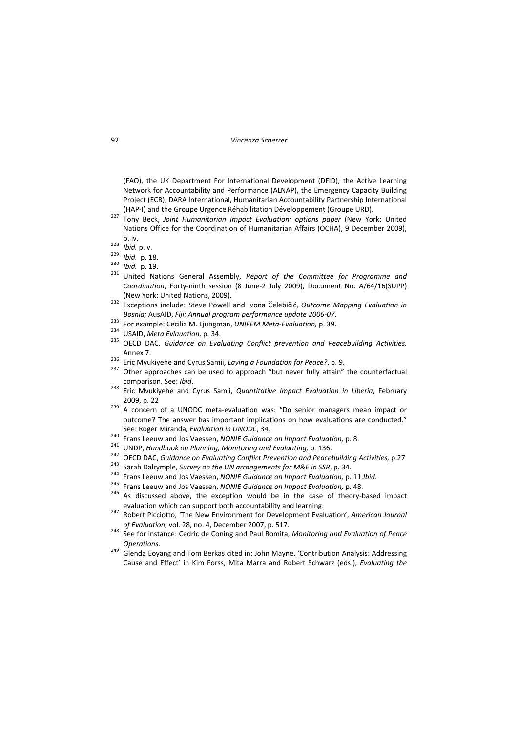(FAO), the UK Department For International Development (DFID), the Active Learning Network for Accountability and Performance (ALNAP), the Emergency Capacity Building Project (ECB), DARA International, Humanitarian Accountability Partnership International (HAP-I) and the Groupe Urgence Réhabilitation Développement (Groupe URD).

[227] Tony Beck, *Joint Humanitarian Impact Evaluation: options paper* (New York: United Nations Office for the Coordination of Humanitarian Affairs (OCHA), 9 December 2009), p. iv.

[228] *Ibid.* p. v.

[229] *Ibid.* p. 18.

[230] *Ibid.* p. 19.

[231] United Nations General Assembly, *Report of the Committee for Programme and Coordination*, Forty-ninth session (8 June-2 July 2009), Document No. A/64/16(SUPP) (New York: United Nations, 2009).

[232] Exceptions include: Steve Powell and Ivona Čelebičić, *Outcome Mapping Evaluation in Bosnia;* AusAID, *Fiji: Annual program performance update 2006-07*.

[233] For example: Cecilia M. Ljungman, *UNIFEM Meta-Evaluation,* p. 39.

[234] USAID, *Meta Evlauation,* p. 34.

[235] OECD DAC, *Guidance on Evaluating Conflict prevention and Peacebuilding Activities,* Annex 7.

[236] Eric Mvukiyehe and Cyrus Samii, *Laying a Foundation for Peace?*, p. 9.

[237] Other approaches can be used to approach "but never fully attain" the counterfactual comparison. See: *Ibid*.

[238] Eric Mvukiyehe and Cyrus Samii, *Quantitative Impact Evaluation in Liberia*, February 2009, p. 22

[239] A concern of a UNODC meta-evaluation was: "Do senior managers mean impact or outcome? The answer has important implications on how evaluations are conducted." See: Roger Miranda, *Evaluation in UNODC*, 34.

[240] Frans Leeuw and Jos Vaessen, *NONIE Guidance on Impact Evaluation,* p. 8.

[241] UNDP, *Handbook on Planning, Monitoring and Evaluating,* p. 136.

[242] OECD DAC, *Guidance on Evaluating Conflict Prevention and Peacebuilding Activities,* p.27

[243] Sarah Dalrymple, *Survey on the UN arrangements for M&E in SSR*, p. 34.

[244] Frans Leeuw and Jos Vaessen, *NONIE Guidance on Impact Evaluation,* p. 11.*Ibid*.

[245] Frans Leeuw and Jos Vaessen, *NONIE Guidance on Impact Evaluation,* p. 48.

[246] As discussed above, the exception would be in the case of theory-based impact evaluation which can support both accountability and learning.

[247] Robert Picciotto, 'The New Environment for Development Evaluation', *American Journal of Evaluation,* vol. 28, no. 4, December 2007, p. 517.

[248] See for instance: Cedric de Coning and Paul Romita, *Monitoring and Evaluation of Peace Operations.*

[249] Glenda Eoyang and Tom Berkas cited in: John Mayne, 'Contribution Analysis: Addressing Cause and Effect' in Kim Forss, Mita Marra and Robert Schwarz (eds.), *Evaluating the*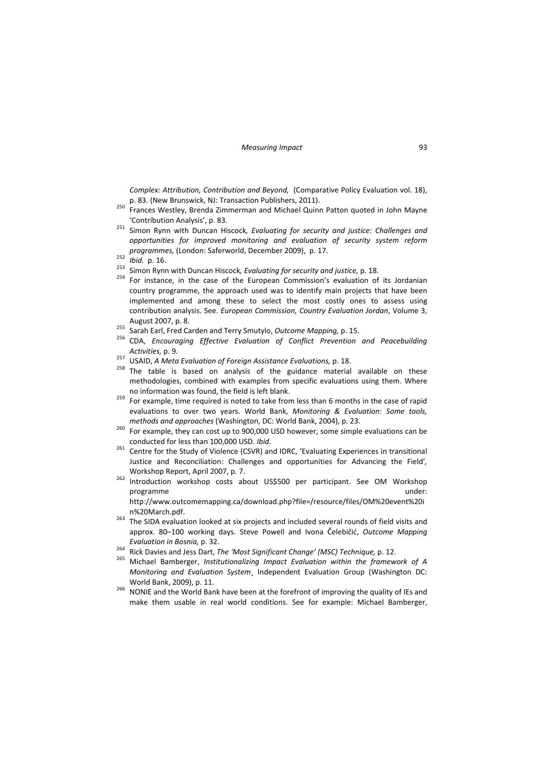*Complex: Attribution, Contribution and Beyond,* (Comparative Policy Evaluation vol. 18), p. 83. (New Brunswick, NJ: Transaction Publishers, 2011).

[250] Frances Westley, Brenda Zimmerman and Michael Quinn Patton quoted in John Mayne 'Contribution Analysis', p. 83.

[251] Simon Rynn with Duncan Hiscock*, Evaluating for security and justice: Challenges and opportunities for improved monitoring and evaluation of security system reform programmes,* (London: Saferworld, December 2009), p. 17.

[252] *Ibid.* p. 16.

[253] Simon Rynn with Duncan Hiscock*, Evaluating for security and justice,* p. 18.

[254] For instance, in the case of the European Commission's evaluation of its Jordanian country programme, the approach used was to identify main projects that have been implemented and among these to select the most costly ones to assess using contribution analysis. See. *European Commission, Country Evaluation Jordan*, Volume 3, August 2007, p. 8.

[255] Sarah Earl, Fred Carden and Terry Smutylo, *Outcome Mapping,* p. 15.

[256] CDA, *Encouraging Effective Evaluation of Conflict Prevention and Peacebuilding Activities,* p. 9.

[257] USAID, *A Meta Evaluation of Foreign Assistance Evaluations,* p. 18.

[258] The table is based on analysis of the guidance material available on these methodologies, combined with examples from specific evaluations using them. Where no information was found, the field is left blank.

[259] For example, time required is noted to take from less than 6 months in the case of rapid evaluations to over two years. World Bank, *Monitoring & Evaluation: Some tools, methods and approaches* (Washington, DC: World Bank, 2004), p. 23.

[260] For example, they can cost up to 900,000 USD however, some simple evaluations can be conducted for less than 100,000 USD. *Ibid*.

[261] Centre for the Study of Violence (CSVR) and IDRC, 'Evaluating Experiences in transitional Justice and Reconciliation: Challenges and opportunities for Advancing the Field'*,* Workshop Report, April 2007, p. 7.

[262] Introduction workshop costs about US$500 per participant. See OM Workshop programme under: http://www.outcomemapping.ca/download.php?file=/resource/files/OM%20event%20in%20March.pdf.

[263] The SIDA evaluation looked at six projects and included several rounds of field visits and approx. 80–100 working days. Steve Powell and Ivona Čelebičić, *Outcome Mapping Evaluation in Bosnia,* p. 32.

[264] Rick Davies and Jess Dart, *The 'Most Significant Change' (MSC) Technique,* p. 12.

[265] Michael Bamberger, *Institutionalizing Impact Evaluation within the framework of A Monitoring and Evaluation System*¸ Independent Evaluation Group (Washington DC: World Bank, 2009), p. 11.

[266] NONIE and the World Bank have been at the forefront of improving the quality of IEs and make them usable in real world conditions. See for example: Michael Bamberger,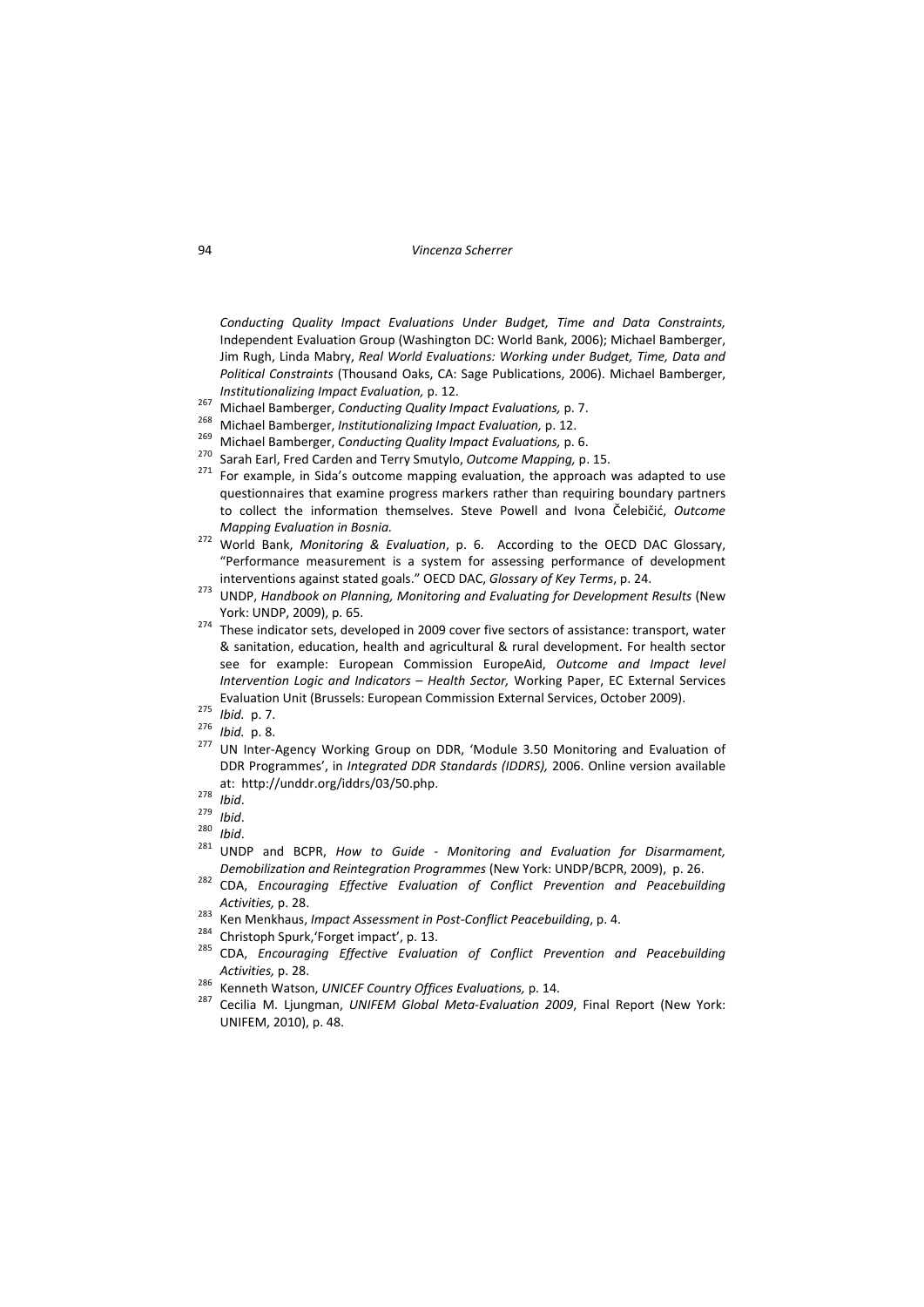*Conducting Quality Impact Evaluations Under Budget, Time and Data Constraints,* Independent Evaluation Group (Washington DC: World Bank, 2006); Michael Bamberger, Jim Rugh, Linda Mabry, *Real World Evaluations: Working under Budget, Time, Data and Political Constraints* (Thousand Oaks, CA: Sage Publications, 2006). Michael Bamberger, *Institutionalizing Impact Evaluation,* p. 12.

[267] Michael Bamberger, *Conducting Quality Impact Evaluations,* p. 7.

[268] Michael Bamberger, *Institutionalizing Impact Evaluation,* p. 12.

[269] Michael Bamberger, *Conducting Quality Impact Evaluations,* p. 6.

[270] Sarah Earl, Fred Carden and Terry Smutylo, *Outcome Mapping,* p. 15.

[271] For example, in Sida's outcome mapping evaluation, the approach was adapted to use questionnaires that examine progress markers rather than requiring boundary partners to collect the information themselves. Steve Powell and Ivona Čelebičić, *Outcome Mapping Evaluation in Bosnia.*

[272] World Bank, *Monitoring & Evaluation*, p. 6. According to the OECD DAC Glossary, "Performance measurement is a system for assessing performance of development interventions against stated goals." OECD DAC, *Glossary of Key Terms*, p. 24.

[273] UNDP, *Handbook on Planning, Monitoring and Evaluating for Development Results* (New York: UNDP, 2009), p. 65.

[274] These indicator sets, developed in 2009 cover five sectors of assistance: transport, water & sanitation, education, health and agricultural & rural development. For health sector see for example: European Commission EuropeAid, *Outcome and Impact level Intervention Logic and Indicators – Health Sector,* Working Paper, EC External Services Evaluation Unit (Brussels: European Commission External Services, October 2009).

[275] *Ibid.* p. 7.

[276] *Ibid.* p. 8.

[277] UN Inter-Agency Working Group on DDR, 'Module 3.50 Monitoring and Evaluation of DDR Programmes', in *Integrated DDR Standards (IDDRS),* 2006. Online version available at: http://unddr.org/iddrs/03/50.php.

[278] *Ibid*.

[279] *Ibid*.

[280] *Ibid*.

[281] UNDP and BCPR, *How to Guide - Monitoring and Evaluation for Disarmament, Demobilization and Reintegration Programmes* (New York: UNDP/BCPR, 2009), p. 26.

[282] CDA, *Encouraging Effective Evaluation of Conflict Prevention and Peacebuilding Activities,* p. 28.

[283] Ken Menkhaus, *Impact Assessment in Post-Conflict Peacebuilding*, p. 4.

[284] Christoph Spurk,'Forget impact', p. 13.

[285] CDA, *Encouraging Effective Evaluation of Conflict Prevention and Peacebuilding Activities,* p. 28.

[286] Kenneth Watson, *UNICEF Country Offices Evaluations,* p. 14.

[287] Cecilia M. Ljungman, *UNIFEM Global Meta-Evaluation 2009*, Final Report (New York: UNIFEM, 2010), p. 48.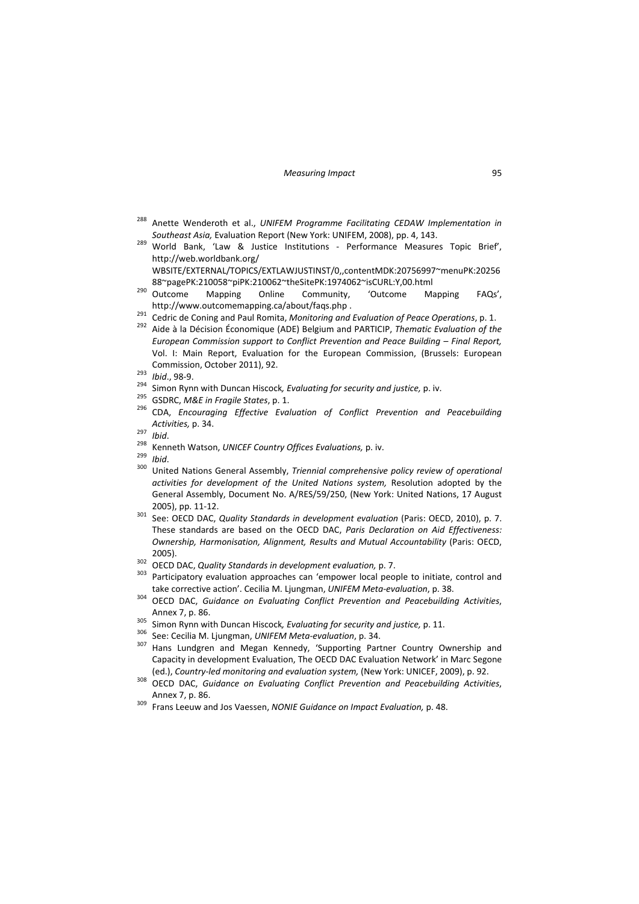[288] Anette Wenderoth et al., *UNIFEM Programme Facilitating CEDAW Implementation in Southeast Asia,* Evaluation Report (New York: UNIFEM, 2008), pp. 4, 143.

[289] World Bank, 'Law & Justice Institutions - Performance Measures Topic Brief', http://web.worldbank.org/WBSITE/EXTERNAL/TOPICS/EXTLAWJUSTINST/0,,contentMDK:20756997~menuPK:2025688~pagePK:210058~piPK:210062~theSitePK:1974062~isCURL:Y,00.html

[290] Outcome Mapping Online Community, 'Outcome Mapping FAQs', http://www.outcomemapping.ca/about/faqs.php .

[291] Cedric de Coning and Paul Romita, *Monitoring and Evaluation of Peace Operations*, p. 1.

[292] Aide à la Décision Économique (ADE) Belgium and PARTICIP, *Thematic Evaluation of the European Commission support to Conflict Prevention and Peace Building – Final Report,* Vol. I: Main Report, Evaluation for the European Commission, (Brussels: European Commission, October 2011), 92.

[293] *Ibid*., 98-9.

[294] Simon Rynn with Duncan Hiscock*, Evaluating for security and justice,* p. iv.

[295] GSDRC, *M&E in Fragile States*, p. 1.

[296] CDA, *Encouraging Effective Evaluation of Conflict Prevention and Peacebuilding Activities,* p. 34.

[297] *Ibid*.

[298] Kenneth Watson, *UNICEF Country Offices Evaluations,* p. iv.

[299] *Ibid*.

[300] United Nations General Assembly, *Triennial comprehensive policy review of operational activities for development of the United Nations system,* Resolution adopted by the General Assembly, Document No. A/RES/59/250, (New York: United Nations, 17 August 2005), pp. 11-12.

[301] See: OECD DAC, *Quality Standards in development evaluation* (Paris: OECD, 2010), p. 7. These standards are based on the OECD DAC, *Paris Declaration on Aid Effectiveness: Ownership, Harmonisation, Alignment, Results and Mutual Accountability* (Paris: OECD, 2005).

[302] OECD DAC, *Quality Standards in development evaluation,* p. 7.

[303] Participatory evaluation approaches can 'empower local people to initiate, control and take corrective action'. Cecilia M. Ljungman, *UNIFEM Meta-evaluation*, p. 38.

[304] OECD DAC, *Guidance on Evaluating Conflict Prevention and Peacebuilding Activities*, Annex 7, p. 86.

[305] Simon Rynn with Duncan Hiscock*, Evaluating for security and justice,* p. 11.

[306] See: Cecilia M. Ljungman, *UNIFEM Meta-evaluation*, p. 34.

[307] Hans Lundgren and Megan Kennedy, 'Supporting Partner Country Ownership and Capacity in development Evaluation, The OECD DAC Evaluation Network' in Marc Segone (ed.), *Country-led monitoring and evaluation system,* (New York: UNICEF, 2009), p. 92.

[308] OECD DAC, *Guidance on Evaluating Conflict Prevention and Peacebuilding Activities*, Annex 7, p. 86.

[309] Frans Leeuw and Jos Vaessen, *NONIE Guidance on Impact Evaluation,* p. 48.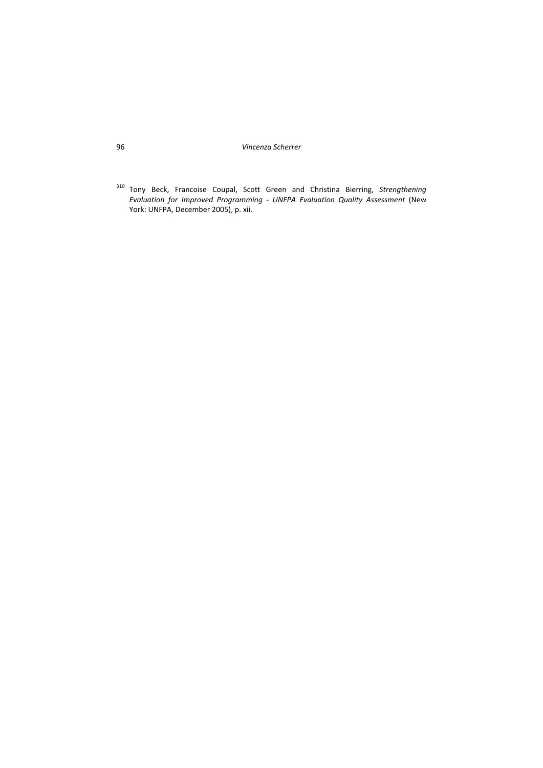[310] Tony Beck, Francoise Coupal, Scott Green and Christina Bierring, *Strengthening Evaluation for Improved Programming - UNFPA Evaluation Quality Assessment* (New York: UNFPA, December 2005), p. xii.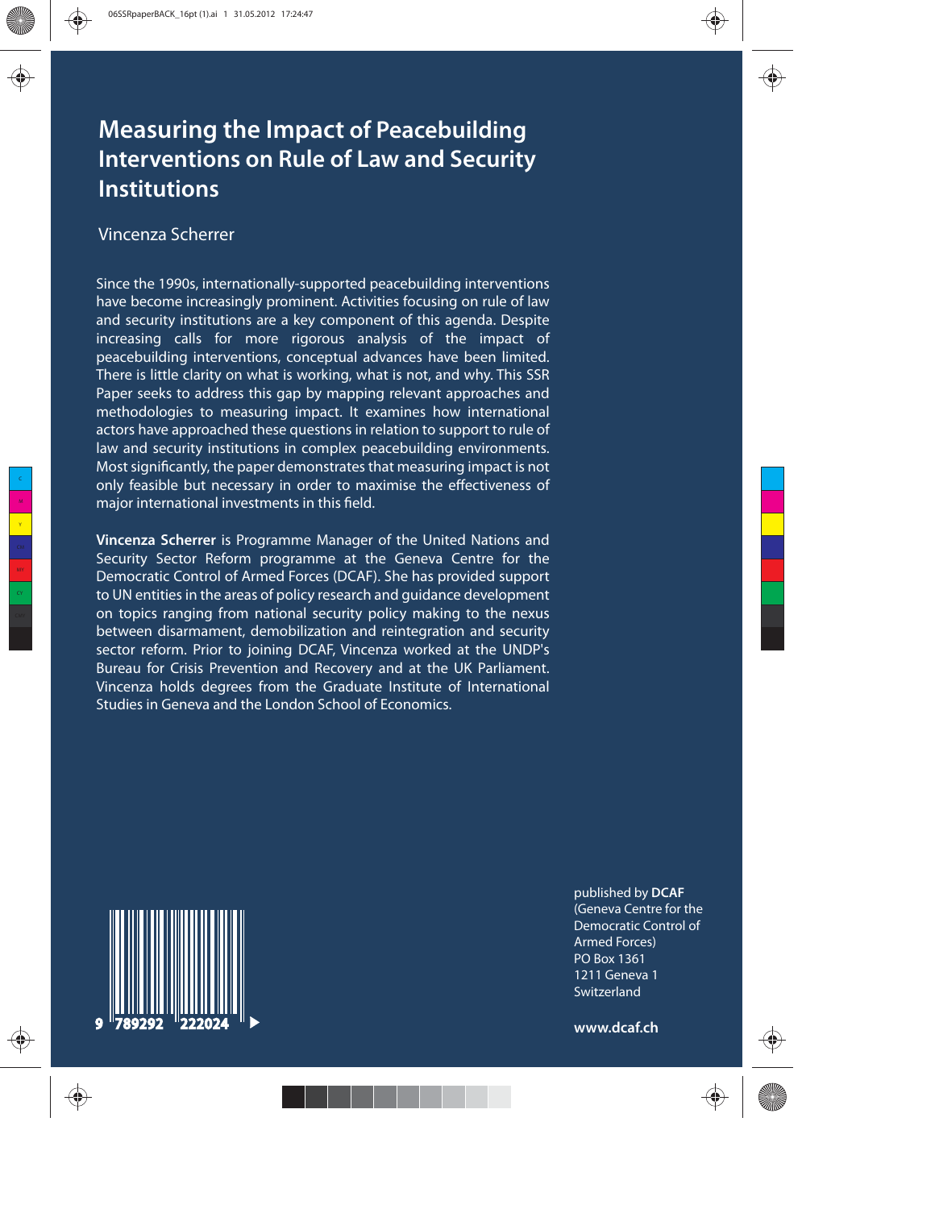# Measuring the Impact of Peacebuilding Interventions on Rule of Law and Security Institutions

Vincenza Scherrer

Since the 1990s, internationally-supported peacebuilding interventions have become increasingly prominent. Activities focusing on rule of law and security institutions are a key component of this agenda. Despite increasing calls for more rigorous analysis of the impact of peacebuilding interventions, conceptual advances have been limited. There is little clarity on what is working, what is not, and why. This SSR Paper seeks to address this gap by mapping relevant approaches and methodologies to measuring impact. It examines how international actors have approached these questions in relation to support to rule of law and security institutions in complex peacebuilding environments. Most significantly, the paper demonstrates that measuring impact is not only feasible but necessary in order to maximise the effectiveness of major international investments in this field.

**Vincenza Scherrer** is Programme Manager of the United Nations and Security Sector Reform programme at the Geneva Centre for the Democratic Control of Armed Forces (DCAF). She has provided support to UN entities in the areas of policy research and guidance development on topics ranging from national security policy making to the nexus between disarmament, demobilization and reintegration and security sector reform. Prior to joining DCAF, Vincenza worked at the UNDP's Bureau for Crisis Prevention and Recovery and at the UK Parliament. Vincenza holds degrees from the Graduate Institute of International Studies in Geneva and the London School of Economics.

9 789292 222024

published by **DCAF**
(Geneva Centre for the Democratic Control of Armed Forces)
PO Box 1361
1211 Geneva 1
Switzerland

**www.dcaf.ch**